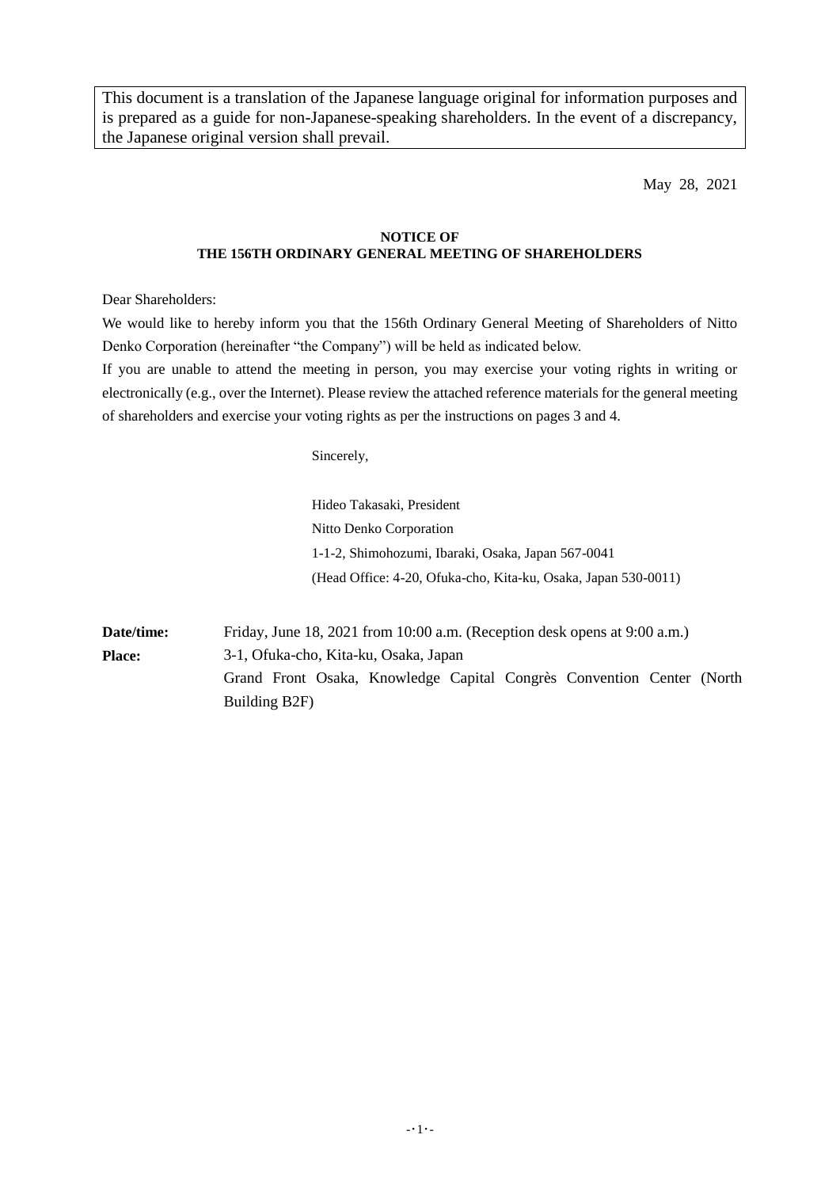This document is a translation of the Japanese language original for information purposes and is prepared as a guide for non-Japanese-speaking shareholders. In the event of a discrepancy, the Japanese original version shall prevail.

May 28, 2021

**NOTICE OF**
**THE 156TH ORDINARY GENERAL MEETING OF SHAREHOLDERS**

Dear Shareholders:

We would like to hereby inform you that the 156th Ordinary General Meeting of Shareholders of Nitto Denko Corporation (hereinafter "the Company") will be held as indicated below.

If you are unable to attend the meeting in person, you may exercise your voting rights in writing or electronically (e.g., over the Internet). Please review the attached reference materials for the general meeting of shareholders and exercise your voting rights as per the instructions on pages 3 and 4.

Sincerely,

Hideo Takasaki, President
Nitto Denko Corporation
1-1-2, Shimohozumi, Ibaraki, Osaka, Japan 567-0041
(Head Office: 4-20, Ofuka-cho, Kita-ku, Osaka, Japan 530-0011)

**Date/time:** Friday, June 18, 2021 from 10:00 a.m. (Reception desk opens at 9:00 a.m.)

**Place:** 3-1, Ofuka-cho, Kita-ku, Osaka, Japan
Grand Front Osaka, Knowledge Capital Congrès Convention Center (North Building B2F)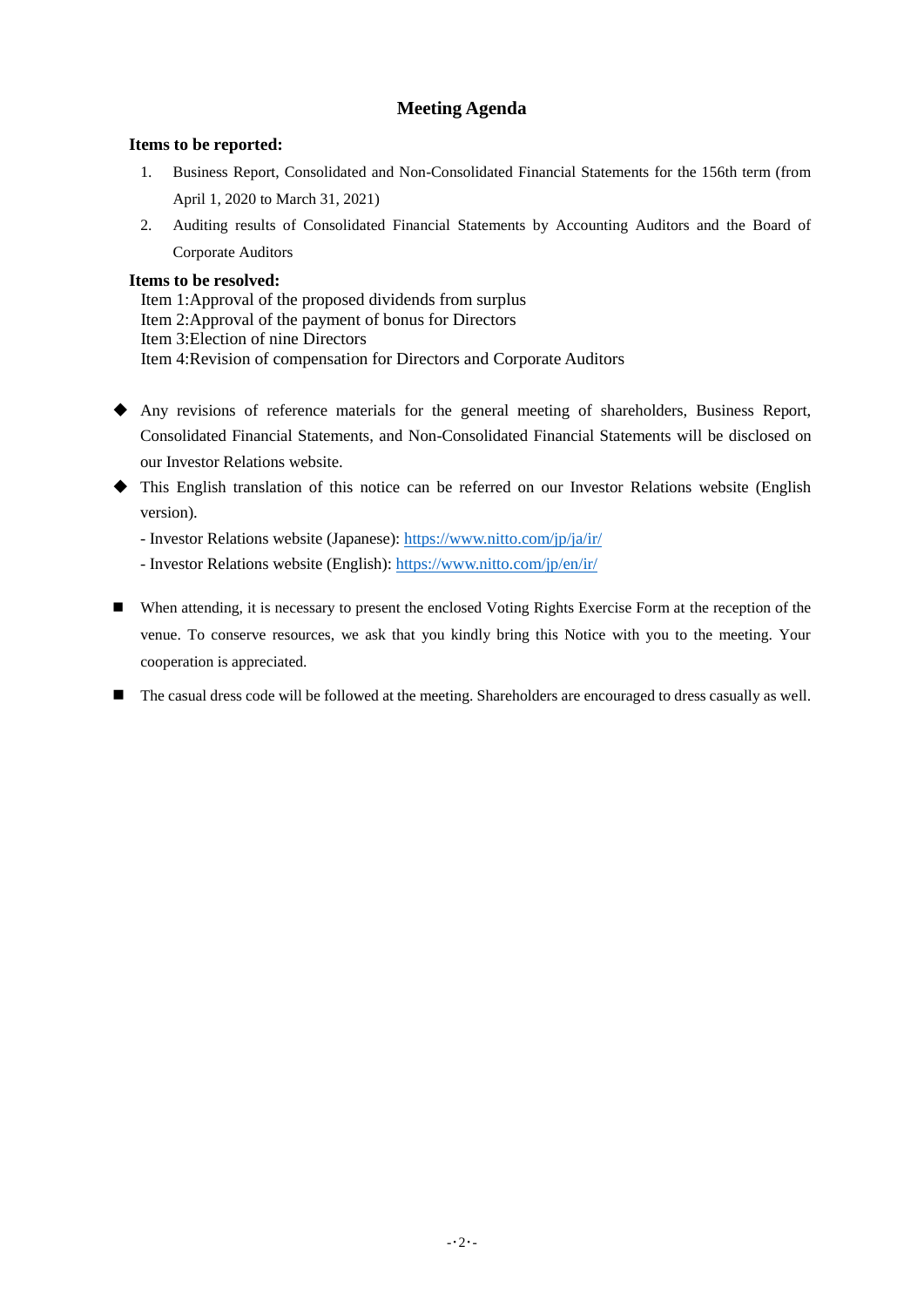# Meeting Agenda

**Items to be reported:**

1. Business Report, Consolidated and Non-Consolidated Financial Statements for the 156th term (from April 1, 2020 to March 31, 2021)
2. Auditing results of Consolidated Financial Statements by Accounting Auditors and the Board of Corporate Auditors

**Items to be resolved:**

Item 1:Approval of the proposed dividends from surplus
Item 2:Approval of the payment of bonus for Directors
Item 3:Election of nine Directors
Item 4:Revision of compensation for Directors and Corporate Auditors

- ◆ Any revisions of reference materials for the general meeting of shareholders, Business Report, Consolidated Financial Statements, and Non-Consolidated Financial Statements will be disclosed on our Investor Relations website.
- ◆ This English translation of this notice can be referred on our Investor Relations website (English version).
  - Investor Relations website (Japanese): https://www.nitto.com/jp/ja/ir/
  - Investor Relations website (English): https://www.nitto.com/jp/en/ir/

- ■ When attending, it is necessary to present the enclosed Voting Rights Exercise Form at the reception of the venue. To conserve resources, we ask that you kindly bring this Notice with you to the meeting. Your cooperation is appreciated.
- ■ The casual dress code will be followed at the meeting. Shareholders are encouraged to dress casually as well.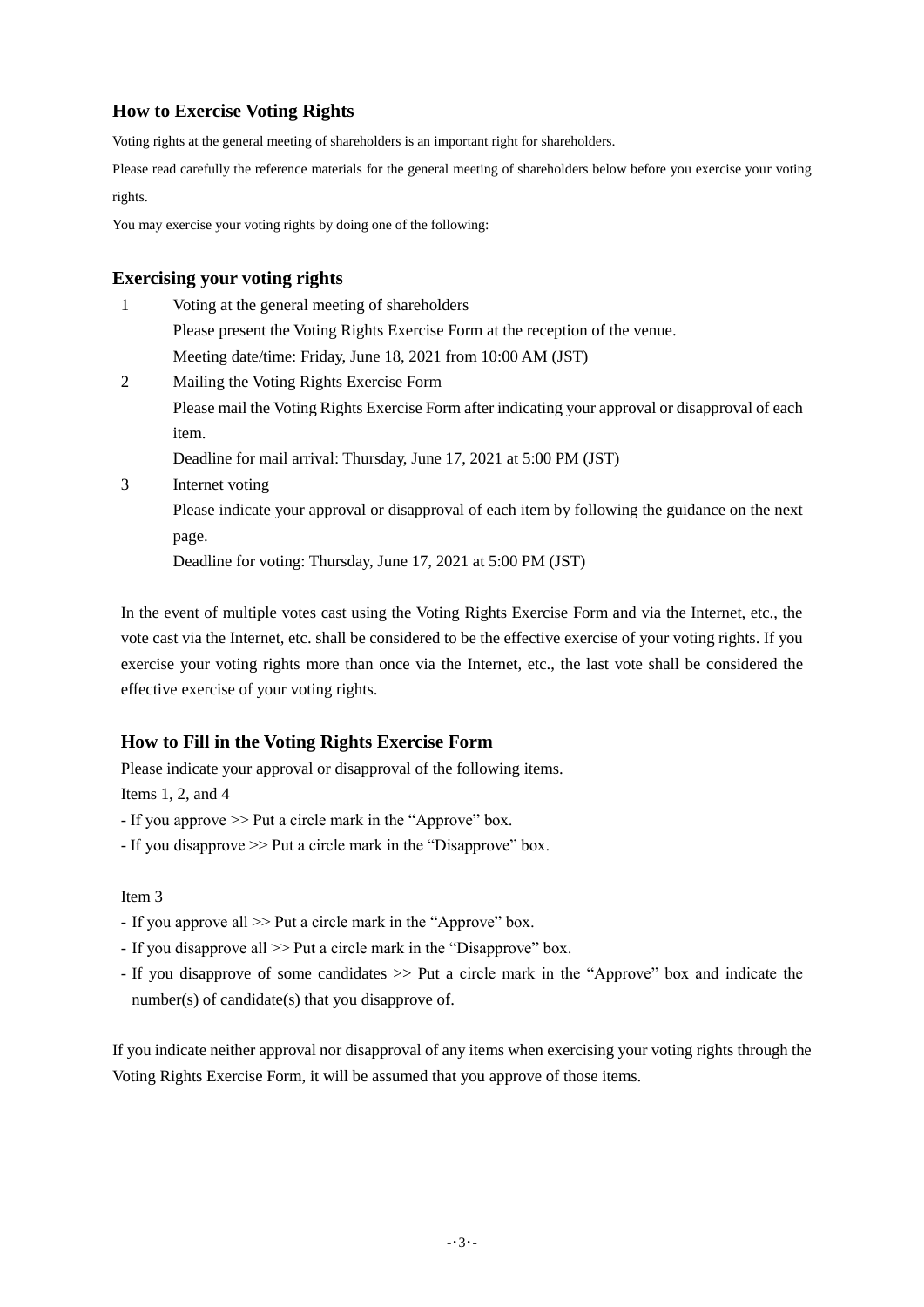## How to Exercise Voting Rights

Voting rights at the general meeting of shareholders is an important right for shareholders.

Please read carefully the reference materials for the general meeting of shareholders below before you exercise your voting rights.

You may exercise your voting rights by doing one of the following:

## Exercising your voting rights

1. Voting at the general meeting of shareholders
   Please present the Voting Rights Exercise Form at the reception of the venue.
   Meeting date/time: Friday, June 18, 2021 from 10:00 AM (JST)
2. Mailing the Voting Rights Exercise Form
   Please mail the Voting Rights Exercise Form after indicating your approval or disapproval of each item.
   Deadline for mail arrival: Thursday, June 17, 2021 at 5:00 PM (JST)
3. Internet voting
   Please indicate your approval or disapproval of each item by following the guidance on the next page.
   Deadline for voting: Thursday, June 17, 2021 at 5:00 PM (JST)

In the event of multiple votes cast using the Voting Rights Exercise Form and via the Internet, etc., the vote cast via the Internet, etc. shall be considered to be the effective exercise of your voting rights. If you exercise your voting rights more than once via the Internet, etc., the last vote shall be considered the effective exercise of your voting rights.

## How to Fill in the Voting Rights Exercise Form

Please indicate your approval or disapproval of the following items.

Items 1, 2, and 4

- If you approve >> Put a circle mark in the “Approve” box.
- If you disapprove >> Put a circle mark in the “Disapprove” box.

Item 3

- If you approve all >> Put a circle mark in the “Approve” box.
- If you disapprove all >> Put a circle mark in the “Disapprove” box.
- If you disapprove of some candidates >> Put a circle mark in the “Approve” box and indicate the number(s) of candidate(s) that you disapprove of.

If you indicate neither approval nor disapproval of any items when exercising your voting rights through the Voting Rights Exercise Form, it will be assumed that you approve of those items.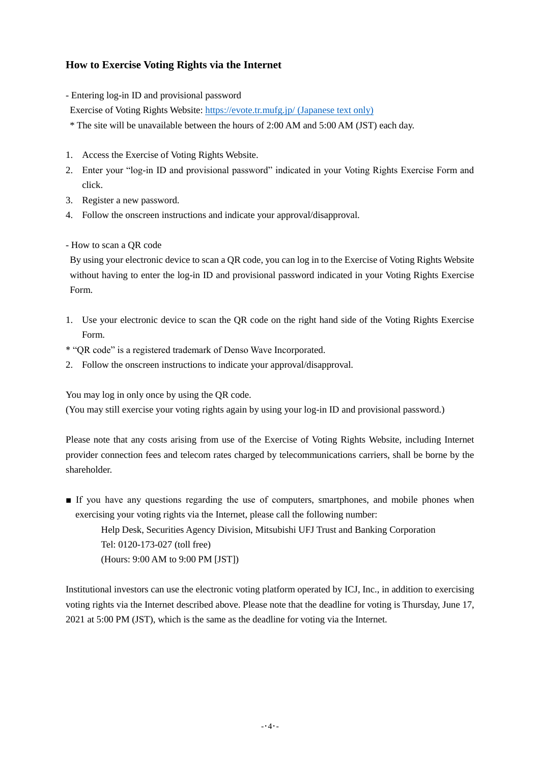## How to Exercise Voting Rights via the Internet

- Entering log-in ID and provisional password

Exercise of Voting Rights Website: https://evote.tr.mufg.jp/ (Japanese text only)

* The site will be unavailable between the hours of 2:00 AM and 5:00 AM (JST) each day.

1. Access the Exercise of Voting Rights Website.
2. Enter your "log-in ID and provisional password" indicated in your Voting Rights Exercise Form and click.
3. Register a new password.
4. Follow the onscreen instructions and indicate your approval/disapproval.

- How to scan a QR code

By using your electronic device to scan a QR code, you can log in to the Exercise of Voting Rights Website without having to enter the log-in ID and provisional password indicated in your Voting Rights Exercise Form.

1. Use your electronic device to scan the QR code on the right hand side of the Voting Rights Exercise Form.

* "QR code" is a registered trademark of Denso Wave Incorporated.

2. Follow the onscreen instructions to indicate your approval/disapproval.

You may log in only once by using the QR code.
(You may still exercise your voting rights again by using your log-in ID and provisional password.)

Please note that any costs arising from use of the Exercise of Voting Rights Website, including Internet provider connection fees and telecom rates charged by telecommunications carriers, shall be borne by the shareholder.

■ If you have any questions regarding the use of computers, smartphones, and mobile phones when exercising your voting rights via the Internet, please call the following number:

Help Desk, Securities Agency Division, Mitsubishi UFJ Trust and Banking Corporation
Tel: 0120-173-027 (toll free)
(Hours: 9:00 AM to 9:00 PM [JST])

Institutional investors can use the electronic voting platform operated by ICJ, Inc., in addition to exercising voting rights via the Internet described above. Please note that the deadline for voting is Thursday, June 17, 2021 at 5:00 PM (JST), which is the same as the deadline for voting via the Internet.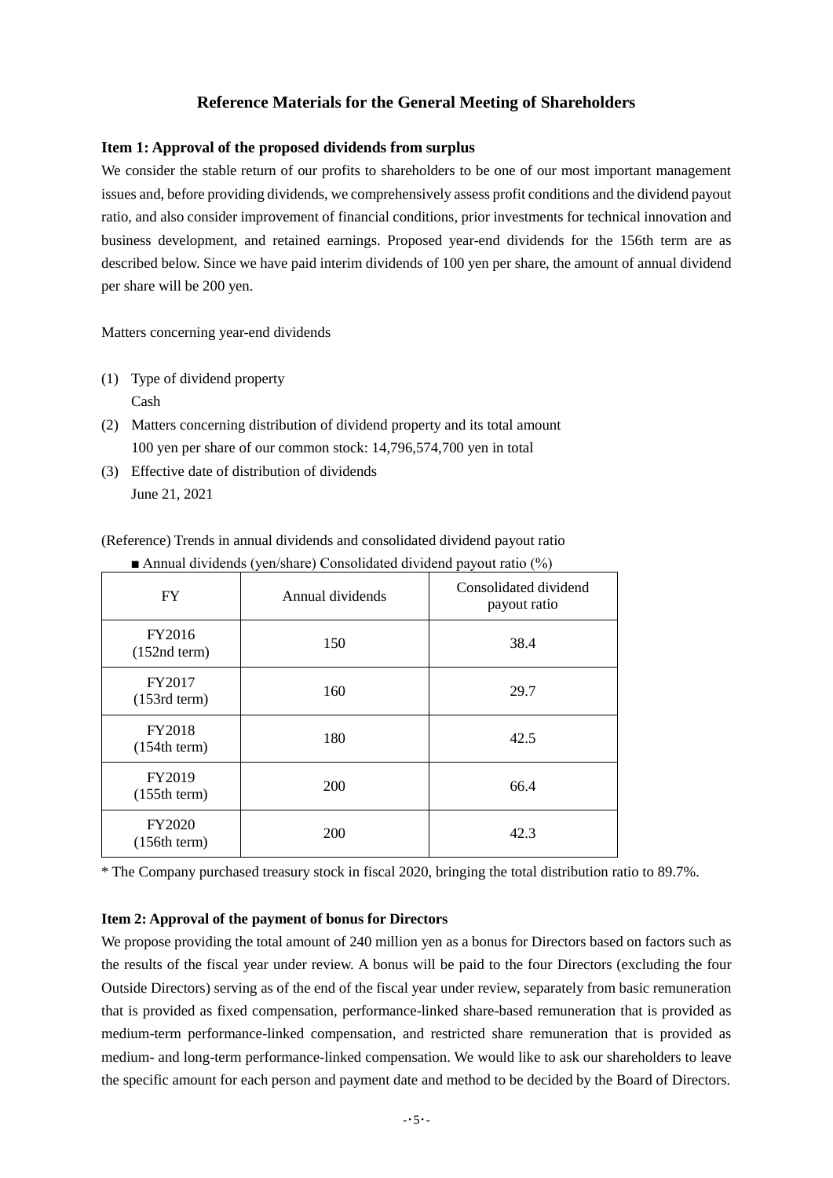## Reference Materials for the General Meeting of Shareholders

**Item 1: Approval of the proposed dividends from surplus**

We consider the stable return of our profits to shareholders to be one of our most important management issues and, before providing dividends, we comprehensively assess profit conditions and the dividend payout ratio, and also consider improvement of financial conditions, prior investments for technical innovation and business development, and retained earnings. Proposed year-end dividends for the 156th term are as described below. Since we have paid interim dividends of 100 yen per share, the amount of annual dividend per share will be 200 yen.

Matters concerning year-end dividends

(1) Type of dividend property
Cash

(2) Matters concerning distribution of dividend property and its total amount
100 yen per share of our common stock: 14,796,574,700 yen in total

(3) Effective date of distribution of dividends
June 21, 2021

(Reference) Trends in annual dividends and consolidated dividend payout ratio

■ Annual dividends (yen/share) Consolidated dividend payout ratio (%)

| FY | Annual dividends | Consolidated dividend payout ratio |
|---|---|---|
| FY2016 (152nd term) | 150 | 38.4 |
| FY2017 (153rd term) | 160 | 29.7 |
| FY2018 (154th term) | 180 | 42.5 |
| FY2019 (155th term) | 200 | 66.4 |
| FY2020 (156th term) | 200 | 42.3 |

* The Company purchased treasury stock in fiscal 2020, bringing the total distribution ratio to 89.7%.

**Item 2: Approval of the payment of bonus for Directors**

We propose providing the total amount of 240 million yen as a bonus for Directors based on factors such as the results of the fiscal year under review. A bonus will be paid to the four Directors (excluding the four Outside Directors) serving as of the end of the fiscal year under review, separately from basic remuneration that is provided as fixed compensation, performance-linked share-based remuneration that is provided as medium-term performance-linked compensation, and restricted share remuneration that is provided as medium- and long-term performance-linked compensation. We would like to ask our shareholders to leave the specific amount for each person and payment date and method to be decided by the Board of Directors.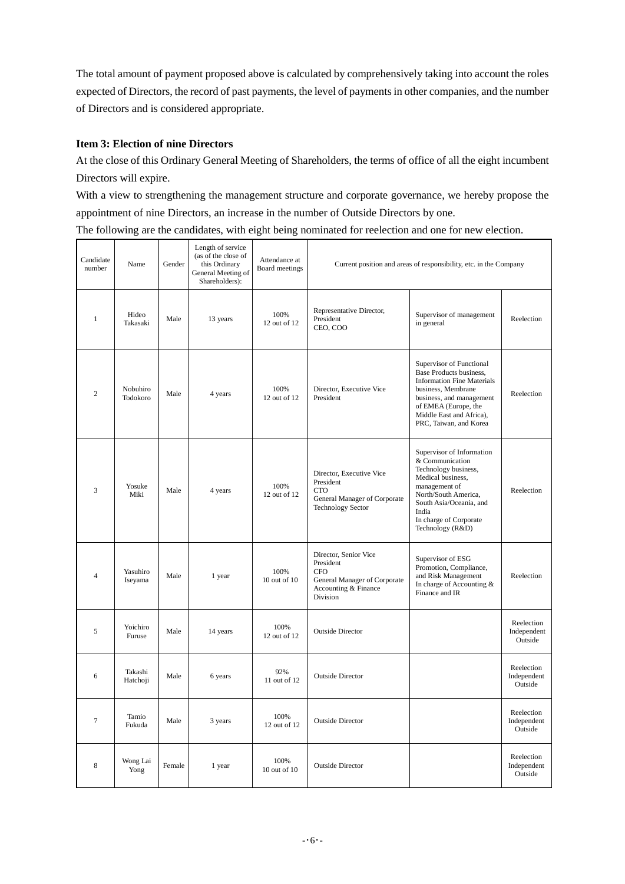The total amount of payment proposed above is calculated by comprehensively taking into account the roles expected of Directors, the record of past payments, the level of payments in other companies, and the number of Directors and is considered appropriate.

**Item 3: Election of nine Directors**

At the close of this Ordinary General Meeting of Shareholders, the terms of office of all the eight incumbent Directors will expire.

With a view to strengthening the management structure and corporate governance, we hereby propose the appointment of nine Directors, an increase in the number of Outside Directors by one.

The following are the candidates, with eight being nominated for reelection and one for new election.

| Candidate number | Name | Gender | Length of service (as of the close of this Ordinary General Meeting of Shareholders): | Attendance at Board meetings | Current position and areas of responsibility, etc. in the Company | | |
|---|---|---|---|---|---|---|---|
| 1 | Hideo Takasaki | Male | 13 years | 100% 12 out of 12 | Representative Director, President CEO, COO | Supervisor of management in general | Reelection |
| 2 | Nobuhiro Todokoro | Male | 4 years | 100% 12 out of 12 | Director, Executive Vice President | Supervisor of Functional Base Products business, Information Fine Materials business, Membrane business, and management of EMEA (Europe, the Middle East and Africa), PRC, Taiwan, and Korea | Reelection |
| 3 | Yosuke Miki | Male | 4 years | 100% 12 out of 12 | Director, Executive Vice President CTO General Manager of Corporate Technology Sector | Supervisor of Information & Communication Technology business, Medical business, management of North/South America, South Asia/Oceania, and India In charge of Corporate Technology (R&D) | Reelection |
| 4 | Yasuhiro Iseyama | Male | 1 year | 100% 10 out of 10 | Director, Senior Vice President CFO General Manager of Corporate Accounting & Finance Division | Supervisor of ESG Promotion, Compliance, and Risk Management In charge of Accounting & Finance and IR | Reelection |
| 5 | Yoichiro Furuse | Male | 14 years | 100% 12 out of 12 | Outside Director | | Reelection Independent Outside |
| 6 | Takashi Hatchoji | Male | 6 years | 92% 11 out of 12 | Outside Director | | Reelection Independent Outside |
| 7 | Tamio Fukuda | Male | 3 years | 100% 12 out of 12 | Outside Director | | Reelection Independent Outside |
| 8 | Wong Lai Yong | Female | 1 year | 100% 10 out of 10 | Outside Director | | Reelection Independent Outside |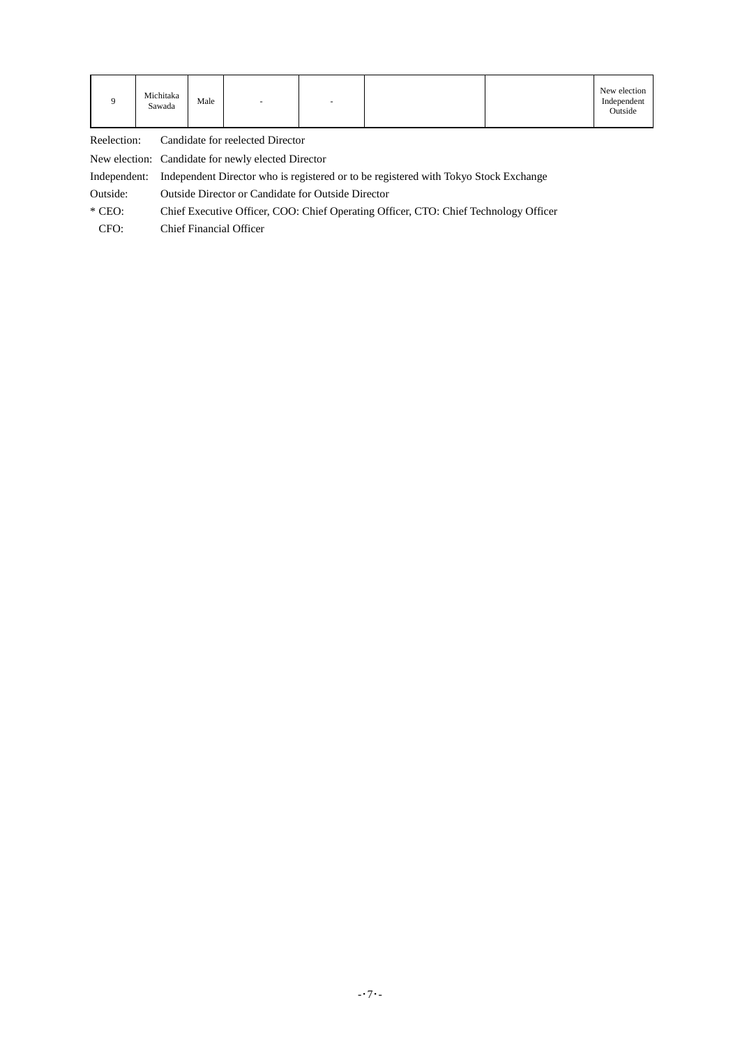| 9 | Michitaka Sawada | Male | - | - | | | New election Independent Outside |
|---|---|---|---|---|---|---|---|

Reelection: Candidate for reelected Director

New election: Candidate for newly elected Director

Independent: Independent Director who is registered or to be registered with Tokyo Stock Exchange

Outside: Outside Director or Candidate for Outside Director

* CEO: Chief Executive Officer, COO: Chief Operating Officer, CTO: Chief Technology Officer

CFO: Chief Financial Officer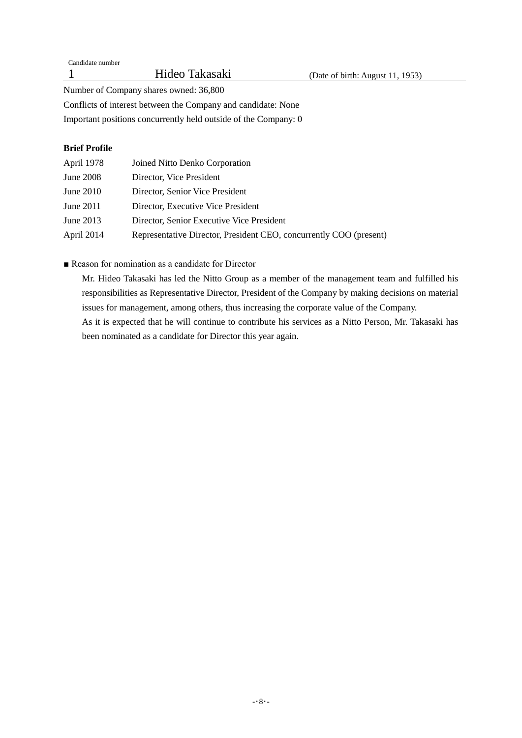Candidate number

1 Hideo Takasaki (Date of birth: August 11, 1953)

Number of Company shares owned: 36,800

Conflicts of interest between the Company and candidate: None

Important positions concurrently held outside of the Company: 0

**Brief Profile**

| | |
|---|---|
| April 1978 | Joined Nitto Denko Corporation |
| June 2008 | Director, Vice President |
| June 2010 | Director, Senior Vice President |
| June 2011 | Director, Executive Vice President |
| June 2013 | Director, Senior Executive Vice President |
| April 2014 | Representative Director, President CEO, concurrently COO (present) |

■ Reason for nomination as a candidate for Director

Mr. Hideo Takasaki has led the Nitto Group as a member of the management team and fulfilled his responsibilities as Representative Director, President of the Company by making decisions on material issues for management, among others, thus increasing the corporate value of the Company.

As it is expected that he will continue to contribute his services as a Nitto Person, Mr. Takasaki has been nominated as a candidate for Director this year again.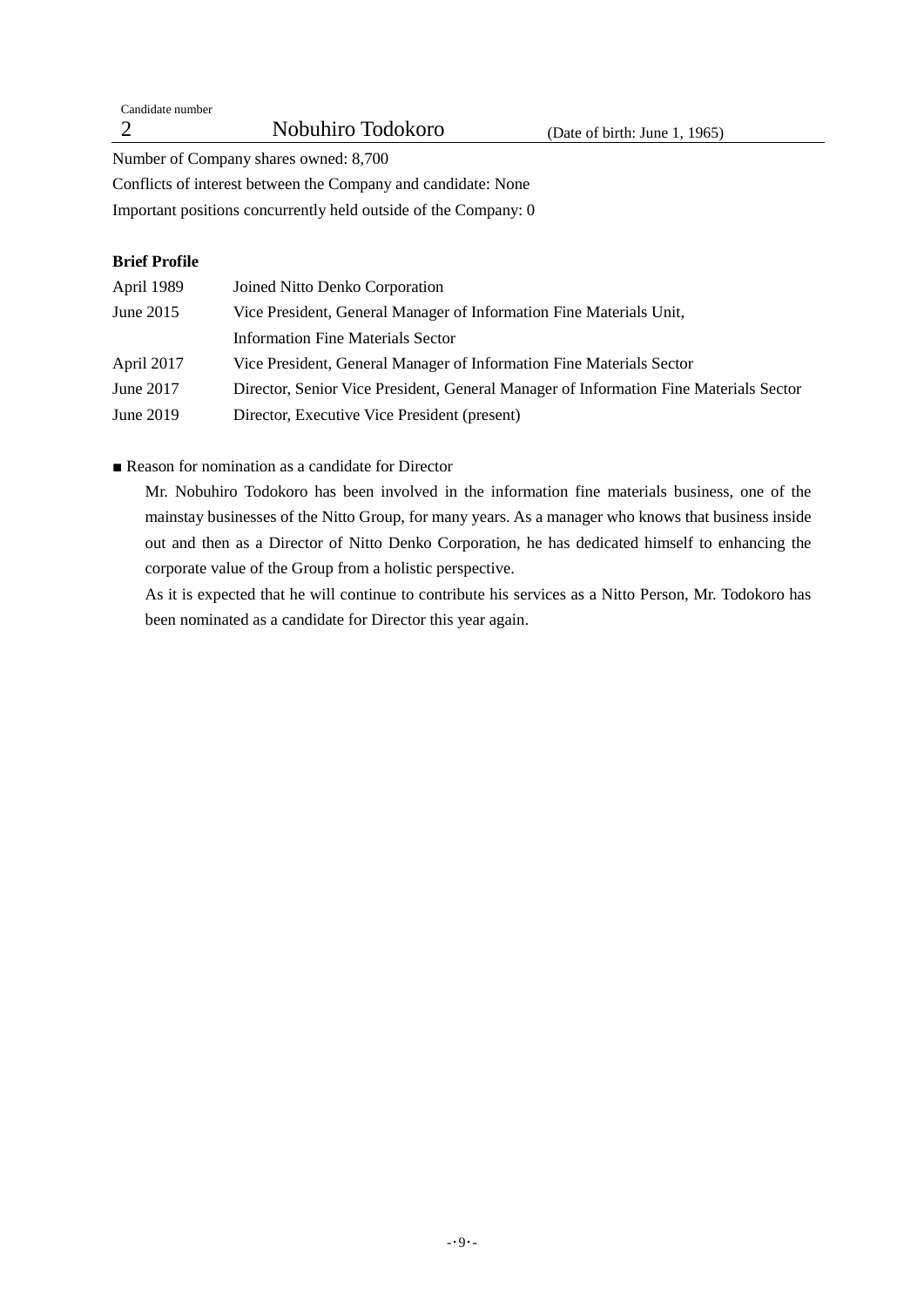Candidate number

## 2 Nobuhiro Todokoro (Date of birth: June 1, 1965)

Number of Company shares owned: 8,700

Conflicts of interest between the Company and candidate: None

Important positions concurrently held outside of the Company: 0

**Brief Profile**

| | |
|---|---|
| April 1989 | Joined Nitto Denko Corporation |
| June 2015 | Vice President, General Manager of Information Fine Materials Unit, Information Fine Materials Sector |
| April 2017 | Vice President, General Manager of Information Fine Materials Sector |
| June 2017 | Director, Senior Vice President, General Manager of Information Fine Materials Sector |
| June 2019 | Director, Executive Vice President (present) |

■ Reason for nomination as a candidate for Director

Mr. Nobuhiro Todokoro has been involved in the information fine materials business, one of the mainstay businesses of the Nitto Group, for many years. As a manager who knows that business inside out and then as a Director of Nitto Denko Corporation, he has dedicated himself to enhancing the corporate value of the Group from a holistic perspective.

As it is expected that he will continue to contribute his services as a Nitto Person, Mr. Todokoro has been nominated as a candidate for Director this year again.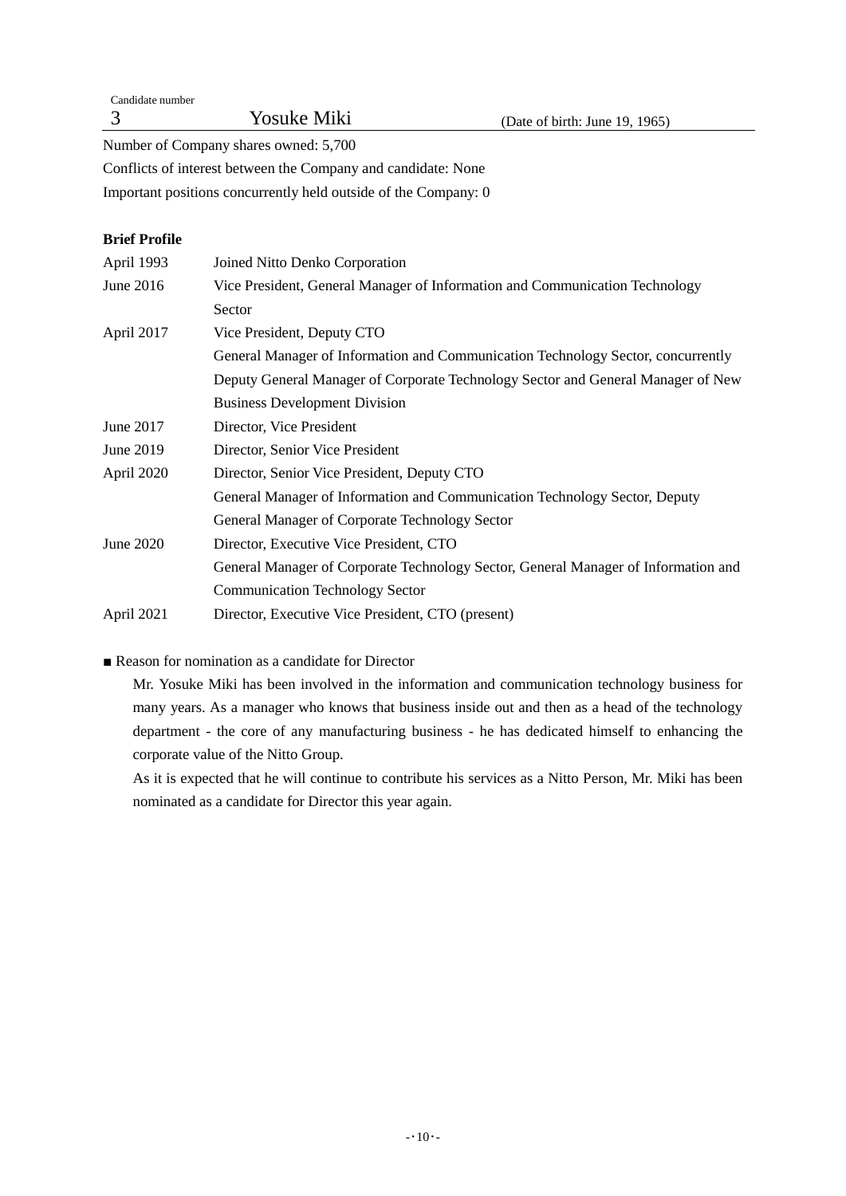Candidate number

3 Yosuke Miki (Date of birth: June 19, 1965)

Number of Company shares owned: 5,700

Conflicts of interest between the Company and candidate: None

Important positions concurrently held outside of the Company: 0

**Brief Profile**

| | |
|---|---|
| April 1993 | Joined Nitto Denko Corporation |
| June 2016 | Vice President, General Manager of Information and Communication Technology Sector |
| April 2017 | Vice President, Deputy CTO<br>General Manager of Information and Communication Technology Sector, concurrently Deputy General Manager of Corporate Technology Sector and General Manager of New Business Development Division |
| June 2017 | Director, Vice President |
| June 2019 | Director, Senior Vice President |
| April 2020 | Director, Senior Vice President, Deputy CTO<br>General Manager of Information and Communication Technology Sector, Deputy General Manager of Corporate Technology Sector |
| June 2020 | Director, Executive Vice President, CTO<br>General Manager of Corporate Technology Sector, General Manager of Information and Communication Technology Sector |
| April 2021 | Director, Executive Vice President, CTO (present) |

■ Reason for nomination as a candidate for Director

Mr. Yosuke Miki has been involved in the information and communication technology business for many years. As a manager who knows that business inside out and then as a head of the technology department - the core of any manufacturing business - he has dedicated himself to enhancing the corporate value of the Nitto Group.

As it is expected that he will continue to contribute his services as a Nitto Person, Mr. Miki has been nominated as a candidate for Director this year again.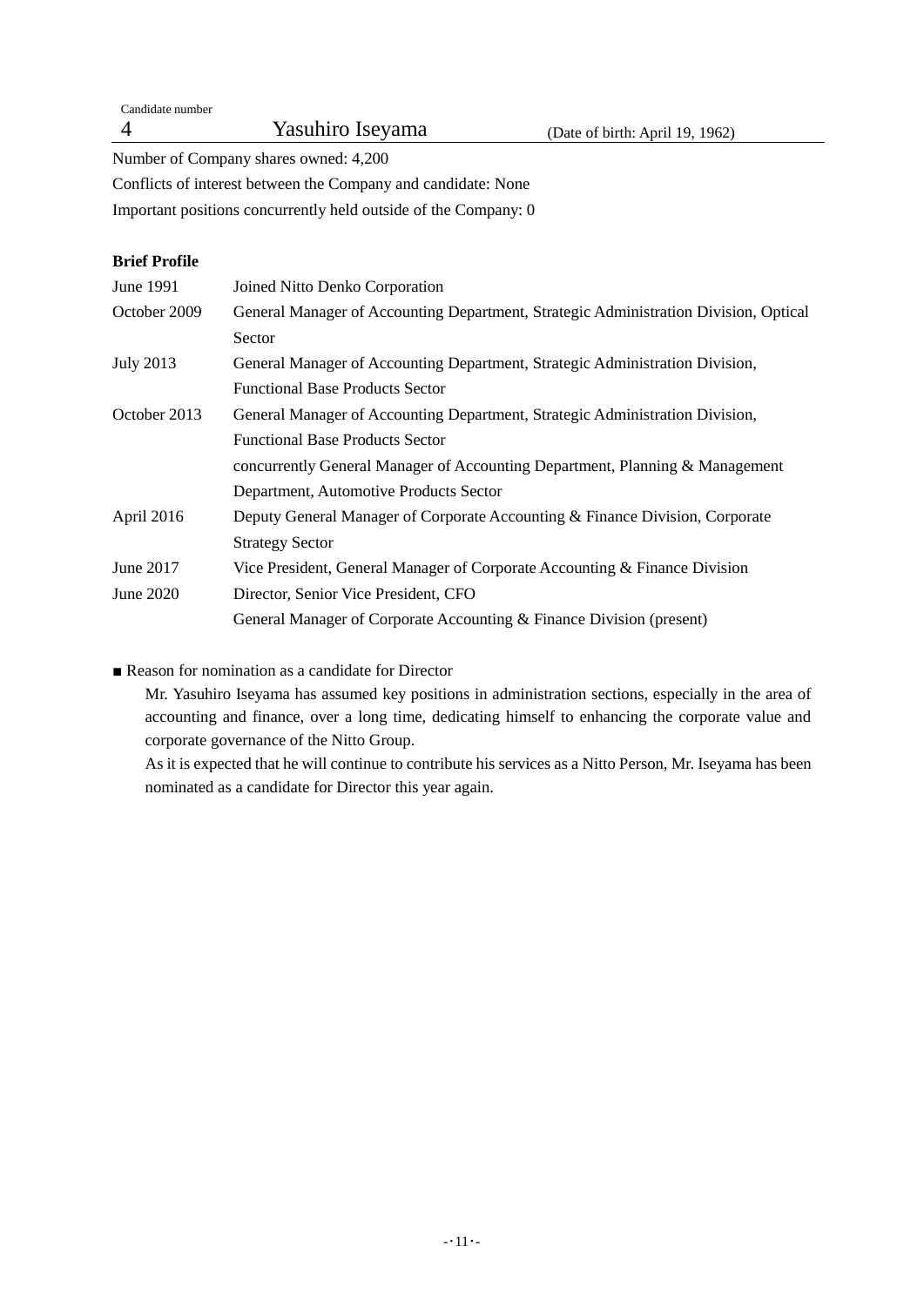Candidate number

| 4 | Yasuhiro Iseyama | (Date of birth: April 19, 1962) |
|---|---|---|

Number of Company shares owned: 4,200

Conflicts of interest between the Company and candidate: None

Important positions concurrently held outside of the Company: 0

**Brief Profile**

| | |
|---|---|
| June 1991 | Joined Nitto Denko Corporation |
| October 2009 | General Manager of Accounting Department, Strategic Administration Division, Optical Sector |
| July 2013 | General Manager of Accounting Department, Strategic Administration Division, Functional Base Products Sector |
| October 2013 | General Manager of Accounting Department, Strategic Administration Division, Functional Base Products Sector<br>concurrently General Manager of Accounting Department, Planning & Management Department, Automotive Products Sector |
| April 2016 | Deputy General Manager of Corporate Accounting & Finance Division, Corporate Strategy Sector |
| June 2017 | Vice President, General Manager of Corporate Accounting & Finance Division |
| June 2020 | Director, Senior Vice President, CFO<br>General Manager of Corporate Accounting & Finance Division (present) |

■ Reason for nomination as a candidate for Director

Mr. Yasuhiro Iseyama has assumed key positions in administration sections, especially in the area of accounting and finance, over a long time, dedicating himself to enhancing the corporate value and corporate governance of the Nitto Group.

As it is expected that he will continue to contribute his services as a Nitto Person, Mr. Iseyama has been nominated as a candidate for Director this year again.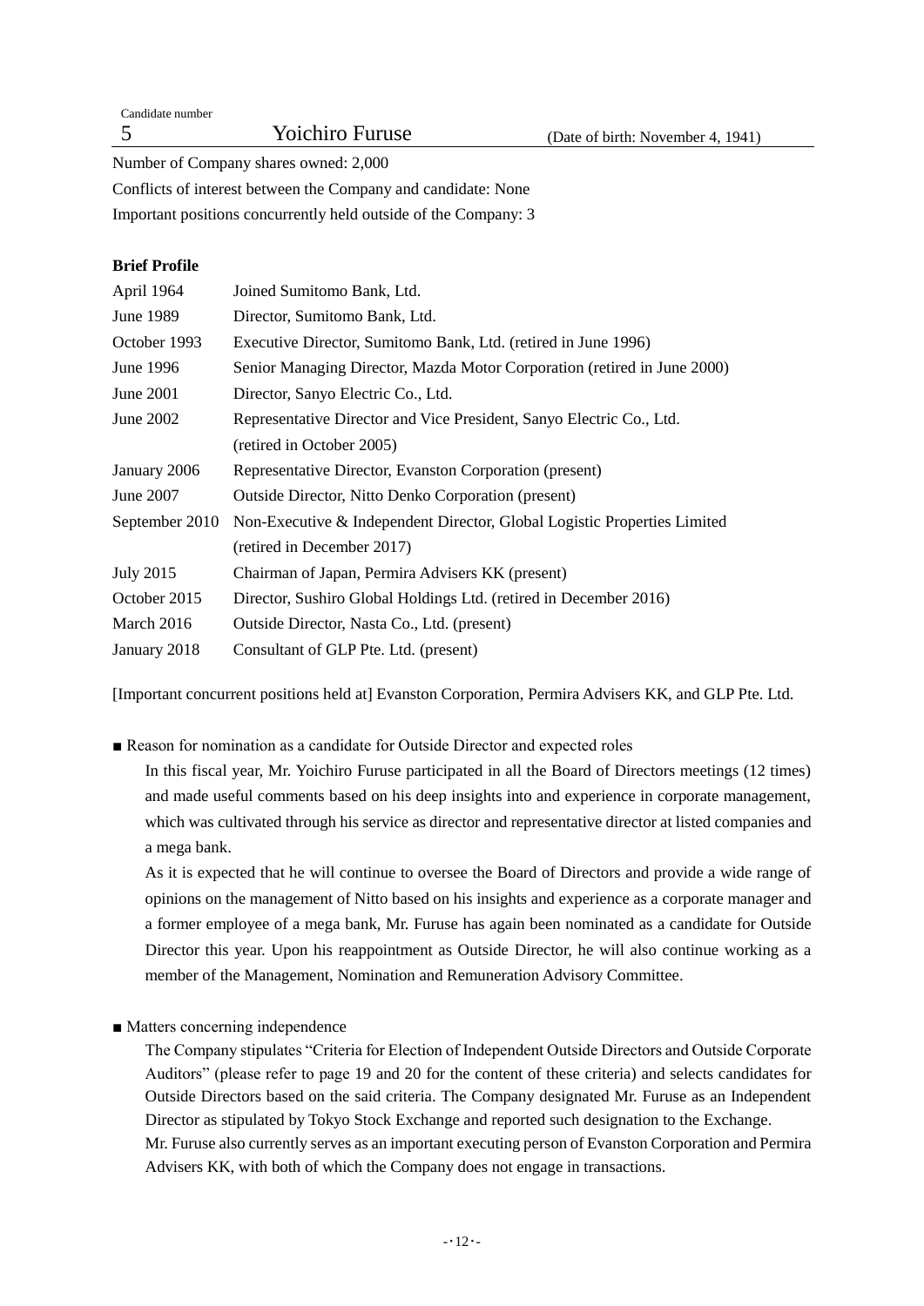Candidate number

**5** Yoichiro Furuse (Date of birth: November 4, 1941)

Number of Company shares owned: 2,000

Conflicts of interest between the Company and candidate: None

Important positions concurrently held outside of the Company: 3

**Brief Profile**

| | |
|---|---|
| April 1964 | Joined Sumitomo Bank, Ltd. |
| June 1989 | Director, Sumitomo Bank, Ltd. |
| October 1993 | Executive Director, Sumitomo Bank, Ltd. (retired in June 1996) |
| June 1996 | Senior Managing Director, Mazda Motor Corporation (retired in June 2000) |
| June 2001 | Director, Sanyo Electric Co., Ltd. |
| June 2002 | Representative Director and Vice President, Sanyo Electric Co., Ltd. (retired in October 2005) |
| January 2006 | Representative Director, Evanston Corporation (present) |
| June 2007 | Outside Director, Nitto Denko Corporation (present) |
| September 2010 | Non-Executive & Independent Director, Global Logistic Properties Limited (retired in December 2017) |
| July 2015 | Chairman of Japan, Permira Advisers KK (present) |
| October 2015 | Director, Sushiro Global Holdings Ltd. (retired in December 2016) |
| March 2016 | Outside Director, Nasta Co., Ltd. (present) |
| January 2018 | Consultant of GLP Pte. Ltd. (present) |

[Important concurrent positions held at] Evanston Corporation, Permira Advisers KK, and GLP Pte. Ltd.

■ Reason for nomination as a candidate for Outside Director and expected roles

In this fiscal year, Mr. Yoichiro Furuse participated in all the Board of Directors meetings (12 times) and made useful comments based on his deep insights into and experience in corporate management, which was cultivated through his service as director and representative director at listed companies and a mega bank.

As it is expected that he will continue to oversee the Board of Directors and provide a wide range of opinions on the management of Nitto based on his insights and experience as a corporate manager and a former employee of a mega bank, Mr. Furuse has again been nominated as a candidate for Outside Director this year. Upon his reappointment as Outside Director, he will also continue working as a member of the Management, Nomination and Remuneration Advisory Committee.

■ Matters concerning independence

The Company stipulates "Criteria for Election of Independent Outside Directors and Outside Corporate Auditors" (please refer to page 19 and 20 for the content of these criteria) and selects candidates for Outside Directors based on the said criteria. The Company designated Mr. Furuse as an Independent Director as stipulated by Tokyo Stock Exchange and reported such designation to the Exchange.

Mr. Furuse also currently serves as an important executing person of Evanston Corporation and Permira Advisers KK, with both of which the Company does not engage in transactions.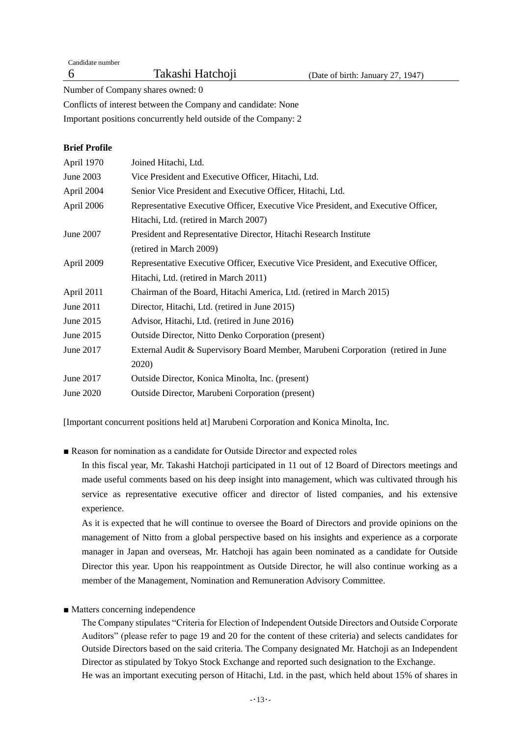Candidate number

6 Takashi Hatchoji (Date of birth: January 27, 1947)

Number of Company shares owned: 0

Conflicts of interest between the Company and candidate: None

Important positions concurrently held outside of the Company: 2

**Brief Profile**

| | |
|---|---|
| April 1970 | Joined Hitachi, Ltd. |
| June 2003 | Vice President and Executive Officer, Hitachi, Ltd. |
| April 2004 | Senior Vice President and Executive Officer, Hitachi, Ltd. |
| April 2006 | Representative Executive Officer, Executive Vice President, and Executive Officer, Hitachi, Ltd. (retired in March 2007) |
| June 2007 | President and Representative Director, Hitachi Research Institute (retired in March 2009) |
| April 2009 | Representative Executive Officer, Executive Vice President, and Executive Officer, Hitachi, Ltd. (retired in March 2011) |
| April 2011 | Chairman of the Board, Hitachi America, Ltd. (retired in March 2015) |
| June 2011 | Director, Hitachi, Ltd. (retired in June 2015) |
| June 2015 | Advisor, Hitachi, Ltd. (retired in June 2016) |
| June 2015 | Outside Director, Nitto Denko Corporation (present) |
| June 2017 | External Audit & Supervisory Board Member, Marubeni Corporation (retired in June 2020) |
| June 2017 | Outside Director, Konica Minolta, Inc. (present) |
| June 2020 | Outside Director, Marubeni Corporation (present) |

[Important concurrent positions held at] Marubeni Corporation and Konica Minolta, Inc.

■ Reason for nomination as a candidate for Outside Director and expected roles

In this fiscal year, Mr. Takashi Hatchoji participated in 11 out of 12 Board of Directors meetings and made useful comments based on his deep insight into management, which was cultivated through his service as representative executive officer and director of listed companies, and his extensive experience.

As it is expected that he will continue to oversee the Board of Directors and provide opinions on the management of Nitto from a global perspective based on his insights and experience as a corporate manager in Japan and overseas, Mr. Hatchoji has again been nominated as a candidate for Outside Director this year. Upon his reappointment as Outside Director, he will also continue working as a member of the Management, Nomination and Remuneration Advisory Committee.

■ Matters concerning independence

The Company stipulates "Criteria for Election of Independent Outside Directors and Outside Corporate Auditors" (please refer to page 19 and 20 for the content of these criteria) and selects candidates for Outside Directors based on the said criteria. The Company designated Mr. Hatchoji as an Independent Director as stipulated by Tokyo Stock Exchange and reported such designation to the Exchange.

He was an important executing person of Hitachi, Ltd. in the past, which held about 15% of shares in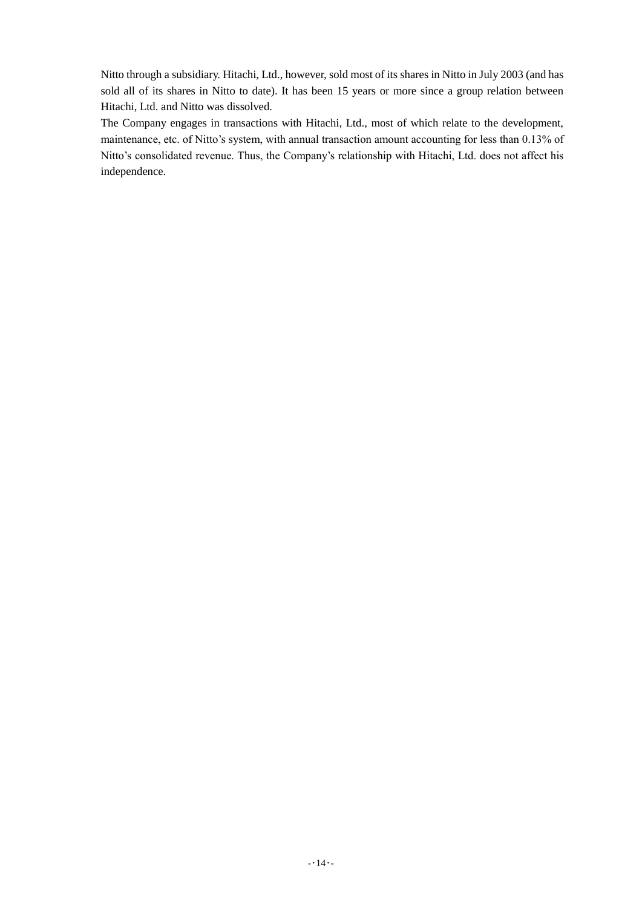Nitto through a subsidiary. Hitachi, Ltd., however, sold most of its shares in Nitto in July 2003 (and has sold all of its shares in Nitto to date). It has been 15 years or more since a group relation between Hitachi, Ltd. and Nitto was dissolved.

The Company engages in transactions with Hitachi, Ltd., most of which relate to the development, maintenance, etc. of Nitto's system, with annual transaction amount accounting for less than 0.13% of Nitto's consolidated revenue. Thus, the Company's relationship with Hitachi, Ltd. does not affect his independence.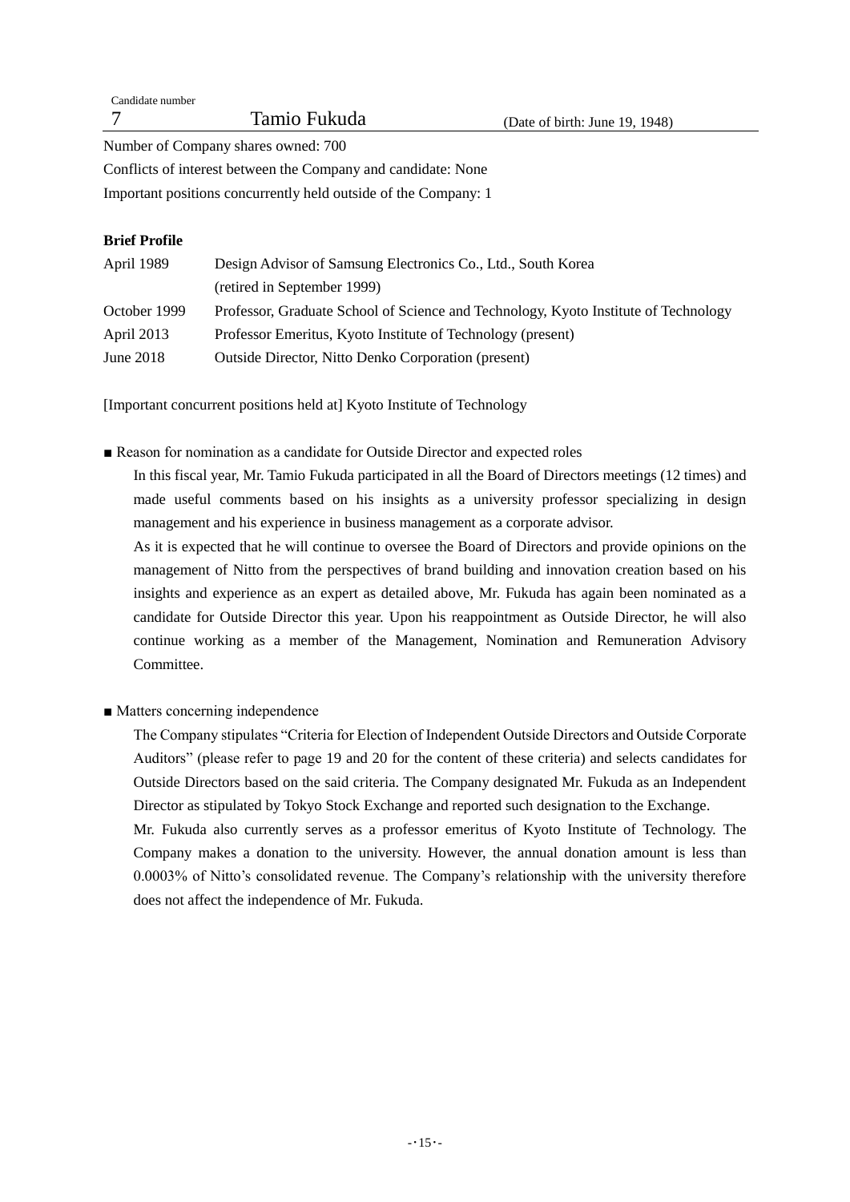Candidate number

## 7 Tamio Fukuda (Date of birth: June 19, 1948)

Number of Company shares owned: 700

Conflicts of interest between the Company and candidate: None

Important positions concurrently held outside of the Company: 1

**Brief Profile**

| | |
|---|---|
| April 1989 | Design Advisor of Samsung Electronics Co., Ltd., South Korea (retired in September 1999) |
| October 1999 | Professor, Graduate School of Science and Technology, Kyoto Institute of Technology |
| April 2013 | Professor Emeritus, Kyoto Institute of Technology (present) |
| June 2018 | Outside Director, Nitto Denko Corporation (present) |

[Important concurrent positions held at] Kyoto Institute of Technology

■ Reason for nomination as a candidate for Outside Director and expected roles

In this fiscal year, Mr. Tamio Fukuda participated in all the Board of Directors meetings (12 times) and made useful comments based on his insights as a university professor specializing in design management and his experience in business management as a corporate advisor.

As it is expected that he will continue to oversee the Board of Directors and provide opinions on the management of Nitto from the perspectives of brand building and innovation creation based on his insights and experience as an expert as detailed above, Mr. Fukuda has again been nominated as a candidate for Outside Director this year. Upon his reappointment as Outside Director, he will also continue working as a member of the Management, Nomination and Remuneration Advisory Committee.

■ Matters concerning independence

The Company stipulates "Criteria for Election of Independent Outside Directors and Outside Corporate Auditors" (please refer to page 19 and 20 for the content of these criteria) and selects candidates for Outside Directors based on the said criteria. The Company designated Mr. Fukuda as an Independent Director as stipulated by Tokyo Stock Exchange and reported such designation to the Exchange.

Mr. Fukuda also currently serves as a professor emeritus of Kyoto Institute of Technology. The Company makes a donation to the university. However, the annual donation amount is less than 0.0003% of Nitto's consolidated revenue. The Company's relationship with the university therefore does not affect the independence of Mr. Fukuda.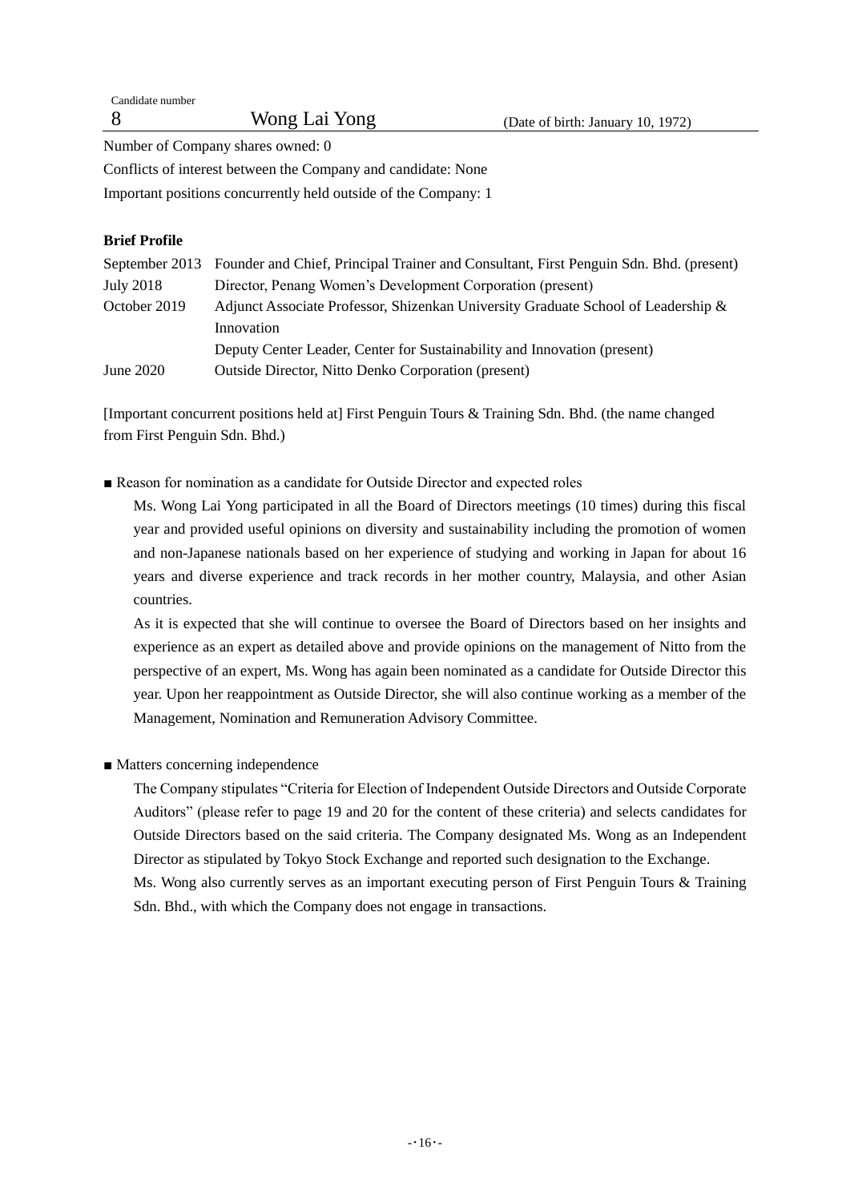Candidate number

8 Wong Lai Yong (Date of birth: January 10, 1972)

Number of Company shares owned: 0

Conflicts of interest between the Company and candidate: None

Important positions concurrently held outside of the Company: 1

**Brief Profile**

| | |
|---|---|
| September 2013 | Founder and Chief, Principal Trainer and Consultant, First Penguin Sdn. Bhd. (present) |
| July 2018 | Director, Penang Women's Development Corporation (present) |
| October 2019 | Adjunct Associate Professor, Shizenkan University Graduate School of Leadership & Innovation<br>Deputy Center Leader, Center for Sustainability and Innovation (present) |
| June 2020 | Outside Director, Nitto Denko Corporation (present) |

[Important concurrent positions held at] First Penguin Tours & Training Sdn. Bhd. (the name changed from First Penguin Sdn. Bhd.)

■ Reason for nomination as a candidate for Outside Director and expected roles

Ms. Wong Lai Yong participated in all the Board of Directors meetings (10 times) during this fiscal year and provided useful opinions on diversity and sustainability including the promotion of women and non-Japanese nationals based on her experience of studying and working in Japan for about 16 years and diverse experience and track records in her mother country, Malaysia, and other Asian countries.

As it is expected that she will continue to oversee the Board of Directors based on her insights and experience as an expert as detailed above and provide opinions on the management of Nitto from the perspective of an expert, Ms. Wong has again been nominated as a candidate for Outside Director this year. Upon her reappointment as Outside Director, she will also continue working as a member of the Management, Nomination and Remuneration Advisory Committee.

■ Matters concerning independence

The Company stipulates "Criteria for Election of Independent Outside Directors and Outside Corporate Auditors" (please refer to page 19 and 20 for the content of these criteria) and selects candidates for Outside Directors based on the said criteria. The Company designated Ms. Wong as an Independent Director as stipulated by Tokyo Stock Exchange and reported such designation to the Exchange.

Ms. Wong also currently serves as an important executing person of First Penguin Tours & Training Sdn. Bhd., with which the Company does not engage in transactions.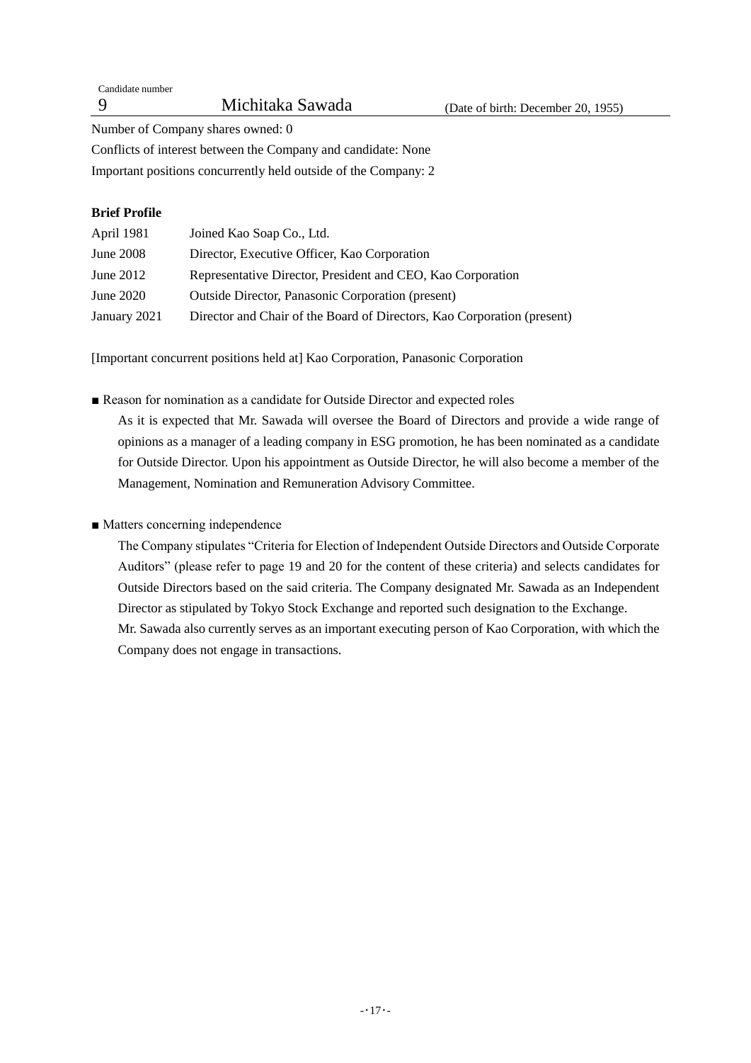Candidate number

**9** Michitaka Sawada (Date of birth: December 20, 1955)

Number of Company shares owned: 0

Conflicts of interest between the Company and candidate: None

Important positions concurrently held outside of the Company: 2

**Brief Profile**

| | |
|---|---|
| April 1981 | Joined Kao Soap Co., Ltd. |
| June 2008 | Director, Executive Officer, Kao Corporation |
| June 2012 | Representative Director, President and CEO, Kao Corporation |
| June 2020 | Outside Director, Panasonic Corporation (present) |
| January 2021 | Director and Chair of the Board of Directors, Kao Corporation (present) |

[Important concurrent positions held at] Kao Corporation, Panasonic Corporation

■ Reason for nomination as a candidate for Outside Director and expected roles

As it is expected that Mr. Sawada will oversee the Board of Directors and provide a wide range of opinions as a manager of a leading company in ESG promotion, he has been nominated as a candidate for Outside Director. Upon his appointment as Outside Director, he will also become a member of the Management, Nomination and Remuneration Advisory Committee.

■ Matters concerning independence

The Company stipulates "Criteria for Election of Independent Outside Directors and Outside Corporate Auditors" (please refer to page 19 and 20 for the content of these criteria) and selects candidates for Outside Directors based on the said criteria. The Company designated Mr. Sawada as an Independent Director as stipulated by Tokyo Stock Exchange and reported such designation to the Exchange.

Mr. Sawada also currently serves as an important executing person of Kao Corporation, with which the Company does not engage in transactions.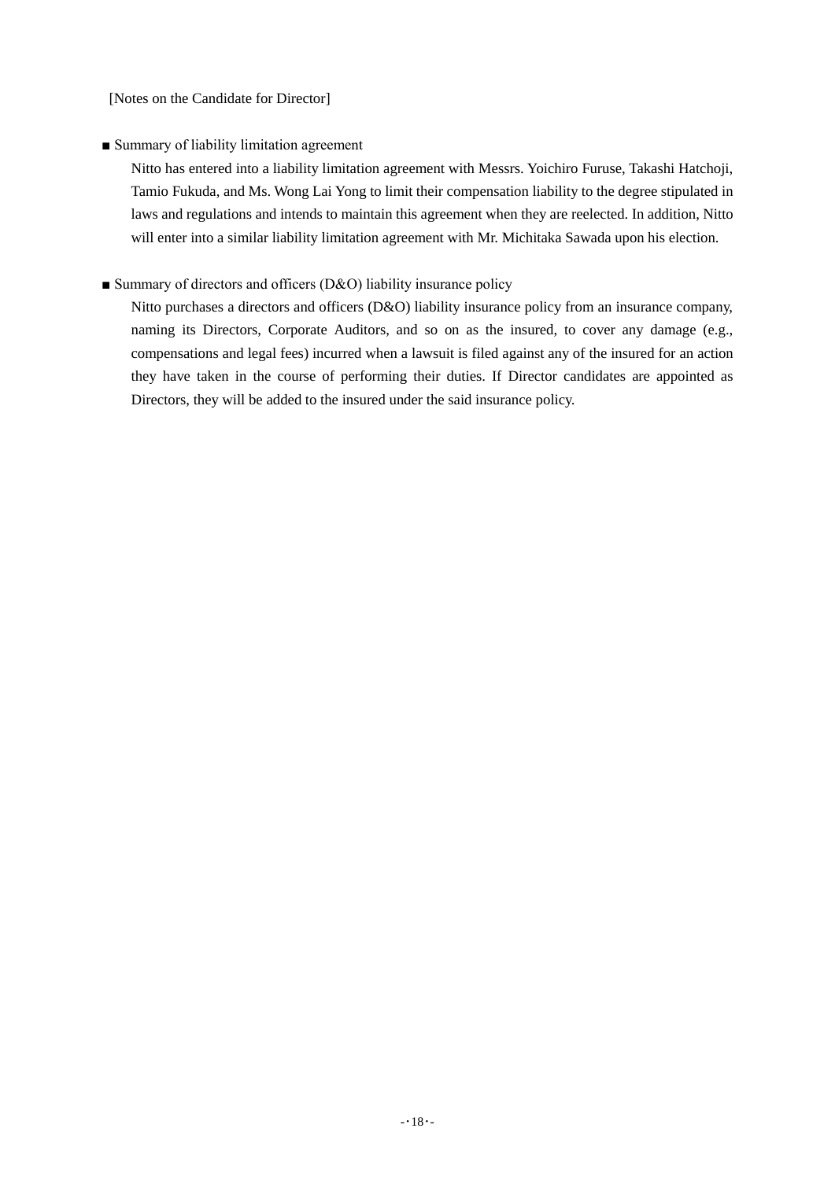[Notes on the Candidate for Director]

■ Summary of liability limitation agreement

Nitto has entered into a liability limitation agreement with Messrs. Yoichiro Furuse, Takashi Hatchoji, Tamio Fukuda, and Ms. Wong Lai Yong to limit their compensation liability to the degree stipulated in laws and regulations and intends to maintain this agreement when they are reelected. In addition, Nitto will enter into a similar liability limitation agreement with Mr. Michitaka Sawada upon his election.

■ Summary of directors and officers (D&O) liability insurance policy

Nitto purchases a directors and officers (D&O) liability insurance policy from an insurance company, naming its Directors, Corporate Auditors, and so on as the insured, to cover any damage (e.g., compensations and legal fees) incurred when a lawsuit is filed against any of the insured for an action they have taken in the course of performing their duties. If Director candidates are appointed as Directors, they will be added to the insured under the said insurance policy.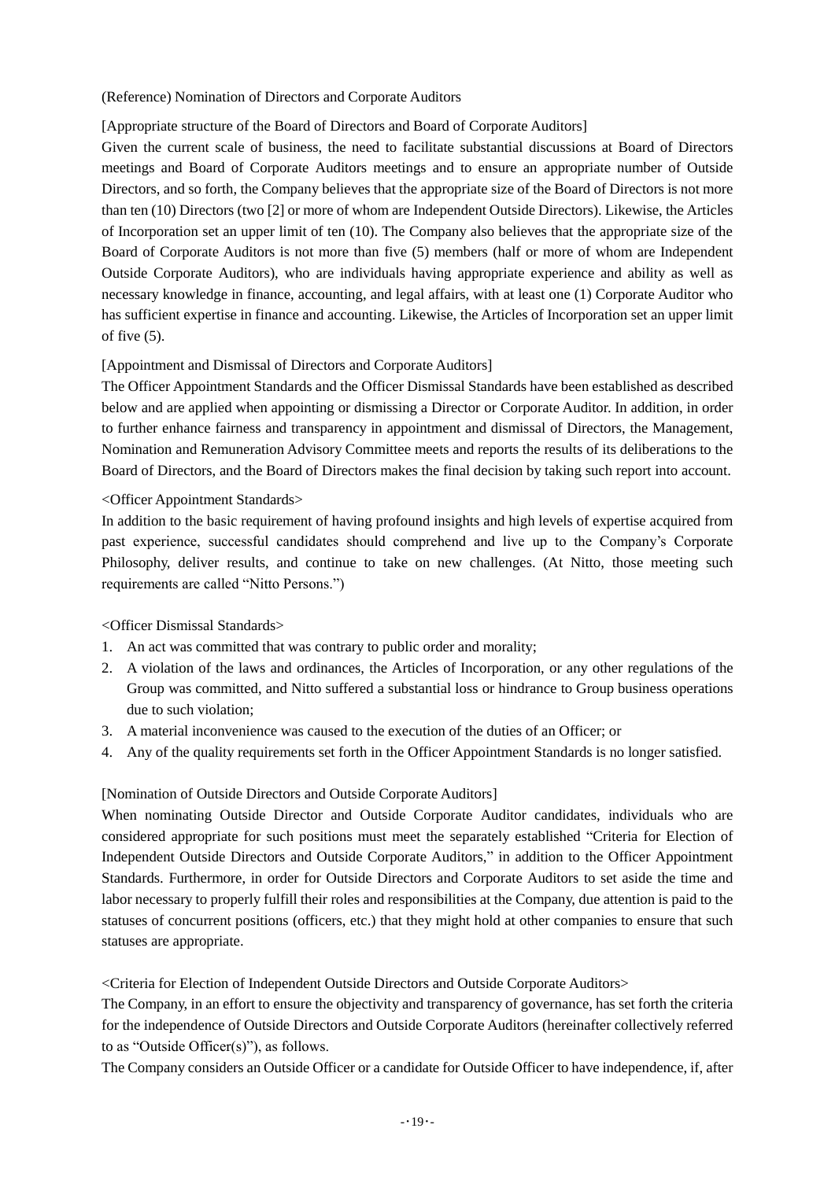(Reference) Nomination of Directors and Corporate Auditors

[Appropriate structure of the Board of Directors and Board of Corporate Auditors]

Given the current scale of business, the need to facilitate substantial discussions at Board of Directors meetings and Board of Corporate Auditors meetings and to ensure an appropriate number of Outside Directors, and so forth, the Company believes that the appropriate size of the Board of Directors is not more than ten (10) Directors (two [2] or more of whom are Independent Outside Directors). Likewise, the Articles of Incorporation set an upper limit of ten (10). The Company also believes that the appropriate size of the Board of Corporate Auditors is not more than five (5) members (half or more of whom are Independent Outside Corporate Auditors), who are individuals having appropriate experience and ability as well as necessary knowledge in finance, accounting, and legal affairs, with at least one (1) Corporate Auditor who has sufficient expertise in finance and accounting. Likewise, the Articles of Incorporation set an upper limit of five (5).

[Appointment and Dismissal of Directors and Corporate Auditors]

The Officer Appointment Standards and the Officer Dismissal Standards have been established as described below and are applied when appointing or dismissing a Director or Corporate Auditor. In addition, in order to further enhance fairness and transparency in appointment and dismissal of Directors, the Management, Nomination and Remuneration Advisory Committee meets and reports the results of its deliberations to the Board of Directors, and the Board of Directors makes the final decision by taking such report into account.

<Officer Appointment Standards>

In addition to the basic requirement of having profound insights and high levels of expertise acquired from past experience, successful candidates should comprehend and live up to the Company's Corporate Philosophy, deliver results, and continue to take on new challenges. (At Nitto, those meeting such requirements are called "Nitto Persons.")

<Officer Dismissal Standards>

1. An act was committed that was contrary to public order and morality;
2. A violation of the laws and ordinances, the Articles of Incorporation, or any other regulations of the Group was committed, and Nitto suffered a substantial loss or hindrance to Group business operations due to such violation;
3. A material inconvenience was caused to the execution of the duties of an Officer; or
4. Any of the quality requirements set forth in the Officer Appointment Standards is no longer satisfied.

[Nomination of Outside Directors and Outside Corporate Auditors]

When nominating Outside Director and Outside Corporate Auditor candidates, individuals who are considered appropriate for such positions must meet the separately established "Criteria for Election of Independent Outside Directors and Outside Corporate Auditors," in addition to the Officer Appointment Standards. Furthermore, in order for Outside Directors and Corporate Auditors to set aside the time and labor necessary to properly fulfill their roles and responsibilities at the Company, due attention is paid to the statuses of concurrent positions (officers, etc.) that they might hold at other companies to ensure that such statuses are appropriate.

<Criteria for Election of Independent Outside Directors and Outside Corporate Auditors>

The Company, in an effort to ensure the objectivity and transparency of governance, has set forth the criteria for the independence of Outside Directors and Outside Corporate Auditors (hereinafter collectively referred to as "Outside Officer(s)"), as follows.

The Company considers an Outside Officer or a candidate for Outside Officer to have independence, if, after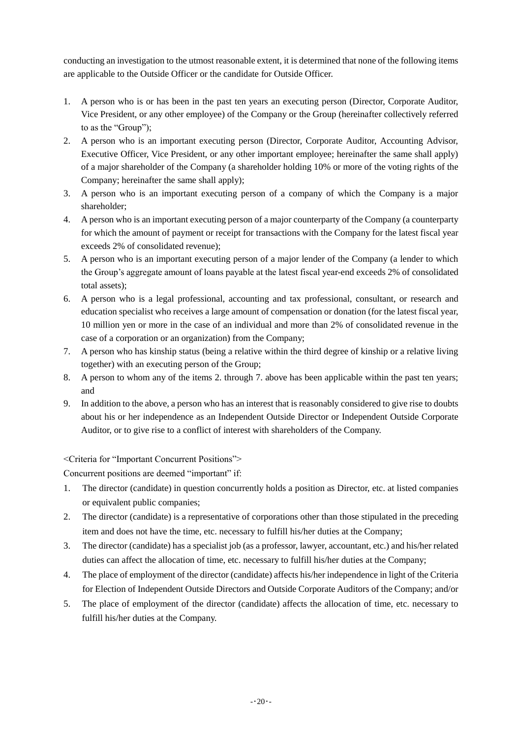conducting an investigation to the utmost reasonable extent, it is determined that none of the following items are applicable to the Outside Officer or the candidate for Outside Officer.

1. A person who is or has been in the past ten years an executing person (Director, Corporate Auditor, Vice President, or any other employee) of the Company or the Group (hereinafter collectively referred to as the "Group");
2. A person who is an important executing person (Director, Corporate Auditor, Accounting Advisor, Executive Officer, Vice President, or any other important employee; hereinafter the same shall apply) of a major shareholder of the Company (a shareholder holding 10% or more of the voting rights of the Company; hereinafter the same shall apply);
3. A person who is an important executing person of a company of which the Company is a major shareholder;
4. A person who is an important executing person of a major counterparty of the Company (a counterparty for which the amount of payment or receipt for transactions with the Company for the latest fiscal year exceeds 2% of consolidated revenue);
5. A person who is an important executing person of a major lender of the Company (a lender to which the Group's aggregate amount of loans payable at the latest fiscal year-end exceeds 2% of consolidated total assets);
6. A person who is a legal professional, accounting and tax professional, consultant, or research and education specialist who receives a large amount of compensation or donation (for the latest fiscal year, 10 million yen or more in the case of an individual and more than 2% of consolidated revenue in the case of a corporation or an organization) from the Company;
7. A person who has kinship status (being a relative within the third degree of kinship or a relative living together) with an executing person of the Group;
8. A person to whom any of the items 2. through 7. above has been applicable within the past ten years; and
9. In addition to the above, a person who has an interest that is reasonably considered to give rise to doubts about his or her independence as an Independent Outside Director or Independent Outside Corporate Auditor, or to give rise to a conflict of interest with shareholders of the Company.

<Criteria for "Important Concurrent Positions">

Concurrent positions are deemed "important" if:

1. The director (candidate) in question concurrently holds a position as Director, etc. at listed companies or equivalent public companies;
2. The director (candidate) is a representative of corporations other than those stipulated in the preceding item and does not have the time, etc. necessary to fulfill his/her duties at the Company;
3. The director (candidate) has a specialist job (as a professor, lawyer, accountant, etc.) and his/her related duties can affect the allocation of time, etc. necessary to fulfill his/her duties at the Company;
4. The place of employment of the director (candidate) affects his/her independence in light of the Criteria for Election of Independent Outside Directors and Outside Corporate Auditors of the Company; and/or
5. The place of employment of the director (candidate) affects the allocation of time, etc. necessary to fulfill his/her duties at the Company.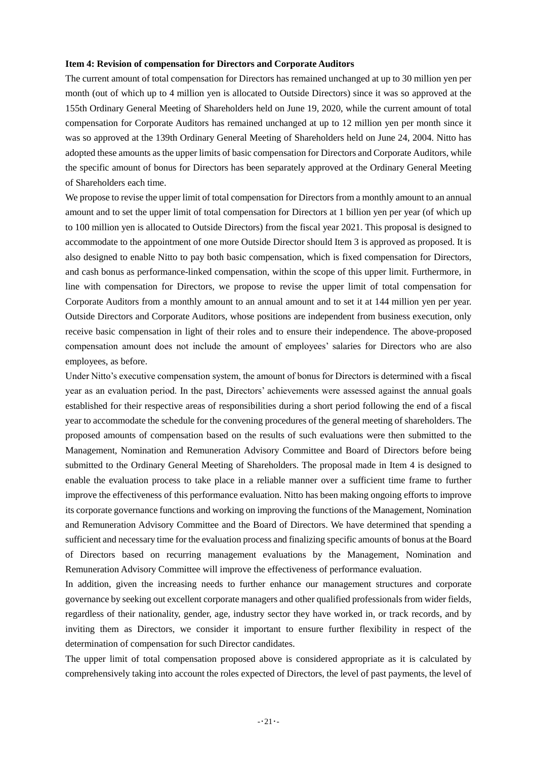**Item 4: Revision of compensation for Directors and Corporate Auditors**

The current amount of total compensation for Directors has remained unchanged at up to 30 million yen per month (out of which up to 4 million yen is allocated to Outside Directors) since it was so approved at the 155th Ordinary General Meeting of Shareholders held on June 19, 2020, while the current amount of total compensation for Corporate Auditors has remained unchanged at up to 12 million yen per month since it was so approved at the 139th Ordinary General Meeting of Shareholders held on June 24, 2004. Nitto has adopted these amounts as the upper limits of basic compensation for Directors and Corporate Auditors, while the specific amount of bonus for Directors has been separately approved at the Ordinary General Meeting of Shareholders each time.

We propose to revise the upper limit of total compensation for Directors from a monthly amount to an annual amount and to set the upper limit of total compensation for Directors at 1 billion yen per year (of which up to 100 million yen is allocated to Outside Directors) from the fiscal year 2021. This proposal is designed to accommodate to the appointment of one more Outside Director should Item 3 is approved as proposed. It is also designed to enable Nitto to pay both basic compensation, which is fixed compensation for Directors, and cash bonus as performance-linked compensation, within the scope of this upper limit. Furthermore, in line with compensation for Directors, we propose to revise the upper limit of total compensation for Corporate Auditors from a monthly amount to an annual amount and to set it at 144 million yen per year. Outside Directors and Corporate Auditors, whose positions are independent from business execution, only receive basic compensation in light of their roles and to ensure their independence. The above-proposed compensation amount does not include the amount of employees' salaries for Directors who are also employees, as before.

Under Nitto's executive compensation system, the amount of bonus for Directors is determined with a fiscal year as an evaluation period. In the past, Directors' achievements were assessed against the annual goals established for their respective areas of responsibilities during a short period following the end of a fiscal year to accommodate the schedule for the convening procedures of the general meeting of shareholders. The proposed amounts of compensation based on the results of such evaluations were then submitted to the Management, Nomination and Remuneration Advisory Committee and Board of Directors before being submitted to the Ordinary General Meeting of Shareholders. The proposal made in Item 4 is designed to enable the evaluation process to take place in a reliable manner over a sufficient time frame to further improve the effectiveness of this performance evaluation. Nitto has been making ongoing efforts to improve its corporate governance functions and working on improving the functions of the Management, Nomination and Remuneration Advisory Committee and the Board of Directors. We have determined that spending a sufficient and necessary time for the evaluation process and finalizing specific amounts of bonus at the Board of Directors based on recurring management evaluations by the Management, Nomination and Remuneration Advisory Committee will improve the effectiveness of performance evaluation.

In addition, given the increasing needs to further enhance our management structures and corporate governance by seeking out excellent corporate managers and other qualified professionals from wider fields, regardless of their nationality, gender, age, industry sector they have worked in, or track records, and by inviting them as Directors, we consider it important to ensure further flexibility in respect of the determination of compensation for such Director candidates.

The upper limit of total compensation proposed above is considered appropriate as it is calculated by comprehensively taking into account the roles expected of Directors, the level of past payments, the level of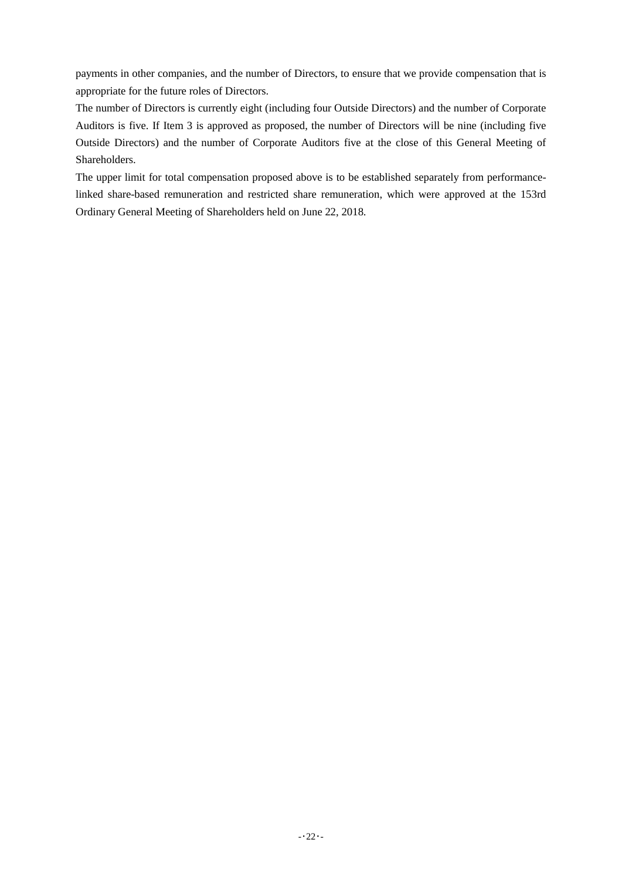payments in other companies, and the number of Directors, to ensure that we provide compensation that is appropriate for the future roles of Directors.

The number of Directors is currently eight (including four Outside Directors) and the number of Corporate Auditors is five. If Item 3 is approved as proposed, the number of Directors will be nine (including five Outside Directors) and the number of Corporate Auditors five at the close of this General Meeting of Shareholders.

The upper limit for total compensation proposed above is to be established separately from performance-linked share-based remuneration and restricted share remuneration, which were approved at the 153rd Ordinary General Meeting of Shareholders held on June 22, 2018.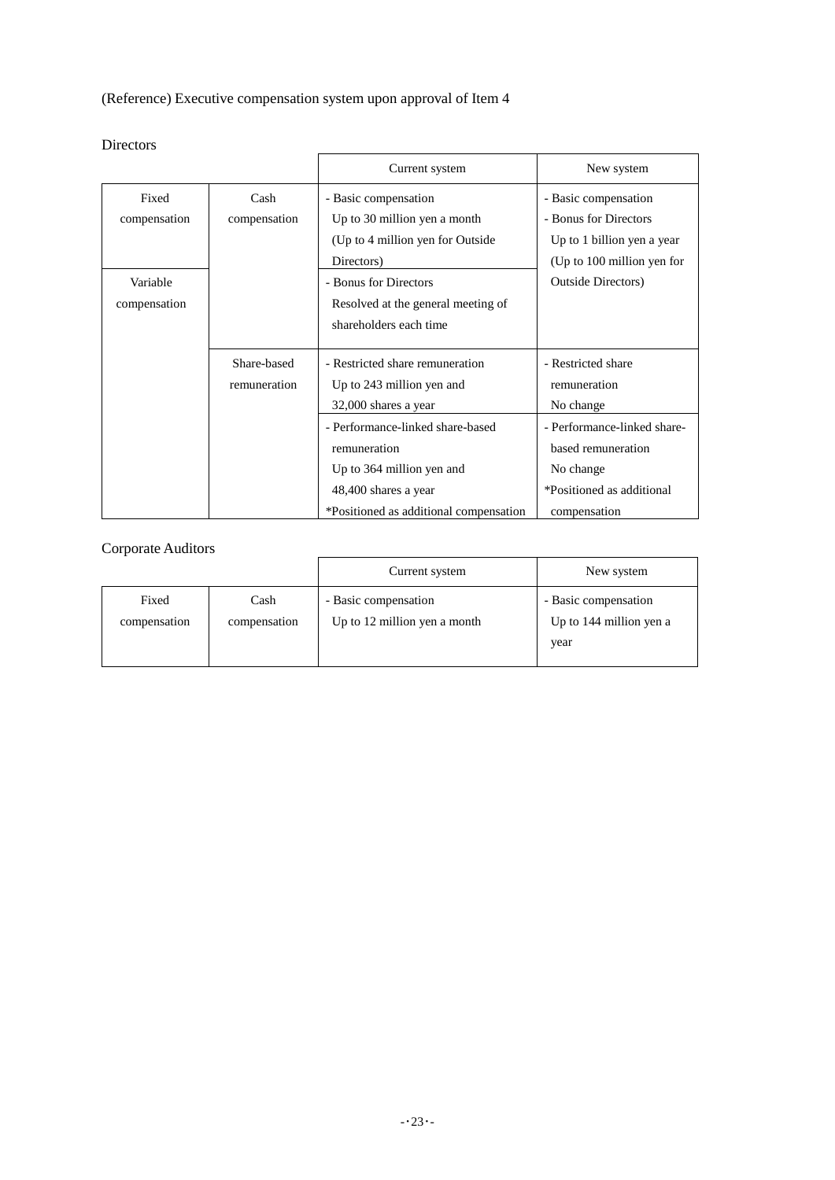(Reference) Executive compensation system upon approval of Item 4

Directors

| | | Current system | New system |
|---|---|---|---|
| Fixed compensation | Cash compensation | - Basic compensation<br>Up to 30 million yen a month<br>(Up to 4 million yen for Outside Directors) | - Basic compensation<br>- Bonus for Directors<br>Up to 1 billion yen a year<br>(Up to 100 million yen for Outside Directors) |
| Variable compensation | | - Bonus for Directors<br>Resolved at the general meeting of shareholders each time | |
| | Share-based remuneration | - Restricted share remuneration<br>Up to 243 million yen and 32,000 shares a year | - Restricted share remuneration<br>No change |
| | | - Performance-linked share-based remuneration<br>Up to 364 million yen and 48,400 shares a year<br>*Positioned as additional compensation | - Performance-linked share-based remuneration<br>No change<br>*Positioned as additional compensation |

Corporate Auditors

| | | Current system | New system |
|---|---|---|---|
| Fixed compensation | Cash compensation | - Basic compensation<br>Up to 12 million yen a month | - Basic compensation<br>Up to 144 million yen a year |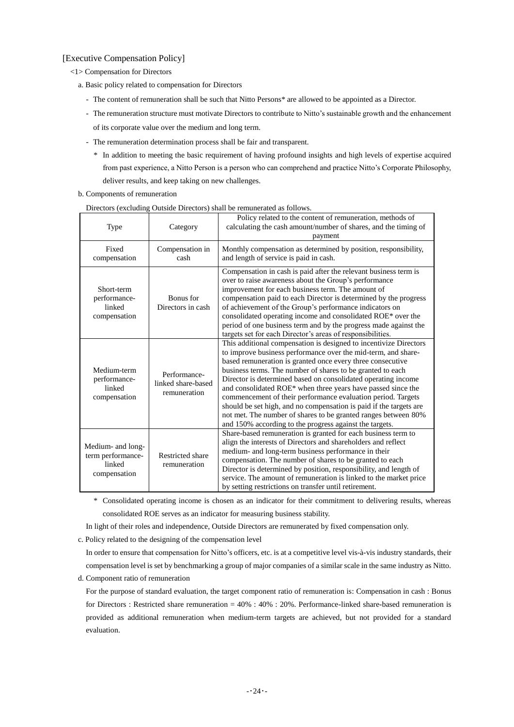[Executive Compensation Policy]

<1> Compensation for Directors

a. Basic policy related to compensation for Directors

- The content of remuneration shall be such that Nitto Persons* are allowed to be appointed as a Director.
- The remuneration structure must motivate Directors to contribute to Nitto's sustainable growth and the enhancement of its corporate value over the medium and long term.
- The remuneration determination process shall be fair and transparent.

  \* In addition to meeting the basic requirement of having profound insights and high levels of expertise acquired from past experience, a Nitto Person is a person who can comprehend and practice Nitto's Corporate Philosophy, deliver results, and keep taking on new challenges.

b. Components of remuneration

Directors (excluding Outside Directors) shall be remunerated as follows.

| Type | Category | Policy related to the content of remuneration, methods of calculating the cash amount/number of shares, and the timing of payment |
|---|---|---|
| Fixed compensation | Compensation in cash | Monthly compensation as determined by position, responsibility, and length of service is paid in cash. |
| Short-term performance-linked compensation | Bonus for Directors in cash | Compensation in cash is paid after the relevant business term is over to raise awareness about the Group's performance improvement for each business term. The amount of compensation paid to each Director is determined by the progress of achievement of the Group's performance indicators on consolidated operating income and consolidated ROE* over the period of one business term and by the progress made against the targets set for each Director's areas of responsibilities. |
| Medium-term performance-linked compensation | Performance-linked share-based remuneration | This additional compensation is designed to incentivize Directors to improve business performance over the mid-term, and share-based remuneration is granted once every three consecutive business terms. The number of shares to be granted to each Director is determined based on consolidated operating income and consolidated ROE* when three years have passed since the commencement of their performance evaluation period. Targets should be set high, and no compensation is paid if the targets are not met. The number of shares to be granted ranges between 80% and 150% according to the progress against the targets. |
| Medium- and long-term performance-linked compensation | Restricted share remuneration | Share-based remuneration is granted for each business term to align the interests of Directors and shareholders and reflect medium- and long-term business performance in their compensation. The number of shares to be granted to each Director is determined by position, responsibility, and length of service. The amount of remuneration is linked to the market price by setting restrictions on transfer until retirement. |

\* Consolidated operating income is chosen as an indicator for their commitment to delivering results, whereas consolidated ROE serves as an indicator for measuring business stability.

In light of their roles and independence, Outside Directors are remunerated by fixed compensation only.

c. Policy related to the designing of the compensation level

In order to ensure that compensation for Nitto's officers, etc. is at a competitive level vis-à-vis industry standards, their compensation level is set by benchmarking a group of major companies of a similar scale in the same industry as Nitto.

d. Component ratio of remuneration

For the purpose of standard evaluation, the target component ratio of remuneration is: Compensation in cash : Bonus for Directors : Restricted share remuneration = 40% : 40% : 20%. Performance-linked share-based remuneration is provided as additional remuneration when medium-term targets are achieved, but not provided for a standard evaluation.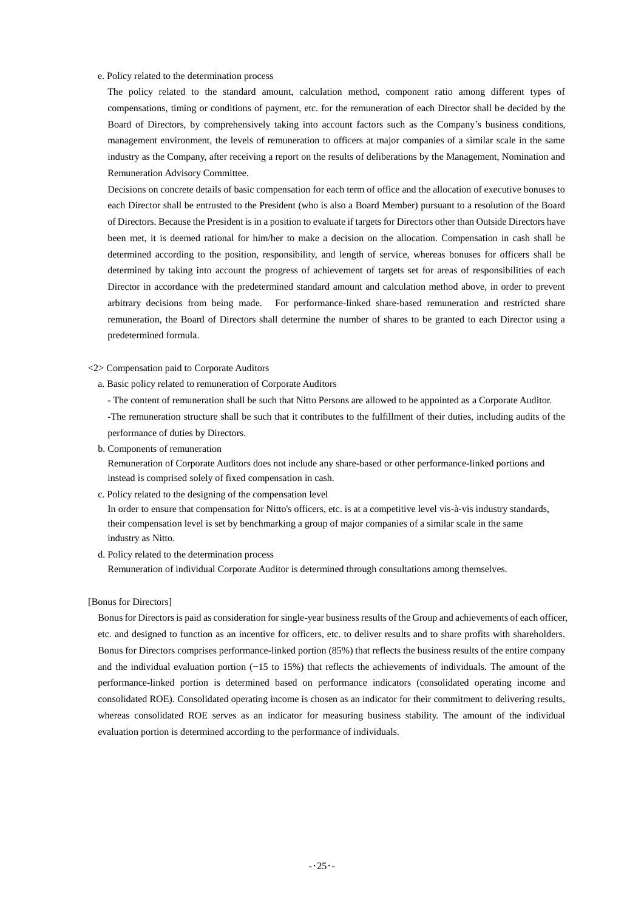e. Policy related to the determination process

The policy related to the standard amount, calculation method, component ratio among different types of compensations, timing or conditions of payment, etc. for the remuneration of each Director shall be decided by the Board of Directors, by comprehensively taking into account factors such as the Company's business conditions, management environment, the levels of remuneration to officers at major companies of a similar scale in the same industry as the Company, after receiving a report on the results of deliberations by the Management, Nomination and Remuneration Advisory Committee.

Decisions on concrete details of basic compensation for each term of office and the allocation of executive bonuses to each Director shall be entrusted to the President (who is also a Board Member) pursuant to a resolution of the Board of Directors. Because the President is in a position to evaluate if targets for Directors other than Outside Directors have been met, it is deemed rational for him/her to make a decision on the allocation. Compensation in cash shall be determined according to the position, responsibility, and length of service, whereas bonuses for officers shall be determined by taking into account the progress of achievement of targets set for areas of responsibilities of each Director in accordance with the predetermined standard amount and calculation method above, in order to prevent arbitrary decisions from being made. For performance-linked share-based remuneration and restricted share remuneration, the Board of Directors shall determine the number of shares to be granted to each Director using a predetermined formula.

<2> Compensation paid to Corporate Auditors

a. Basic policy related to remuneration of Corporate Auditors

- The content of remuneration shall be such that Nitto Persons are allowed to be appointed as a Corporate Auditor.
- The remuneration structure shall be such that it contributes to the fulfillment of their duties, including audits of the performance of duties by Directors.

b. Components of remuneration

Remuneration of Corporate Auditors does not include any share-based or other performance-linked portions and instead is comprised solely of fixed compensation in cash.

c. Policy related to the designing of the compensation level

In order to ensure that compensation for Nitto's officers, etc. is at a competitive level vis-à-vis industry standards, their compensation level is set by benchmarking a group of major companies of a similar scale in the same industry as Nitto.

d. Policy related to the determination process

Remuneration of individual Corporate Auditor is determined through consultations among themselves.

[Bonus for Directors]

Bonus for Directors is paid as consideration for single-year business results of the Group and achievements of each officer, etc. and designed to function as an incentive for officers, etc. to deliver results and to share profits with shareholders. Bonus for Directors comprises performance-linked portion (85%) that reflects the business results of the entire company and the individual evaluation portion (−15 to 15%) that reflects the achievements of individuals. The amount of the performance-linked portion is determined based on performance indicators (consolidated operating income and consolidated ROE). Consolidated operating income is chosen as an indicator for their commitment to delivering results, whereas consolidated ROE serves as an indicator for measuring business stability. The amount of the individual evaluation portion is determined according to the performance of individuals.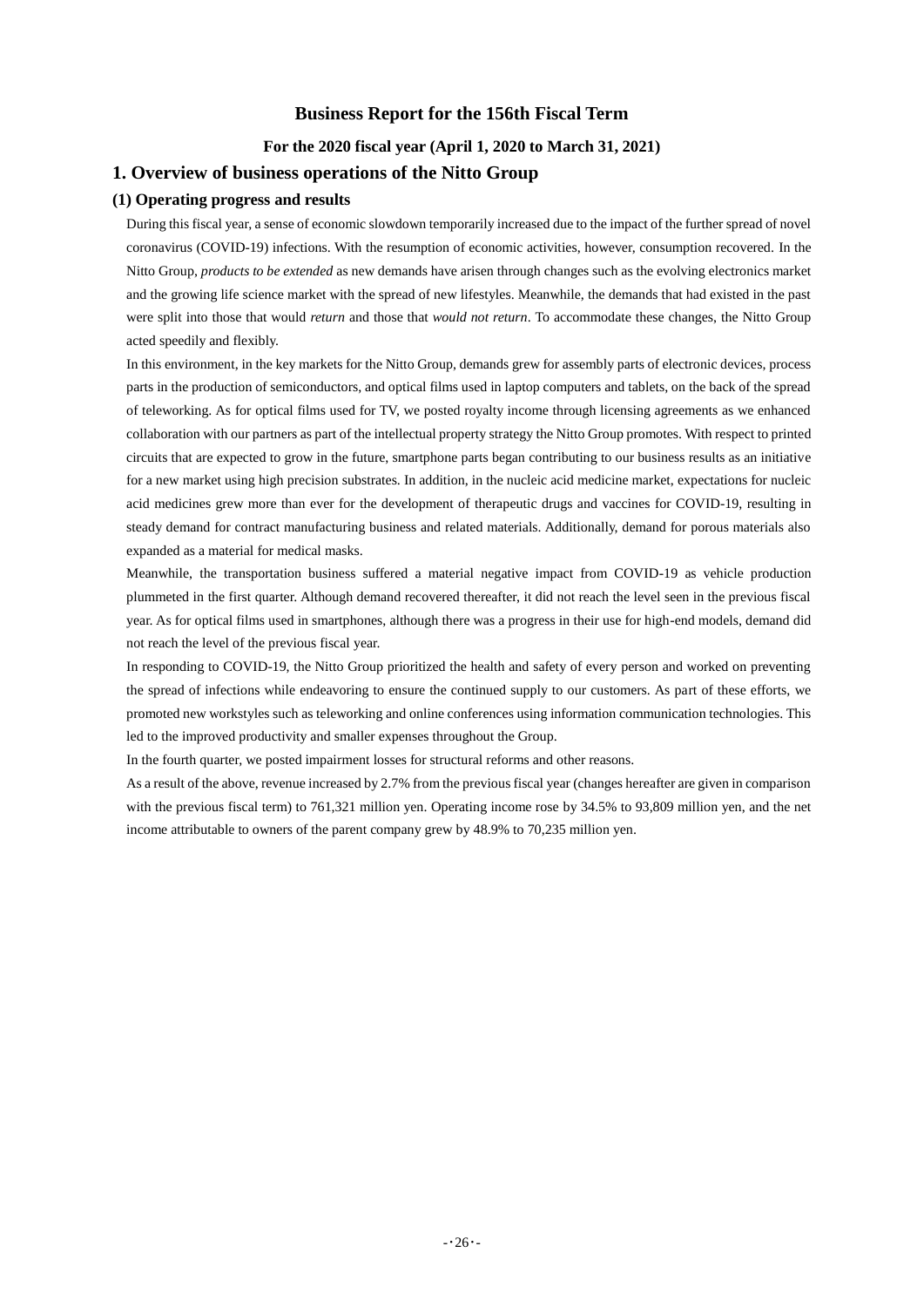# Business Report for the 156th Fiscal Term

**For the 2020 fiscal year (April 1, 2020 to March 31, 2021)**

## 1. Overview of business operations of the Nitto Group

### (1) Operating progress and results

During this fiscal year, a sense of economic slowdown temporarily increased due to the impact of the further spread of novel coronavirus (COVID-19) infections. With the resumption of economic activities, however, consumption recovered. In the Nitto Group, *products to be extended* as new demands have arisen through changes such as the evolving electronics market and the growing life science market with the spread of new lifestyles. Meanwhile, the demands that had existed in the past were split into those that would *return* and those that *would not return*. To accommodate these changes, the Nitto Group acted speedily and flexibly.

In this environment, in the key markets for the Nitto Group, demands grew for assembly parts of electronic devices, process parts in the production of semiconductors, and optical films used in laptop computers and tablets, on the back of the spread of teleworking. As for optical films used for TV, we posted royalty income through licensing agreements as we enhanced collaboration with our partners as part of the intellectual property strategy the Nitto Group promotes. With respect to printed circuits that are expected to grow in the future, smartphone parts began contributing to our business results as an initiative for a new market using high precision substrates. In addition, in the nucleic acid medicine market, expectations for nucleic acid medicines grew more than ever for the development of therapeutic drugs and vaccines for COVID-19, resulting in steady demand for contract manufacturing business and related materials. Additionally, demand for porous materials also expanded as a material for medical masks.

Meanwhile, the transportation business suffered a material negative impact from COVID-19 as vehicle production plummeted in the first quarter. Although demand recovered thereafter, it did not reach the level seen in the previous fiscal year. As for optical films used in smartphones, although there was a progress in their use for high-end models, demand did not reach the level of the previous fiscal year.

In responding to COVID-19, the Nitto Group prioritized the health and safety of every person and worked on preventing the spread of infections while endeavoring to ensure the continued supply to our customers. As part of these efforts, we promoted new workstyles such as teleworking and online conferences using information communication technologies. This led to the improved productivity and smaller expenses throughout the Group.

In the fourth quarter, we posted impairment losses for structural reforms and other reasons.

As a result of the above, revenue increased by 2.7% from the previous fiscal year (changes hereafter are given in comparison with the previous fiscal term) to 761,321 million yen. Operating income rose by 34.5% to 93,809 million yen, and the net income attributable to owners of the parent company grew by 48.9% to 70,235 million yen.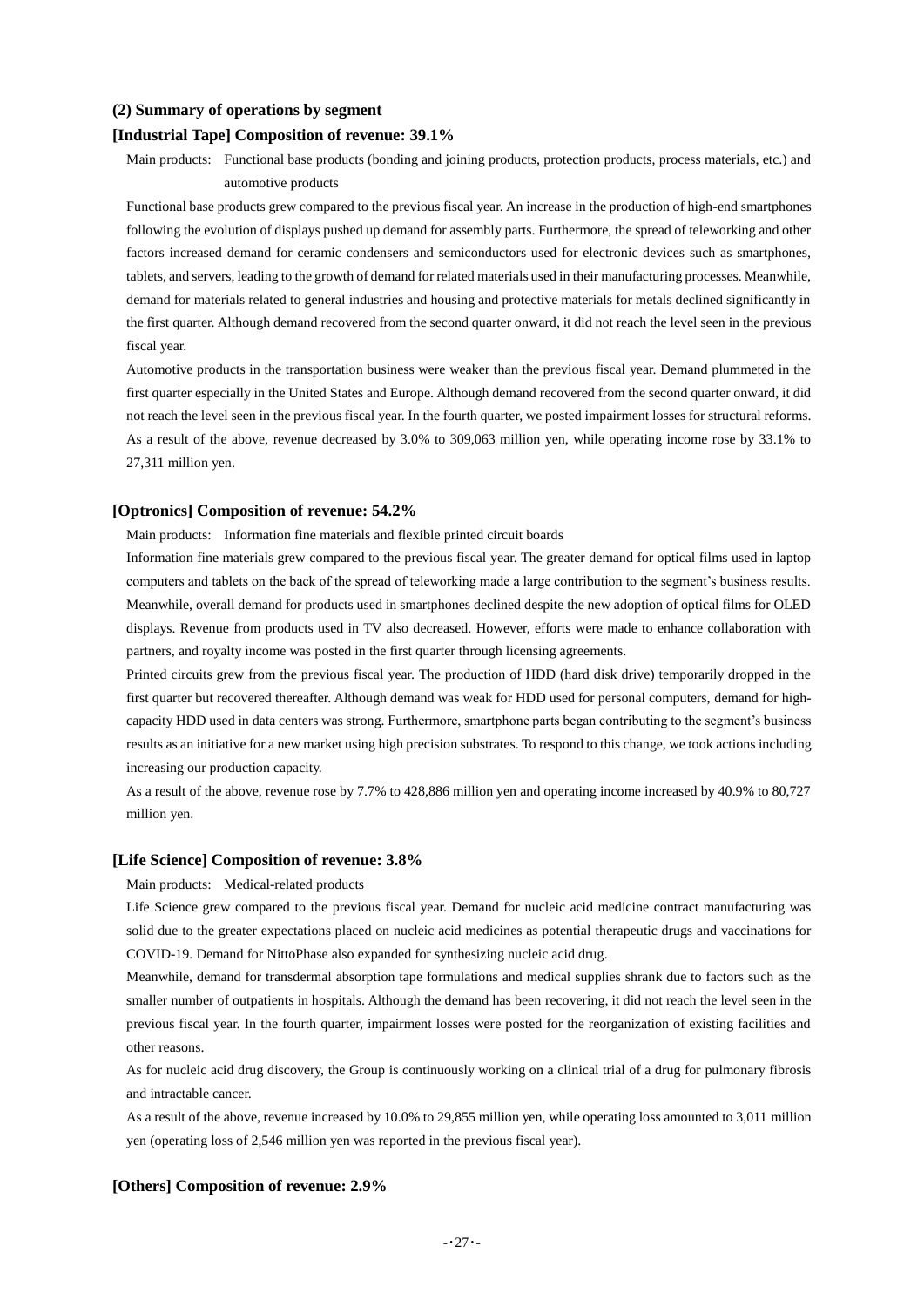### (2) Summary of operations by segment

#### [Industrial Tape] Composition of revenue: 39.1%

Main products: Functional base products (bonding and joining products, protection products, process materials, etc.) and automotive products

Functional base products grew compared to the previous fiscal year. An increase in the production of high-end smartphones following the evolution of displays pushed up demand for assembly parts. Furthermore, the spread of teleworking and other factors increased demand for ceramic condensers and semiconductors used for electronic devices such as smartphones, tablets, and servers, leading to the growth of demand for related materials used in their manufacturing processes. Meanwhile, demand for materials related to general industries and housing and protective materials for metals declined significantly in the first quarter. Although demand recovered from the second quarter onward, it did not reach the level seen in the previous fiscal year.

Automotive products in the transportation business were weaker than the previous fiscal year. Demand plummeted in the first quarter especially in the United States and Europe. Although demand recovered from the second quarter onward, it did not reach the level seen in the previous fiscal year. In the fourth quarter, we posted impairment losses for structural reforms.

As a result of the above, revenue decreased by 3.0% to 309,063 million yen, while operating income rose by 33.1% to 27,311 million yen.

#### [Optronics] Composition of revenue: 54.2%

Main products: Information fine materials and flexible printed circuit boards

Information fine materials grew compared to the previous fiscal year. The greater demand for optical films used in laptop computers and tablets on the back of the spread of teleworking made a large contribution to the segment's business results. Meanwhile, overall demand for products used in smartphones declined despite the new adoption of optical films for OLED displays. Revenue from products used in TV also decreased. However, efforts were made to enhance collaboration with partners, and royalty income was posted in the first quarter through licensing agreements.

Printed circuits grew from the previous fiscal year. The production of HDD (hard disk drive) temporarily dropped in the first quarter but recovered thereafter. Although demand was weak for HDD used for personal computers, demand for high-capacity HDD used in data centers was strong. Furthermore, smartphone parts began contributing to the segment's business results as an initiative for a new market using high precision substrates. To respond to this change, we took actions including increasing our production capacity.

As a result of the above, revenue rose by 7.7% to 428,886 million yen and operating income increased by 40.9% to 80,727 million yen.

#### [Life Science] Composition of revenue: 3.8%

Main products: Medical-related products

Life Science grew compared to the previous fiscal year. Demand for nucleic acid medicine contract manufacturing was solid due to the greater expectations placed on nucleic acid medicines as potential therapeutic drugs and vaccinations for COVID-19. Demand for NittoPhase also expanded for synthesizing nucleic acid drug.

Meanwhile, demand for transdermal absorption tape formulations and medical supplies shrank due to factors such as the smaller number of outpatients in hospitals. Although the demand has been recovering, it did not reach the level seen in the previous fiscal year. In the fourth quarter, impairment losses were posted for the reorganization of existing facilities and other reasons.

As for nucleic acid drug discovery, the Group is continuously working on a clinical trial of a drug for pulmonary fibrosis and intractable cancer.

As a result of the above, revenue increased by 10.0% to 29,855 million yen, while operating loss amounted to 3,011 million yen (operating loss of 2,546 million yen was reported in the previous fiscal year).

#### [Others] Composition of revenue: 2.9%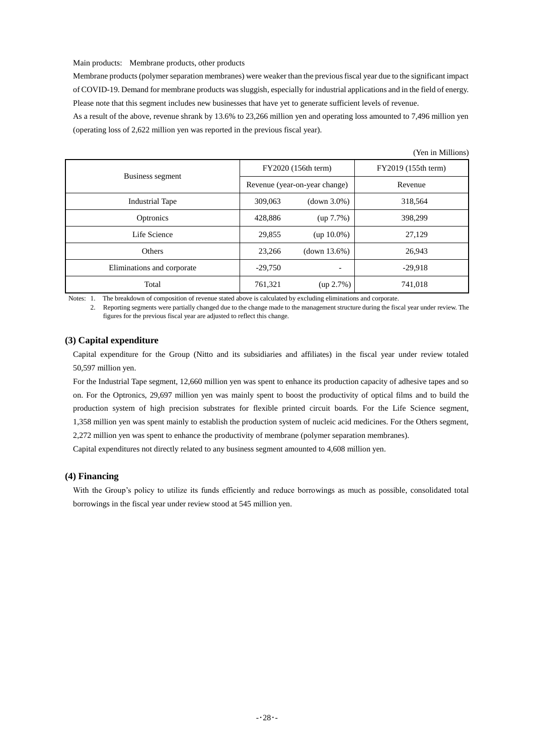Main products: Membrane products, other products

Membrane products (polymer separation membranes) were weaker than the previous fiscal year due to the significant impact of COVID-19. Demand for membrane products was sluggish, especially for industrial applications and in the field of energy. Please note that this segment includes new businesses that have yet to generate sufficient levels of revenue.

As a result of the above, revenue shrank by 13.6% to 23,266 million yen and operating loss amounted to 7,496 million yen (operating loss of 2,622 million yen was reported in the previous fiscal year).

(Yen in Millions)

| Business segment | FY2020 (156th term) | | FY2019 (155th term) |
|---|---|---|---|
| | Revenue (year-on-year change) | | Revenue |
| Industrial Tape | 309,063 | (down 3.0%) | 318,564 |
| Optronics | 428,886 | (up 7.7%) | 398,299 |
| Life Science | 29,855 | (up 10.0%) | 27,129 |
| Others | 23,266 | (down 13.6%) | 26,943 |
| Eliminations and corporate | -29,750 | - | -29,918 |
| Total | 761,321 | (up 2.7%) | 741,018 |

Notes: 1. The breakdown of composition of revenue stated above is calculated by excluding eliminations and corporate.

2. Reporting segments were partially changed due to the change made to the management structure during the fiscal year under review. The figures for the previous fiscal year are adjusted to reflect this change.

### (3) Capital expenditure

Capital expenditure for the Group (Nitto and its subsidiaries and affiliates) in the fiscal year under review totaled 50,597 million yen.

For the Industrial Tape segment, 12,660 million yen was spent to enhance its production capacity of adhesive tapes and so on. For the Optronics, 29,697 million yen was mainly spent to boost the productivity of optical films and to build the production system of high precision substrates for flexible printed circuit boards. For the Life Science segment, 1,358 million yen was spent mainly to establish the production system of nucleic acid medicines. For the Others segment, 2,272 million yen was spent to enhance the productivity of membrane (polymer separation membranes).

Capital expenditures not directly related to any business segment amounted to 4,608 million yen.

### (4) Financing

With the Group's policy to utilize its funds efficiently and reduce borrowings as much as possible, consolidated total borrowings in the fiscal year under review stood at 545 million yen.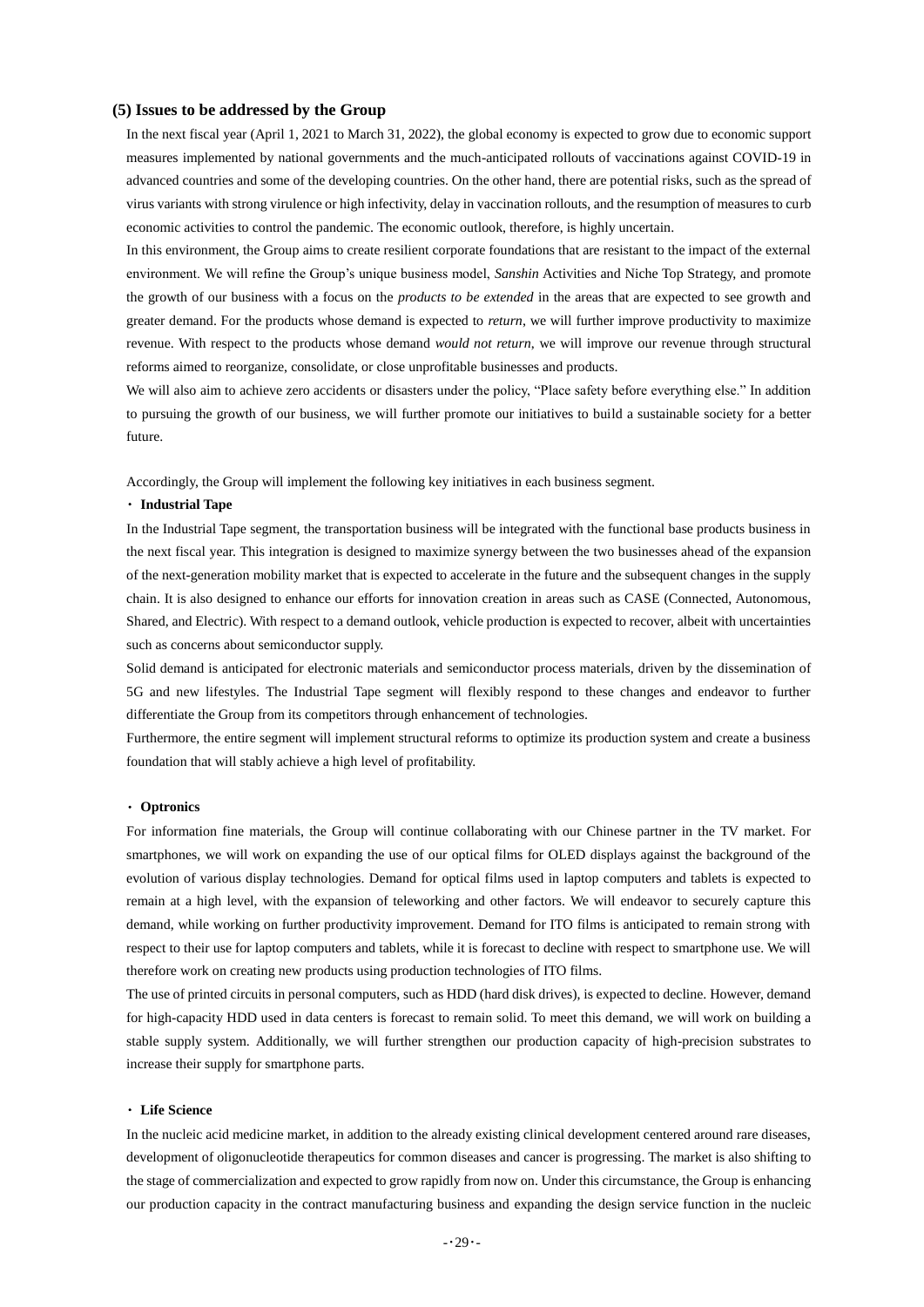### (5) Issues to be addressed by the Group

In the next fiscal year (April 1, 2021 to March 31, 2022), the global economy is expected to grow due to economic support measures implemented by national governments and the much-anticipated rollouts of vaccinations against COVID-19 in advanced countries and some of the developing countries. On the other hand, there are potential risks, such as the spread of virus variants with strong virulence or high infectivity, delay in vaccination rollouts, and the resumption of measures to curb economic activities to control the pandemic. The economic outlook, therefore, is highly uncertain.

In this environment, the Group aims to create resilient corporate foundations that are resistant to the impact of the external environment. We will refine the Group's unique business model, *Sanshin* Activities and Niche Top Strategy, and promote the growth of our business with a focus on the *products to be extended* in the areas that are expected to see growth and greater demand. For the products whose demand is expected to *return*, we will further improve productivity to maximize revenue. With respect to the products whose demand *would not return*, we will improve our revenue through structural reforms aimed to reorganize, consolidate, or close unprofitable businesses and products.

We will also aim to achieve zero accidents or disasters under the policy, "Place safety before everything else." In addition to pursuing the growth of our business, we will further promote our initiatives to build a sustainable society for a better future.

Accordingly, the Group will implement the following key initiatives in each business segment.

**・ Industrial Tape**

In the Industrial Tape segment, the transportation business will be integrated with the functional base products business in the next fiscal year. This integration is designed to maximize synergy between the two businesses ahead of the expansion of the next-generation mobility market that is expected to accelerate in the future and the subsequent changes in the supply chain. It is also designed to enhance our efforts for innovation creation in areas such as CASE (Connected, Autonomous, Shared, and Electric). With respect to a demand outlook, vehicle production is expected to recover, albeit with uncertainties such as concerns about semiconductor supply.

Solid demand is anticipated for electronic materials and semiconductor process materials, driven by the dissemination of 5G and new lifestyles. The Industrial Tape segment will flexibly respond to these changes and endeavor to further differentiate the Group from its competitors through enhancement of technologies.

Furthermore, the entire segment will implement structural reforms to optimize its production system and create a business foundation that will stably achieve a high level of profitability.

**・ Optronics**

For information fine materials, the Group will continue collaborating with our Chinese partner in the TV market. For smartphones, we will work on expanding the use of our optical films for OLED displays against the background of the evolution of various display technologies. Demand for optical films used in laptop computers and tablets is expected to remain at a high level, with the expansion of teleworking and other factors. We will endeavor to securely capture this demand, while working on further productivity improvement. Demand for ITO films is anticipated to remain strong with respect to their use for laptop computers and tablets, while it is forecast to decline with respect to smartphone use. We will therefore work on creating new products using production technologies of ITO films.

The use of printed circuits in personal computers, such as HDD (hard disk drives), is expected to decline. However, demand for high-capacity HDD used in data centers is forecast to remain solid. To meet this demand, we will work on building a stable supply system. Additionally, we will further strengthen our production capacity of high-precision substrates to increase their supply for smartphone parts.

**・ Life Science**

In the nucleic acid medicine market, in addition to the already existing clinical development centered around rare diseases, development of oligonucleotide therapeutics for common diseases and cancer is progressing. The market is also shifting to the stage of commercialization and expected to grow rapidly from now on. Under this circumstance, the Group is enhancing our production capacity in the contract manufacturing business and expanding the design service function in the nucleic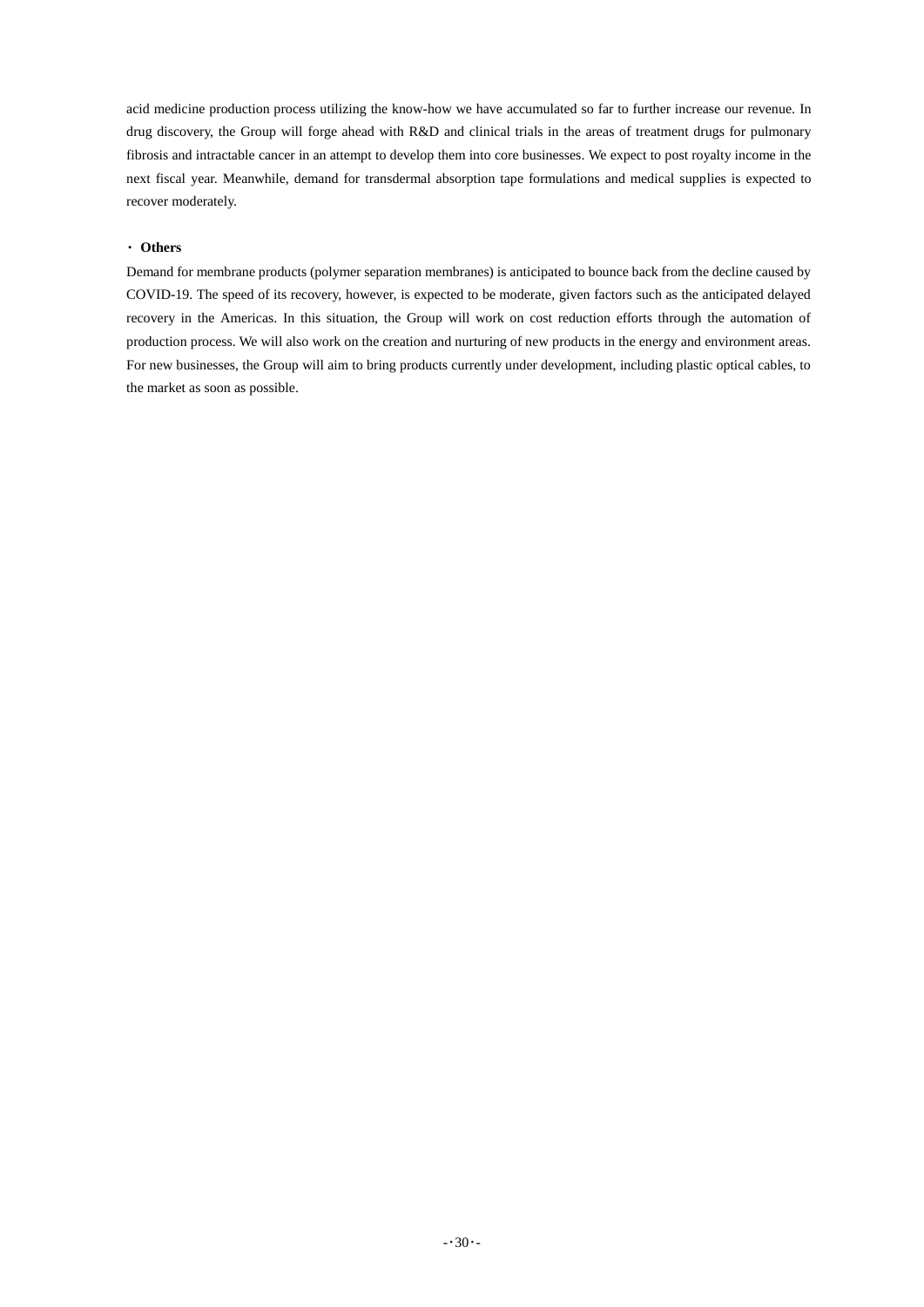acid medicine production process utilizing the know-how we have accumulated so far to further increase our revenue. In drug discovery, the Group will forge ahead with R&D and clinical trials in the areas of treatment drugs for pulmonary fibrosis and intractable cancer in an attempt to develop them into core businesses. We expect to post royalty income in the next fiscal year. Meanwhile, demand for transdermal absorption tape formulations and medical supplies is expected to recover moderately.

・ **Others**

Demand for membrane products (polymer separation membranes) is anticipated to bounce back from the decline caused by COVID-19. The speed of its recovery, however, is expected to be moderate, given factors such as the anticipated delayed recovery in the Americas. In this situation, the Group will work on cost reduction efforts through the automation of production process. We will also work on the creation and nurturing of new products in the energy and environment areas. For new businesses, the Group will aim to bring products currently under development, including plastic optical cables, to the market as soon as possible.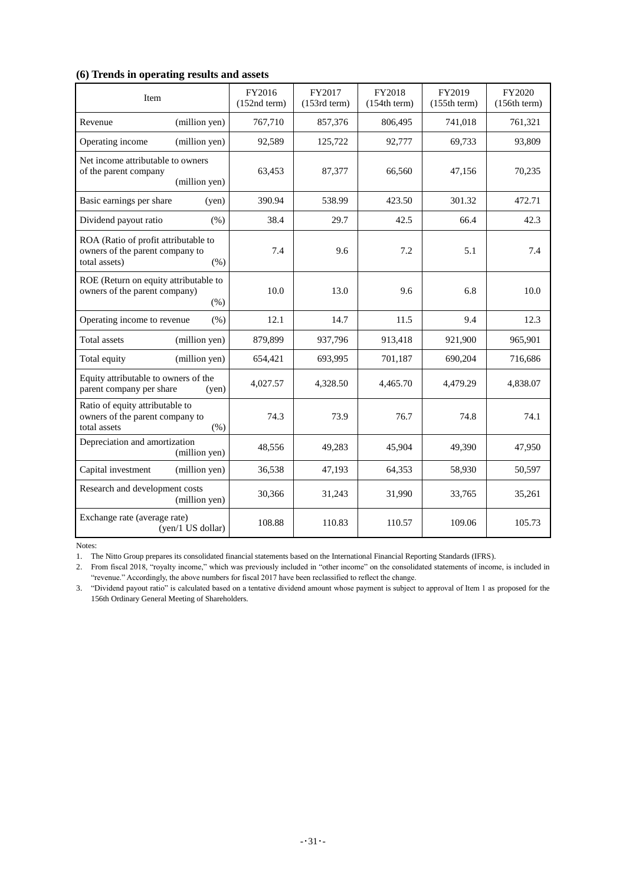### (6) Trends in operating results and assets

| Item | FY2016 (152nd term) | FY2017 (153rd term) | FY2018 (154th term) | FY2019 (155th term) | FY2020 (156th term) |
|---|---|---|---|---|---|
| Revenue (million yen) | 767,710 | 857,376 | 806,495 | 741,018 | 761,321 |
| Operating income (million yen) | 92,589 | 125,722 | 92,777 | 69,733 | 93,809 |
| Net income attributable to owners of the parent company (million yen) | 63,453 | 87,377 | 66,560 | 47,156 | 70,235 |
| Basic earnings per share (yen) | 390.94 | 538.99 | 423.50 | 301.32 | 472.71 |
| Dividend payout ratio (%) | 38.4 | 29.7 | 42.5 | 66.4 | 42.3 |
| ROA (Ratio of profit attributable to owners of the parent company to total assets) (%) | 7.4 | 9.6 | 7.2 | 5.1 | 7.4 |
| ROE (Return on equity attributable to owners of the parent company) (%) | 10.0 | 13.0 | 9.6 | 6.8 | 10.0 |
| Operating income to revenue (%) | 12.1 | 14.7 | 11.5 | 9.4 | 12.3 |
| Total assets (million yen) | 879,899 | 937,796 | 913,418 | 921,900 | 965,901 |
| Total equity (million yen) | 654,421 | 693,995 | 701,187 | 690,204 | 716,686 |
| Equity attributable to owners of the parent company per share (yen) | 4,027.57 | 4,328.50 | 4,465.70 | 4,479.29 | 4,838.07 |
| Ratio of equity attributable to owners of the parent company to total assets (%) | 74.3 | 73.9 | 76.7 | 74.8 | 74.1 |
| Depreciation and amortization (million yen) | 48,556 | 49,283 | 45,904 | 49,390 | 47,950 |
| Capital investment (million yen) | 36,538 | 47,193 | 64,353 | 58,930 | 50,597 |
| Research and development costs (million yen) | 30,366 | 31,243 | 31,990 | 33,765 | 35,261 |
| Exchange rate (average rate) (yen/1 US dollar) | 108.88 | 110.83 | 110.57 | 109.06 | 105.73 |

Notes:

1. The Nitto Group prepares its consolidated financial statements based on the International Financial Reporting Standards (IFRS).
2. From fiscal 2018, "royalty income," which was previously included in "other income" on the consolidated statements of income, is included in "revenue." Accordingly, the above numbers for fiscal 2017 have been reclassified to reflect the change.
3. "Dividend payout ratio" is calculated based on a tentative dividend amount whose payment is subject to approval of Item 1 as proposed for the 156th Ordinary General Meeting of Shareholders.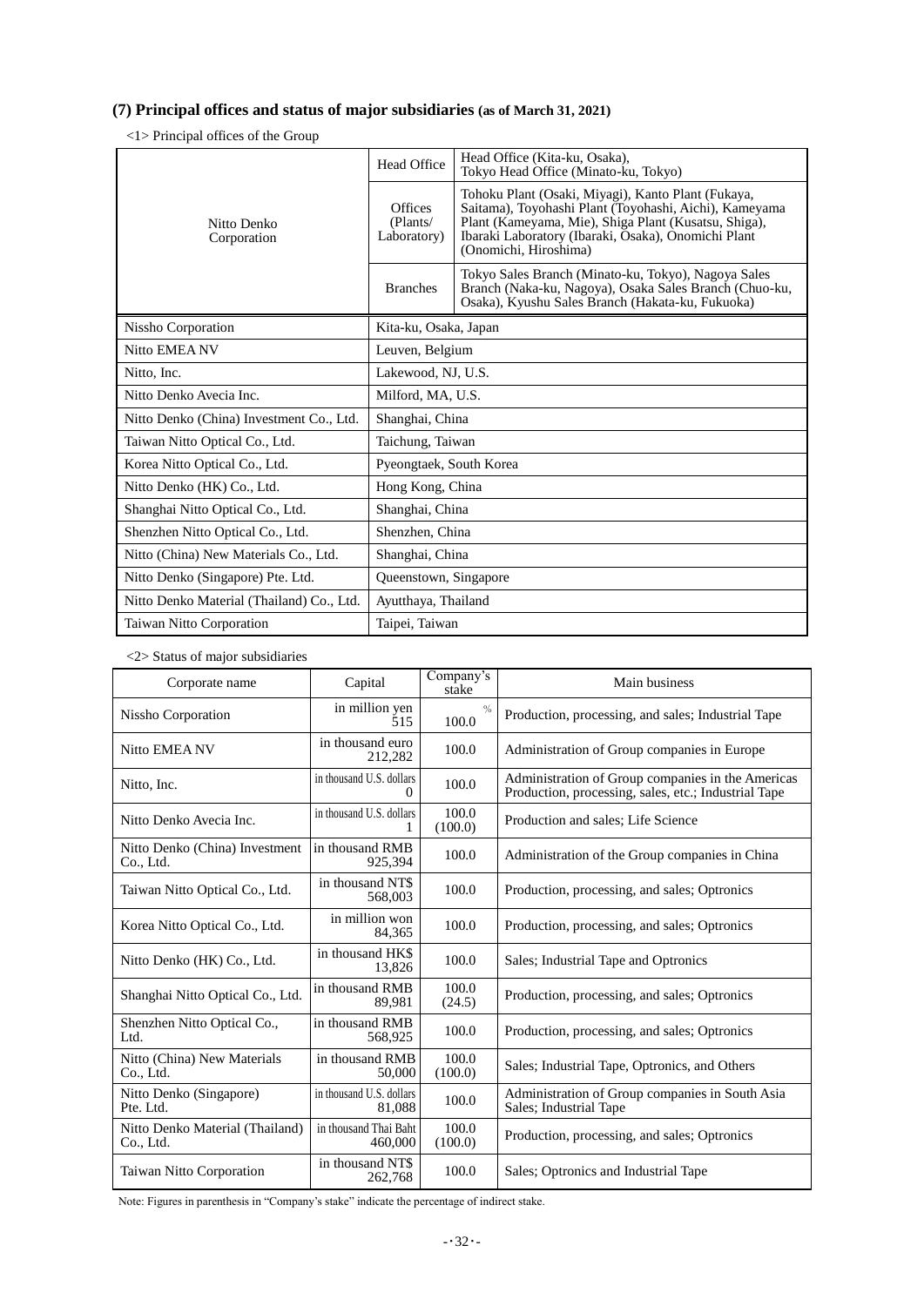## (7) Principal offices and status of major subsidiaries (as of March 31, 2021)

<1> Principal offices of the Group

| | | |
|---|---|---|
| Nitto Denko Corporation | Head Office | Head Office (Kita-ku, Osaka), Tokyo Head Office (Minato-ku, Tokyo) |
| | Offices (Plants/ Laboratory) | Tohoku Plant (Osaki, Miyagi), Kanto Plant (Fukaya, Saitama), Toyohashi Plant (Toyohashi, Aichi), Kameyama Plant (Kameyama, Mie), Shiga Plant (Kusatsu, Shiga), Ibaraki Laboratory (Ibaraki, Osaka), Onomichi Plant (Onomichi, Hiroshima) |
| | Branches | Tokyo Sales Branch (Minato-ku, Tokyo), Nagoya Sales Branch (Naka-ku, Nagoya), Osaka Sales Branch (Chuo-ku, Osaka), Kyushu Sales Branch (Hakata-ku, Fukuoka) |
| Nissho Corporation | Kita-ku, Osaka, Japan | |
| Nitto EMEA NV | Leuven, Belgium | |
| Nitto, Inc. | Lakewood, NJ, U.S. | |
| Nitto Denko Avecia Inc. | Milford, MA, U.S. | |
| Nitto Denko (China) Investment Co., Ltd. | Shanghai, China | |
| Taiwan Nitto Optical Co., Ltd. | Taichung, Taiwan | |
| Korea Nitto Optical Co., Ltd. | Pyeongtaek, South Korea | |
| Nitto Denko (HK) Co., Ltd. | Hong Kong, China | |
| Shanghai Nitto Optical Co., Ltd. | Shanghai, China | |
| Shenzhen Nitto Optical Co., Ltd. | Shenzhen, China | |
| Nitto (China) New Materials Co., Ltd. | Shanghai, China | |
| Nitto Denko (Singapore) Pte. Ltd. | Queenstown, Singapore | |
| Nitto Denko Material (Thailand) Co., Ltd. | Ayutthaya, Thailand | |
| Taiwan Nitto Corporation | Taipei, Taiwan | |

<2> Status of major subsidiaries

| Corporate name | Capital | Company's stake | Main business |
|---|---|---|---|
| Nissho Corporation | in million yen 515 | % 100.0 | Production, processing, and sales; Industrial Tape |
| Nitto EMEA NV | in thousand euro 212,282 | 100.0 | Administration of Group companies in Europe |
| Nitto, Inc. | in thousand U.S. dollars 0 | 100.0 | Administration of Group companies in the Americas Production, processing, sales, etc.; Industrial Tape |
| Nitto Denko Avecia Inc. | in thousand U.S. dollars 1 | 100.0 (100.0) | Production and sales; Life Science |
| Nitto Denko (China) Investment Co., Ltd. | in thousand RMB 925,394 | 100.0 | Administration of the Group companies in China |
| Taiwan Nitto Optical Co., Ltd. | in thousand NT$ 568,003 | 100.0 | Production, processing, and sales; Optronics |
| Korea Nitto Optical Co., Ltd. | in million won 84,365 | 100.0 | Production, processing, and sales; Optronics |
| Nitto Denko (HK) Co., Ltd. | in thousand HK$ 13,826 | 100.0 | Sales; Industrial Tape and Optronics |
| Shanghai Nitto Optical Co., Ltd. | in thousand RMB 89,981 | 100.0 (24.5) | Production, processing, and sales; Optronics |
| Shenzhen Nitto Optical Co., Ltd. | in thousand RMB 568,925 | 100.0 | Production, processing, and sales; Optronics |
| Nitto (China) New Materials Co., Ltd. | in thousand RMB 50,000 | 100.0 (100.0) | Sales; Industrial Tape, Optronics, and Others |
| Nitto Denko (Singapore) Pte. Ltd. | in thousand U.S. dollars 81,088 | 100.0 | Administration of Group companies in South Asia Sales; Industrial Tape |
| Nitto Denko Material (Thailand) Co., Ltd. | in thousand Thai Baht 460,000 | 100.0 (100.0) | Production, processing, and sales; Optronics |
| Taiwan Nitto Corporation | in thousand NT$ 262,768 | 100.0 | Sales; Optronics and Industrial Tape |

Note: Figures in parenthesis in "Company's stake" indicate the percentage of indirect stake.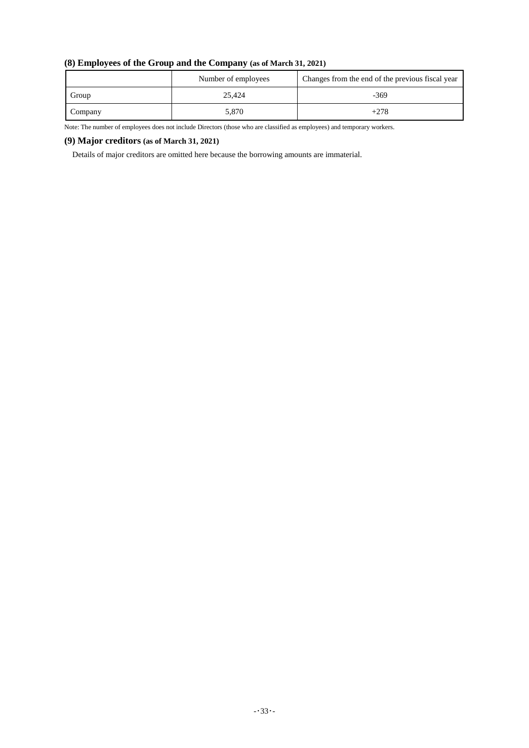### (8) Employees of the Group and the Company (as of March 31, 2021)

| | Number of employees | Changes from the end of the previous fiscal year |
|---|---|---|
| Group | 25,424 | -369 |
| Company | 5,870 | +278 |

Note: The number of employees does not include Directors (those who are classified as employees) and temporary workers.

### (9) Major creditors (as of March 31, 2021)

Details of major creditors are omitted here because the borrowing amounts are immaterial.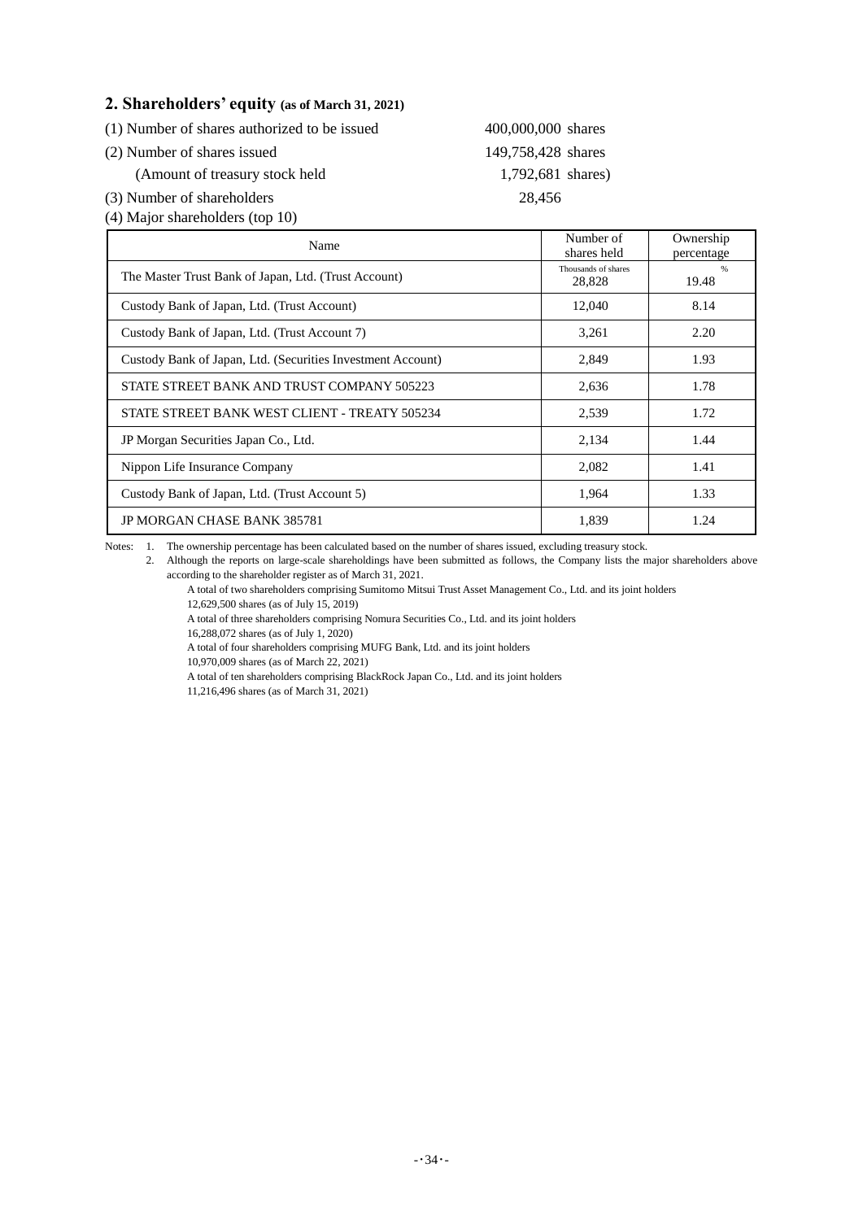## 2. Shareholders' equity (as of March 31, 2021)

(1) Number of shares authorized to be issued 400,000,000 shares

(2) Number of shares issued 149,758,428 shares

(Amount of treasury stock held 1,792,681 shares)

(3) Number of shareholders 28,456

(4) Major shareholders (top 10)

| Name | Number of shares held | Ownership percentage |
|---|---|---|
| | Thousands of shares | % |
| The Master Trust Bank of Japan, Ltd. (Trust Account) | 28,828 | 19.48 |
| Custody Bank of Japan, Ltd. (Trust Account) | 12,040 | 8.14 |
| Custody Bank of Japan, Ltd. (Trust Account 7) | 3,261 | 2.20 |
| Custody Bank of Japan, Ltd. (Securities Investment Account) | 2,849 | 1.93 |
| STATE STREET BANK AND TRUST COMPANY 505223 | 2,636 | 1.78 |
| STATE STREET BANK WEST CLIENT - TREATY 505234 | 2,539 | 1.72 |
| JP Morgan Securities Japan Co., Ltd. | 2,134 | 1.44 |
| Nippon Life Insurance Company | 2,082 | 1.41 |
| Custody Bank of Japan, Ltd. (Trust Account 5) | 1,964 | 1.33 |
| JP MORGAN CHASE BANK 385781 | 1,839 | 1.24 |

Notes:
1. The ownership percentage has been calculated based on the number of shares issued, excluding treasury stock.
2. Although the reports on large-scale shareholdings have been submitted as follows, the Company lists the major shareholders above according to the shareholder register as of March 31, 2021.

   A total of two shareholders comprising Sumitomo Mitsui Trust Asset Management Co., Ltd. and its joint holders
   12,629,500 shares (as of July 15, 2019)

   A total of three shareholders comprising Nomura Securities Co., Ltd. and its joint holders
   16,288,072 shares (as of July 1, 2020)

   A total of four shareholders comprising MUFG Bank, Ltd. and its joint holders
   10,970,009 shares (as of March 22, 2021)

   A total of ten shareholders comprising BlackRock Japan Co., Ltd. and its joint holders
   11,216,496 shares (as of March 31, 2021)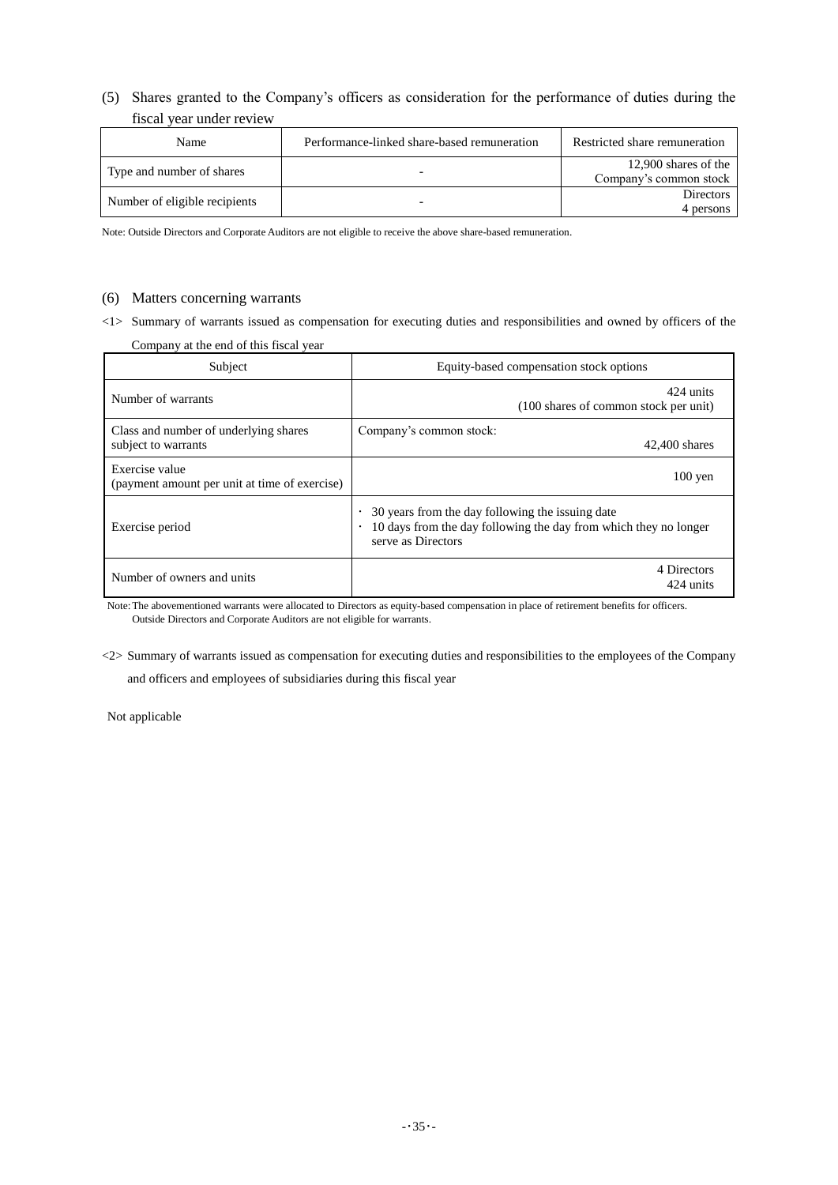### (5) Shares granted to the Company's officers as consideration for the performance of duties during the fiscal year under review

| Name | Performance-linked share-based remuneration | Restricted share remuneration |
|---|---|---|
| Type and number of shares | - | 12,900 shares of the Company's common stock |
| Number of eligible recipients | - | Directors 4 persons |

Note: Outside Directors and Corporate Auditors are not eligible to receive the above share-based remuneration.

### (6) Matters concerning warrants

<1> Summary of warrants issued as compensation for executing duties and responsibilities and owned by officers of the Company at the end of this fiscal year

| Subject | Equity-based compensation stock options |
|---|---|
| Number of warrants | 424 units (100 shares of common stock per unit) |
| Class and number of underlying shares subject to warrants | Company's common stock: 42,400 shares |
| Exercise value (payment amount per unit at time of exercise) | 100 yen |
| Exercise period | ・ 30 years from the day following the issuing date<br>・ 10 days from the day following the day from which they no longer serve as Directors |
| Number of owners and units | 4 Directors 424 units |

Note: The abovementioned warrants were allocated to Directors as equity-based compensation in place of retirement benefits for officers. Outside Directors and Corporate Auditors are not eligible for warrants.

<2> Summary of warrants issued as compensation for executing duties and responsibilities to the employees of the Company and officers and employees of subsidiaries during this fiscal year

Not applicable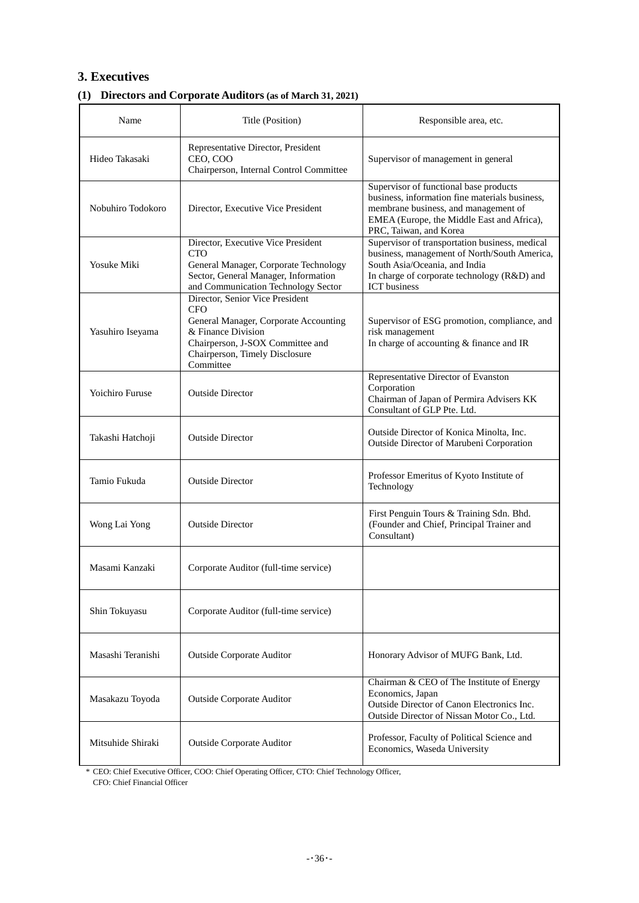## 3. Executives

### (1) Directors and Corporate Auditors (as of March 31, 2021)

| Name | Title (Position) | Responsible area, etc. |
|---|---|---|
| Hideo Takasaki | Representative Director, President<br>CEO, COO<br>Chairperson, Internal Control Committee | Supervisor of management in general |
| Nobuhiro Todokoro | Director, Executive Vice President | Supervisor of functional base products business, information fine materials business, membrane business, and management of EMEA (Europe, the Middle East and Africa), PRC, Taiwan, and Korea |
| Yosuke Miki | Director, Executive Vice President<br>CTO<br>General Manager, Corporate Technology Sector, General Manager, Information and Communication Technology Sector | Supervisor of transportation business, medical business, management of North/South America, South Asia/Oceania, and India<br>In charge of corporate technology (R&D) and ICT business |
| Yasuhiro Iseyama | Director, Senior Vice President<br>CFO<br>General Manager, Corporate Accounting & Finance Division<br>Chairperson, J-SOX Committee and Chairperson, Timely Disclosure Committee | Supervisor of ESG promotion, compliance, and risk management<br>In charge of accounting & finance and IR |
| Yoichiro Furuse | Outside Director | Representative Director of Evanston Corporation<br>Chairman of Japan of Permira Advisers KK<br>Consultant of GLP Pte. Ltd. |
| Takashi Hatchoji | Outside Director | Outside Director of Konica Minolta, Inc.<br>Outside Director of Marubeni Corporation |
| Tamio Fukuda | Outside Director | Professor Emeritus of Kyoto Institute of Technology |
| Wong Lai Yong | Outside Director | First Penguin Tours & Training Sdn. Bhd. (Founder and Chief, Principal Trainer and Consultant) |
| Masami Kanzaki | Corporate Auditor (full-time service) | |
| Shin Tokuyasu | Corporate Auditor (full-time service) | |
| Masashi Teranishi | Outside Corporate Auditor | Honorary Advisor of MUFG Bank, Ltd. |
| Masakazu Toyoda | Outside Corporate Auditor | Chairman & CEO of The Institute of Energy Economics, Japan<br>Outside Director of Canon Electronics Inc.<br>Outside Director of Nissan Motor Co., Ltd. |
| Mitsuhide Shiraki | Outside Corporate Auditor | Professor, Faculty of Political Science and Economics, Waseda University |

* CEO: Chief Executive Officer, COO: Chief Operating Officer, CTO: Chief Technology Officer, CFO: Chief Financial Officer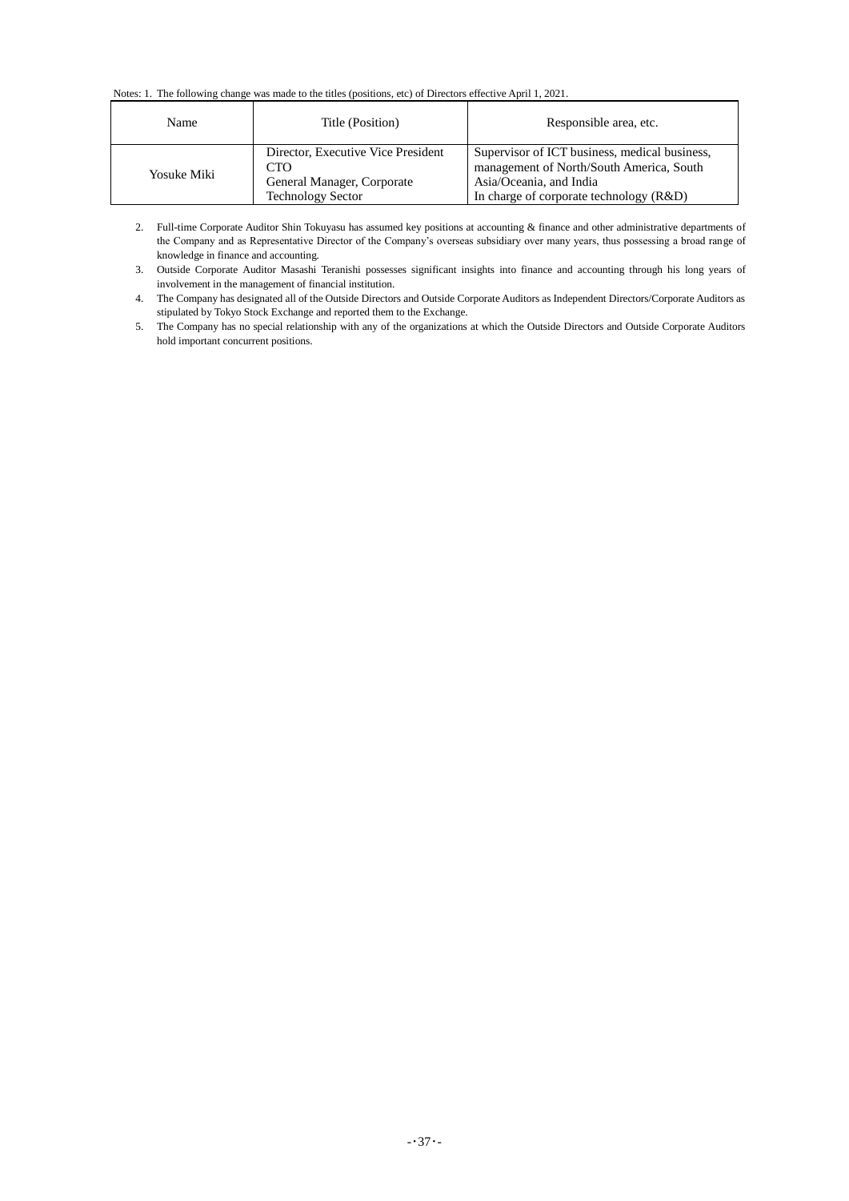Notes: 1. The following change was made to the titles (positions, etc) of Directors effective April 1, 2021.

| Name | Title (Position) | Responsible area, etc. |
|---|---|---|
| Yosuke Miki | Director, Executive Vice President<br>CTO<br>General Manager, Corporate Technology Sector | Supervisor of ICT business, medical business, management of North/South America, South Asia/Oceania, and India<br>In charge of corporate technology (R&D) |

2. Full-time Corporate Auditor Shin Tokuyasu has assumed key positions at accounting & finance and other administrative departments of the Company and as Representative Director of the Company's overseas subsidiary over many years, thus possessing a broad range of knowledge in finance and accounting.
3. Outside Corporate Auditor Masashi Teranishi possesses significant insights into finance and accounting through his long years of involvement in the management of financial institution.
4. The Company has designated all of the Outside Directors and Outside Corporate Auditors as Independent Directors/Corporate Auditors as stipulated by Tokyo Stock Exchange and reported them to the Exchange.
5. The Company has no special relationship with any of the organizations at which the Outside Directors and Outside Corporate Auditors hold important concurrent positions.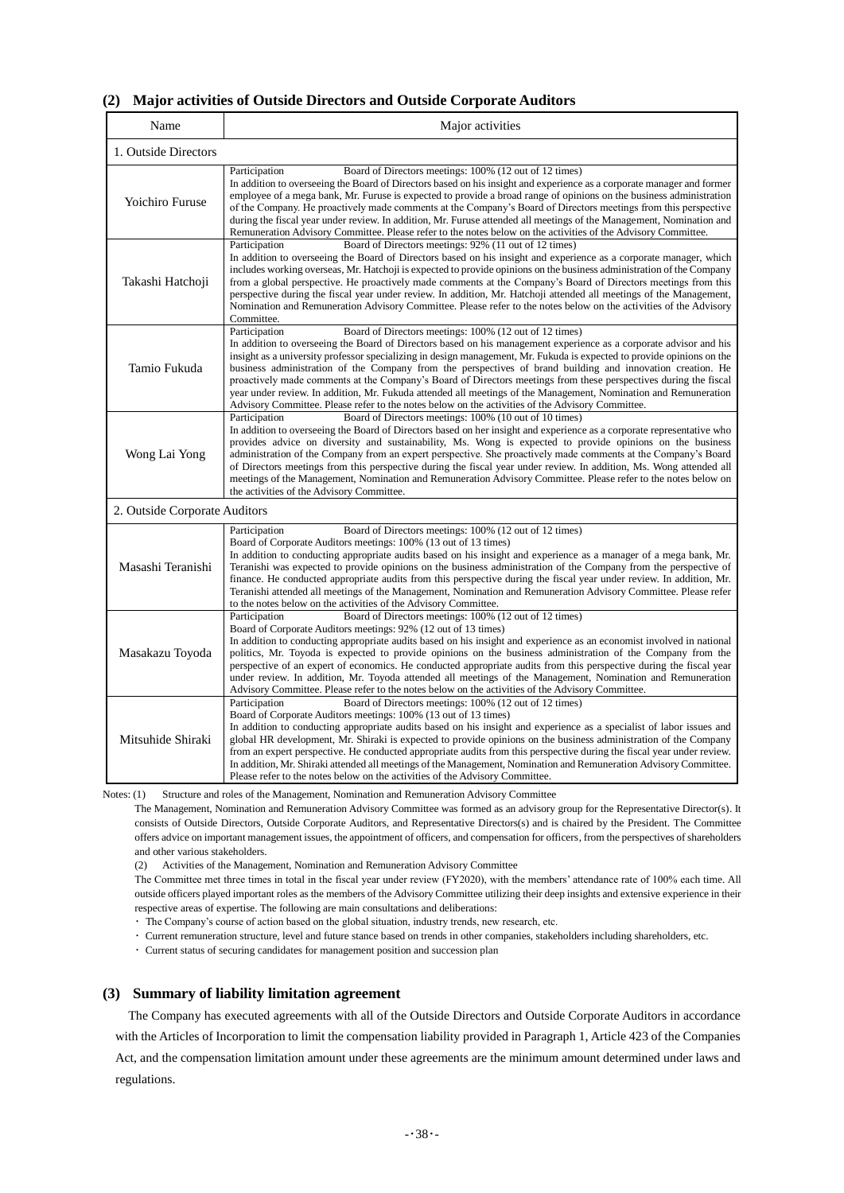### (2) Major activities of Outside Directors and Outside Corporate Auditors

| Name | Major activities |
|---|---|
| 1. Outside Directors | |
| Yoichiro Furuse | Participation Board of Directors meetings: 100% (12 out of 12 times)<br>In addition to overseeing the Board of Directors based on his insight and experience as a corporate manager and former employee of a mega bank, Mr. Furuse is expected to provide a broad range of opinions on the business administration of the Company. He proactively made comments at the Company's Board of Directors meetings from this perspective during the fiscal year under review. In addition, Mr. Furuse attended all meetings of the Management, Nomination and Remuneration Advisory Committee. Please refer to the notes below on the activities of the Advisory Committee. |
| Takashi Hatchoji | Participation Board of Directors meetings: 92% (11 out of 12 times)<br>In addition to overseeing the Board of Directors based on his insight and experience as a corporate manager, which includes working overseas, Mr. Hatchoji is expected to provide opinions on the business administration of the Company from a global perspective. He proactively made comments at the Company's Board of Directors meetings from this perspective during the fiscal year under review. In addition, Mr. Hatchoji attended all meetings of the Management, Nomination and Remuneration Advisory Committee. Please refer to the notes below on the activities of the Advisory Committee. |
| Tamio Fukuda | Participation Board of Directors meetings: 100% (12 out of 12 times)<br>In addition to overseeing the Board of Directors based on his management experience as a corporate advisor and his insight as a university professor specializing in design management, Mr. Fukuda is expected to provide opinions on the business administration of the Company from the perspectives of brand building and innovation creation. He proactively made comments at the Company's Board of Directors meetings from these perspectives during the fiscal year under review. In addition, Mr. Fukuda attended all meetings of the Management, Nomination and Remuneration Advisory Committee. Please refer to the notes below on the activities of the Advisory Committee. |
| Wong Lai Yong | Participation Board of Directors meetings: 100% (10 out of 10 times)<br>In addition to overseeing the Board of Directors based on her insight and experience as a corporate representative who provides advice on diversity and sustainability, Ms. Wong is expected to provide opinions on the business administration of the Company from an expert perspective. She proactively made comments at the Company's Board of Directors meetings from this perspective during the fiscal year under review. In addition, Ms. Wong attended all meetings of the Management, Nomination and Remuneration Advisory Committee. Please refer to the notes below on the activities of the Advisory Committee. |
| 2. Outside Corporate Auditors | |
| Masashi Teranishi | Participation Board of Directors meetings: 100% (12 out of 12 times)<br>Board of Corporate Auditors meetings: 100% (13 out of 13 times)<br>In addition to conducting appropriate audits based on his insight and experience as a manager of a mega bank, Mr. Teranishi was expected to provide opinions on the business administration of the Company from the perspective of finance. He conducted appropriate audits from this perspective during the fiscal year under review. In addition, Mr. Teranishi attended all meetings of the Management, Nomination and Remuneration Advisory Committee. Please refer to the notes below on the activities of the Advisory Committee. |
| Masakazu Toyoda | Participation Board of Directors meetings: 100% (12 out of 12 times)<br>Board of Corporate Auditors meetings: 92% (12 out of 13 times)<br>In addition to conducting appropriate audits based on his insight and experience as an economist involved in national politics, Mr. Toyoda is expected to provide opinions on the business administration of the Company from the perspective of an expert of economics. He conducted appropriate audits from this perspective during the fiscal year under review. In addition, Mr. Toyoda attended all meetings of the Management, Nomination and Remuneration Advisory Committee. Please refer to the notes below on the activities of the Advisory Committee. |
| Mitsuhide Shiraki | Participation Board of Directors meetings: 100% (12 out of 12 times)<br>Board of Corporate Auditors meetings: 100% (13 out of 13 times)<br>In addition to conducting appropriate audits based on his insight and experience as a specialist of labor issues and global HR development, Mr. Shiraki is expected to provide opinions on the business administration of the Company from an expert perspective. He conducted appropriate audits from this perspective during the fiscal year under review. In addition, Mr. Shiraki attended all meetings of the Management, Nomination and Remuneration Advisory Committee. Please refer to the notes below on the activities of the Advisory Committee. |

Notes: (1) Structure and roles of the Management, Nomination and Remuneration Advisory Committee

The Management, Nomination and Remuneration Advisory Committee was formed as an advisory group for the Representative Director(s). It consists of Outside Directors, Outside Corporate Auditors, and Representative Directors(s) and is chaired by the President. The Committee offers advice on important management issues, the appointment of officers, and compensation for officers, from the perspectives of shareholders and other various stakeholders.

(2) Activities of the Management, Nomination and Remuneration Advisory Committee

The Committee met three times in total in the fiscal year under review (FY2020), with the members' attendance rate of 100% each time. All outside officers played important roles as the members of the Advisory Committee utilizing their deep insights and extensive experience in their respective areas of expertise. The following are main consultations and deliberations:

- The Company's course of action based on the global situation, industry trends, new research, etc.
- Current remuneration structure, level and future stance based on trends in other companies, stakeholders including shareholders, etc.
- Current status of securing candidates for management position and succession plan

### (3) Summary of liability limitation agreement

The Company has executed agreements with all of the Outside Directors and Outside Corporate Auditors in accordance with the Articles of Incorporation to limit the compensation liability provided in Paragraph 1, Article 423 of the Companies Act, and the compensation limitation amount under these agreements are the minimum amount determined under laws and regulations.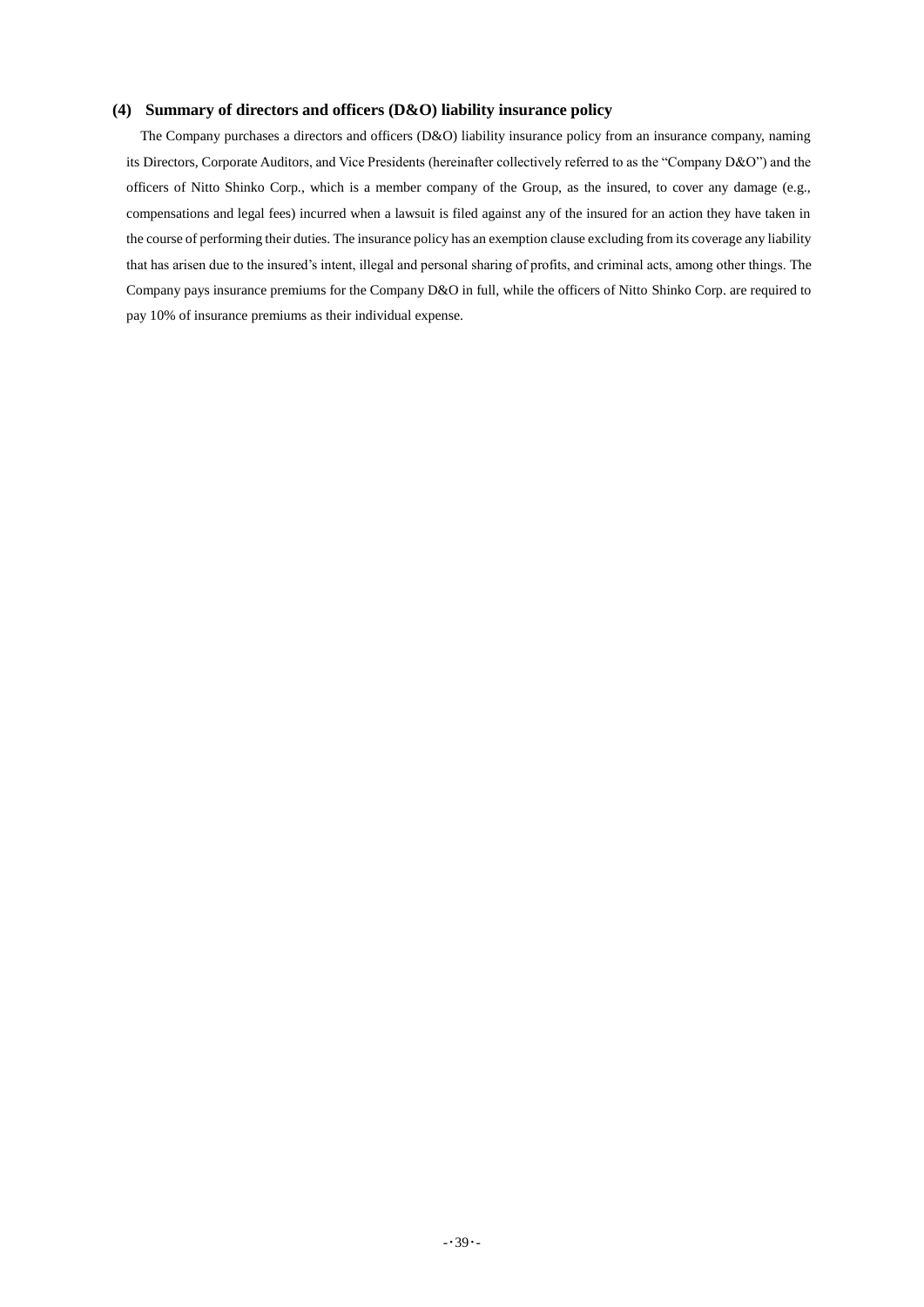### (4) Summary of directors and officers (D&O) liability insurance policy

The Company purchases a directors and officers (D&O) liability insurance policy from an insurance company, naming its Directors, Corporate Auditors, and Vice Presidents (hereinafter collectively referred to as the "Company D&O") and the officers of Nitto Shinko Corp., which is a member company of the Group, as the insured, to cover any damage (e.g., compensations and legal fees) incurred when a lawsuit is filed against any of the insured for an action they have taken in the course of performing their duties. The insurance policy has an exemption clause excluding from its coverage any liability that has arisen due to the insured's intent, illegal and personal sharing of profits, and criminal acts, among other things. The Company pays insurance premiums for the Company D&O in full, while the officers of Nitto Shinko Corp. are required to pay 10% of insurance premiums as their individual expense.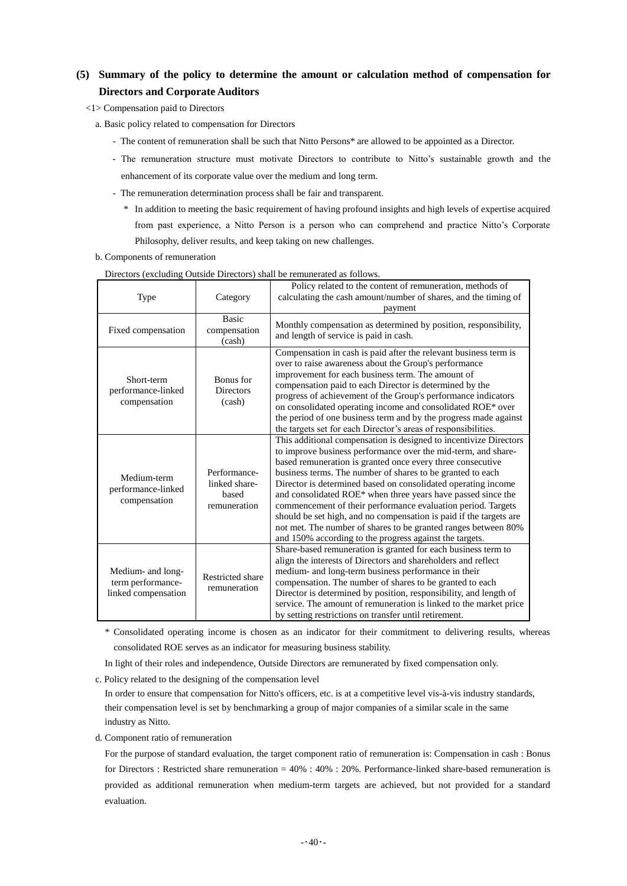## (5) Summary of the policy to determine the amount or calculation method of compensation for Directors and Corporate Auditors

<1> Compensation paid to Directors

a. Basic policy related to compensation for Directors

- The content of remuneration shall be such that Nitto Persons* are allowed to be appointed as a Director.
- The remuneration structure must motivate Directors to contribute to Nitto's sustainable growth and the enhancement of its corporate value over the medium and long term.
- The remuneration determination process shall be fair and transparent.

\* In addition to meeting the basic requirement of having profound insights and high levels of expertise acquired from past experience, a Nitto Person is a person who can comprehend and practice Nitto's Corporate Philosophy, deliver results, and keep taking on new challenges.

b. Components of remuneration

Directors (excluding Outside Directors) shall be remunerated as follows.

| Type | Category | Policy related to the content of remuneration, methods of calculating the cash amount/number of shares, and the timing of payment |
|---|---|---|
| Fixed compensation | Basic compensation (cash) | Monthly compensation as determined by position, responsibility, and length of service is paid in cash. |
| Short-term performance-linked compensation | Bonus for Directors (cash) | Compensation in cash is paid after the relevant business term is over to raise awareness about the Group's performance improvement for each business term. The amount of compensation paid to each Director is determined by the progress of achievement of the Group's performance indicators on consolidated operating income and consolidated ROE* over the period of one business term and by the progress made against the targets set for each Director's areas of responsibilities. |
| Medium-term performance-linked compensation | Performance-linked share-based remuneration | This additional compensation is designed to incentivize Directors to improve business performance over the mid-term, and share-based remuneration is granted once every three consecutive business terms. The number of shares to be granted to each Director is determined based on consolidated operating income and consolidated ROE* when three years have passed since the commencement of their performance evaluation period. Targets should be set high, and no compensation is paid if the targets are not met. The number of shares to be granted ranges between 80% and 150% according to the progress against the targets. |
| Medium- and long-term performance-linked compensation | Restricted share remuneration | Share-based remuneration is granted for each business term to align the interests of Directors and shareholders and reflect medium- and long-term business performance in their compensation. The number of shares to be granted to each Director is determined by position, responsibility, and length of service. The amount of remuneration is linked to the market price by setting restrictions on transfer until retirement. |

\* Consolidated operating income is chosen as an indicator for their commitment to delivering results, whereas consolidated ROE serves as an indicator for measuring business stability.

In light of their roles and independence, Outside Directors are remunerated by fixed compensation only.

c. Policy related to the designing of the compensation level

In order to ensure that compensation for Nitto's officers, etc. is at a competitive level vis-à-vis industry standards, their compensation level is set by benchmarking a group of major companies of a similar scale in the same industry as Nitto.

d. Component ratio of remuneration

For the purpose of standard evaluation, the target component ratio of remuneration is: Compensation in cash : Bonus for Directors : Restricted share remuneration = 40% : 40% : 20%. Performance-linked share-based remuneration is provided as additional remuneration when medium-term targets are achieved, but not provided for a standard evaluation.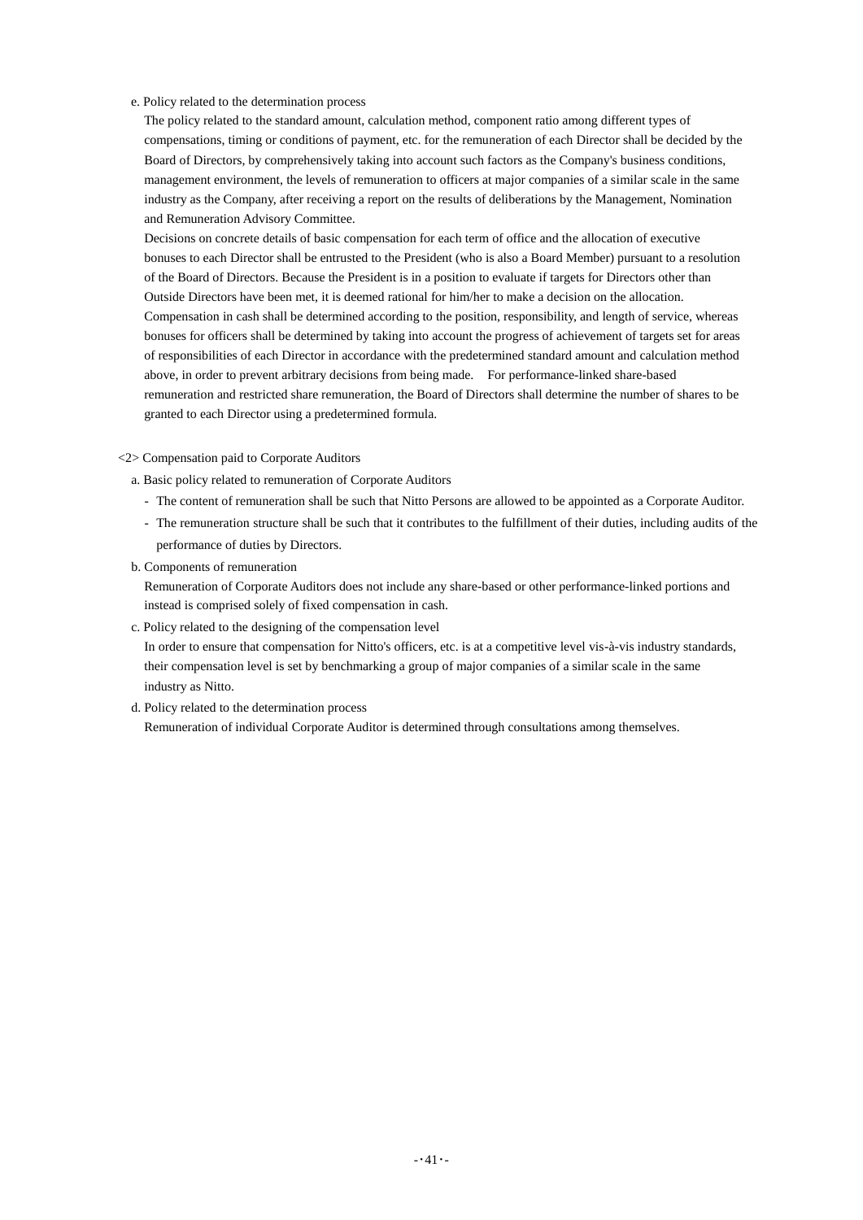e. Policy related to the determination process

The policy related to the standard amount, calculation method, component ratio among different types of compensations, timing or conditions of payment, etc. for the remuneration of each Director shall be decided by the Board of Directors, by comprehensively taking into account such factors as the Company's business conditions, management environment, the levels of remuneration to officers at major companies of a similar scale in the same industry as the Company, after receiving a report on the results of deliberations by the Management, Nomination and Remuneration Advisory Committee.

Decisions on concrete details of basic compensation for each term of office and the allocation of executive bonuses to each Director shall be entrusted to the President (who is also a Board Member) pursuant to a resolution of the Board of Directors. Because the President is in a position to evaluate if targets for Directors other than Outside Directors have been met, it is deemed rational for him/her to make a decision on the allocation. Compensation in cash shall be determined according to the position, responsibility, and length of service, whereas bonuses for officers shall be determined by taking into account the progress of achievement of targets set for areas of responsibilities of each Director in accordance with the predetermined standard amount and calculation method above, in order to prevent arbitrary decisions from being made. For performance-linked share-based remuneration and restricted share remuneration, the Board of Directors shall determine the number of shares to be granted to each Director using a predetermined formula.

<2> Compensation paid to Corporate Auditors

a. Basic policy related to remuneration of Corporate Auditors

- The content of remuneration shall be such that Nitto Persons are allowed to be appointed as a Corporate Auditor.
- The remuneration structure shall be such that it contributes to the fulfillment of their duties, including audits of the performance of duties by Directors.

b. Components of remuneration

Remuneration of Corporate Auditors does not include any share-based or other performance-linked portions and instead is comprised solely of fixed compensation in cash.

c. Policy related to the designing of the compensation level

In order to ensure that compensation for Nitto's officers, etc. is at a competitive level vis-à-vis industry standards, their compensation level is set by benchmarking a group of major companies of a similar scale in the same industry as Nitto.

d. Policy related to the determination process

Remuneration of individual Corporate Auditor is determined through consultations among themselves.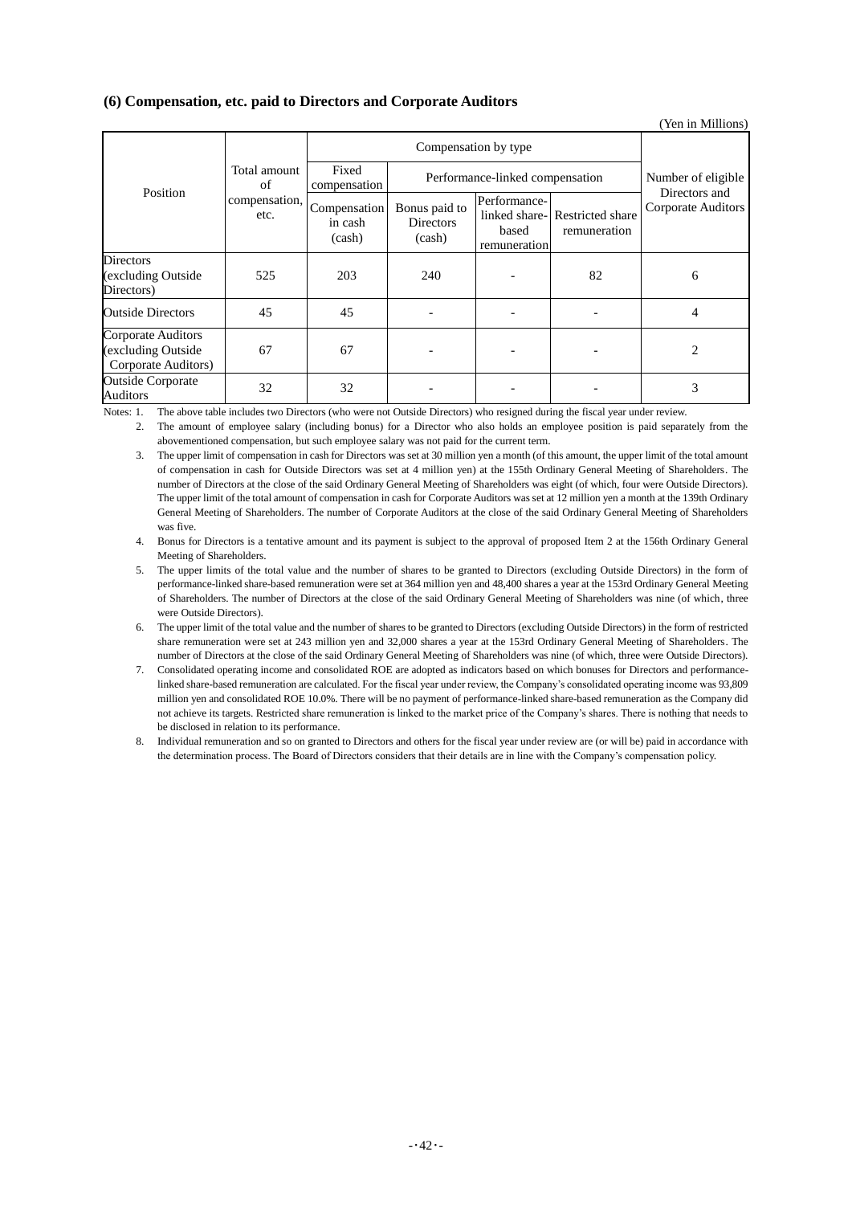### (6) Compensation, etc. paid to Directors and Corporate Auditors

(Yen in Millions)

| Position | Total amount of compensation, etc. | Compensation by type | | | | Number of eligible Directors and Corporate Auditors |
|---|---|---|---|---|---|---|
| | | Fixed compensation | Performance-linked compensation | | | |
| | | Compensation in cash (cash) | Bonus paid to Directors (cash) | Performance-linked share-based remuneration | Restricted share remuneration | |
| Directors (excluding Outside Directors) | 525 | 203 | 240 | - | 82 | 6 |
| Outside Directors | 45 | 45 | - | - | - | 4 |
| Corporate Auditors (excluding Outside Corporate Auditors) | 67 | 67 | - | - | - | 2 |
| Outside Corporate Auditors | 32 | 32 | - | - | - | 3 |

Notes:

1. The above table includes two Directors (who were not Outside Directors) who resigned during the fiscal year under review.
2. The amount of employee salary (including bonus) for a Director who also holds an employee position is paid separately from the abovementioned compensation, but such employee salary was not paid for the current term.
3. The upper limit of compensation in cash for Directors was set at 30 million yen a month (of this amount, the upper limit of the total amount of compensation in cash for Outside Directors was set at 4 million yen) at the 155th Ordinary General Meeting of Shareholders. The number of Directors at the close of the said Ordinary General Meeting of Shareholders was eight (of which, four were Outside Directors). The upper limit of the total amount of compensation in cash for Corporate Auditors was set at 12 million yen a month at the 139th Ordinary General Meeting of Shareholders. The number of Corporate Auditors at the close of the said Ordinary General Meeting of Shareholders was five.
4. Bonus for Directors is a tentative amount and its payment is subject to the approval of proposed Item 2 at the 156th Ordinary General Meeting of Shareholders.
5. The upper limits of the total value and the number of shares to be granted to Directors (excluding Outside Directors) in the form of performance-linked share-based remuneration were set at 364 million yen and 48,400 shares a year at the 153rd Ordinary General Meeting of Shareholders. The number of Directors at the close of the said Ordinary General Meeting of Shareholders was nine (of which, three were Outside Directors).
6. The upper limit of the total value and the number of shares to be granted to Directors (excluding Outside Directors) in the form of restricted share remuneration were set at 243 million yen and 32,000 shares a year at the 153rd Ordinary General Meeting of Shareholders. The number of Directors at the close of the said Ordinary General Meeting of Shareholders was nine (of which, three were Outside Directors).
7. Consolidated operating income and consolidated ROE are adopted as indicators based on which bonuses for Directors and performance-linked share-based remuneration are calculated. For the fiscal year under review, the Company's consolidated operating income was 93,809 million yen and consolidated ROE 10.0%. There will be no payment of performance-linked share-based remuneration as the Company did not achieve its targets. Restricted share remuneration is linked to the market price of the Company's shares. There is nothing that needs to be disclosed in relation to its performance.
8. Individual remuneration and so on granted to Directors and others for the fiscal year under review are (or will be) paid in accordance with the determination process. The Board of Directors considers that their details are in line with the Company's compensation policy.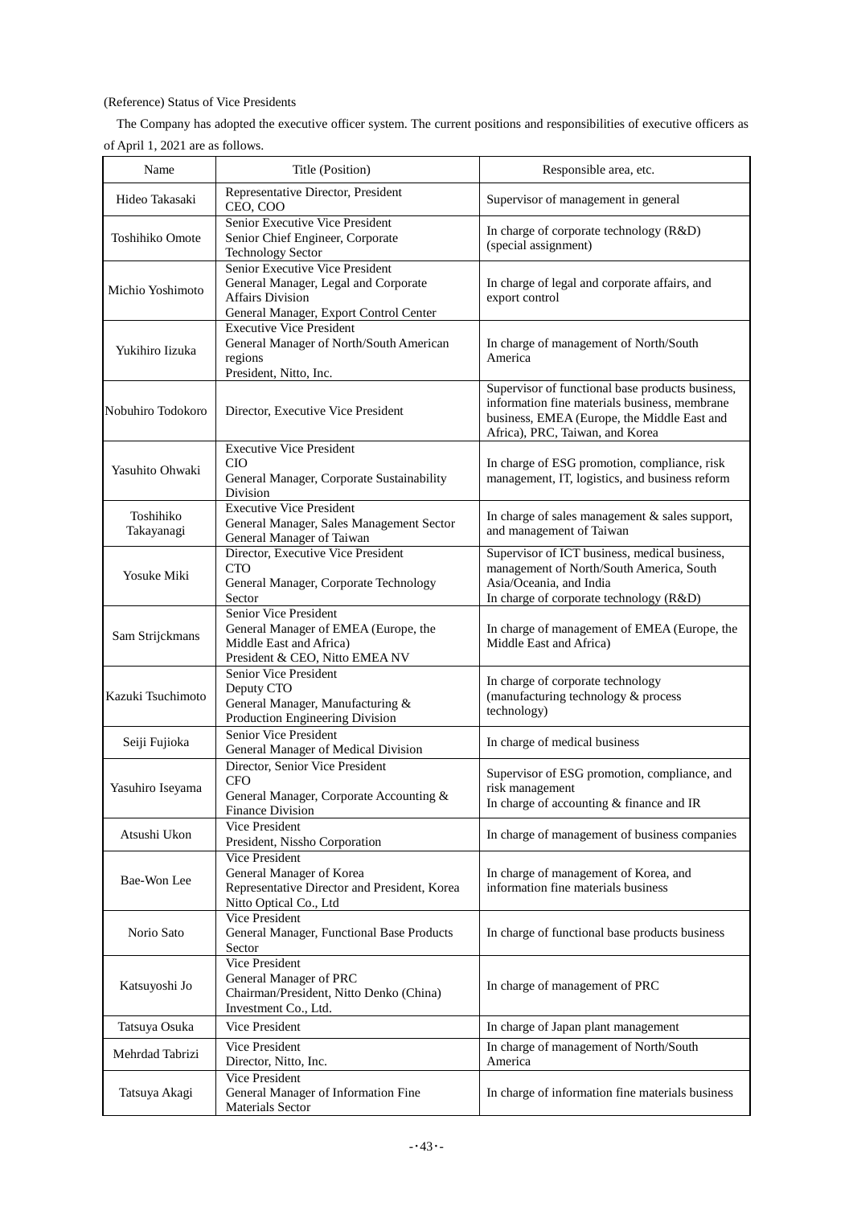(Reference) Status of Vice Presidents

The Company has adopted the executive officer system. The current positions and responsibilities of executive officers as of April 1, 2021 are as follows.

| Name | Title (Position) | Responsible area, etc. |
|---|---|---|
| Hideo Takasaki | Representative Director, President<br>CEO, COO | Supervisor of management in general |
| Toshihiko Omote | Senior Executive Vice President<br>Senior Chief Engineer, Corporate Technology Sector | In charge of corporate technology (R&D) (special assignment) |
| Michio Yoshimoto | Senior Executive Vice President<br>General Manager, Legal and Corporate Affairs Division<br>General Manager, Export Control Center | In charge of legal and corporate affairs, and export control |
| Yukihiro Iizuka | Executive Vice President<br>General Manager of North/South American regions<br>President, Nitto, Inc. | In charge of management of North/South America |
| Nobuhiro Todokoro | Director, Executive Vice President | Supervisor of functional base products business, information fine materials business, membrane business, EMEA (Europe, the Middle East and Africa), PRC, Taiwan, and Korea |
| Yasuhito Ohwaki | Executive Vice President<br>CIO<br>General Manager, Corporate Sustainability Division | In charge of ESG promotion, compliance, risk management, IT, logistics, and business reform |
| Toshihiko Takayanagi | Executive Vice President<br>General Manager, Sales Management Sector<br>General Manager of Taiwan | In charge of sales management & sales support, and management of Taiwan |
| Yosuke Miki | Director, Executive Vice President<br>CTO<br>General Manager, Corporate Technology Sector | Supervisor of ICT business, medical business, management of North/South America, South Asia/Oceania, and India<br>In charge of corporate technology (R&D) |
| Sam Strijckmans | Senior Vice President<br>General Manager of EMEA (Europe, the Middle East and Africa)<br>President & CEO, Nitto EMEA NV | In charge of management of EMEA (Europe, the Middle East and Africa) |
| Kazuki Tsuchimoto | Senior Vice President<br>Deputy CTO<br>General Manager, Manufacturing & Production Engineering Division | In charge of corporate technology (manufacturing technology & process technology) |
| Seiji Fujioka | Senior Vice President<br>General Manager of Medical Division | In charge of medical business |
| Yasuhiro Iseyama | Director, Senior Vice President<br>CFO<br>General Manager, Corporate Accounting & Finance Division | Supervisor of ESG promotion, compliance, and risk management<br>In charge of accounting & finance and IR |
| Atsushi Ukon | Vice President<br>President, Nissho Corporation | In charge of management of business companies |
| Bae-Won Lee | Vice President<br>General Manager of Korea<br>Representative Director and President, Korea Nitto Optical Co., Ltd | In charge of management of Korea, and information fine materials business |
| Norio Sato | Vice President<br>General Manager, Functional Base Products Sector | In charge of functional base products business |
| Katsuyoshi Jo | Vice President<br>General Manager of PRC<br>Chairman/President, Nitto Denko (China) Investment Co., Ltd. | In charge of management of PRC |
| Tatsuya Osuka | Vice President | In charge of Japan plant management |
| Mehrdad Tabrizi | Vice President<br>Director, Nitto, Inc. | In charge of management of North/South America |
| Tatsuya Akagi | Vice President<br>General Manager of Information Fine Materials Sector | In charge of information fine materials business |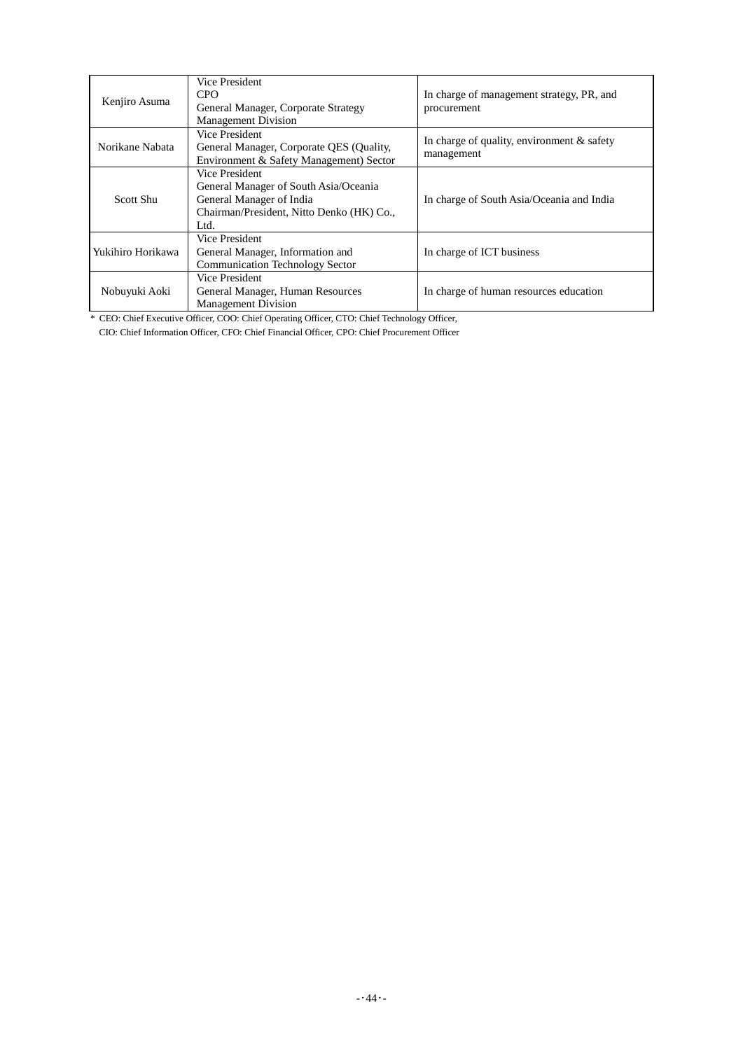| | | |
|---|---|---|
| Kenjiro Asuma | Vice President<br>CPO<br>General Manager, Corporate Strategy Management Division | In charge of management strategy, PR, and procurement |
| Norikane Nabata | Vice President<br>General Manager, Corporate QES (Quality, Environment & Safety Management) Sector | In charge of quality, environment & safety management |
| Scott Shu | Vice President<br>General Manager of South Asia/Oceania<br>General Manager of India<br>Chairman/President, Nitto Denko (HK) Co., Ltd. | In charge of South Asia/Oceania and India |
| Yukihiro Horikawa | Vice President<br>General Manager, Information and Communication Technology Sector | In charge of ICT business |
| Nobuyuki Aoki | Vice President<br>General Manager, Human Resources Management Division | In charge of human resources education |

* CEO: Chief Executive Officer, COO: Chief Operating Officer, CTO: Chief Technology Officer,
CIO: Chief Information Officer, CFO: Chief Financial Officer, CPO: Chief Procurement Officer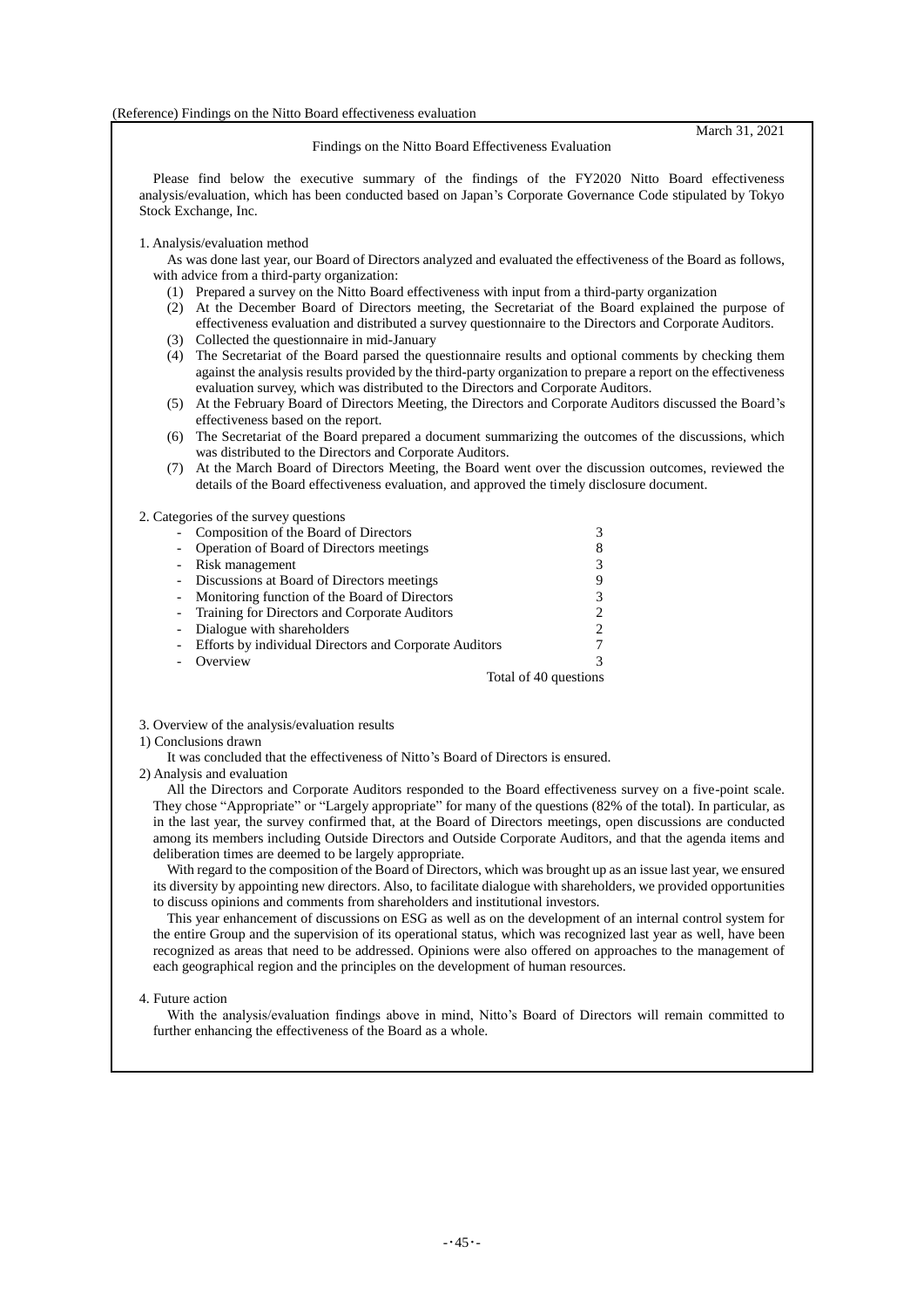(Reference) Findings on the Nitto Board effectiveness evaluation

March 31, 2021

## Findings on the Nitto Board Effectiveness Evaluation

Please find below the executive summary of the findings of the FY2020 Nitto Board effectiveness analysis/evaluation, which has been conducted based on Japan's Corporate Governance Code stipulated by Tokyo Stock Exchange, Inc.

### 1. Analysis/evaluation method

As was done last year, our Board of Directors analyzed and evaluated the effectiveness of the Board as follows, with advice from a third-party organization:

(1) Prepared a survey on the Nitto Board effectiveness with input from a third-party organization

(2) At the December Board of Directors meeting, the Secretariat of the Board explained the purpose of effectiveness evaluation and distributed a survey questionnaire to the Directors and Corporate Auditors.

(3) Collected the questionnaire in mid-January

(4) The Secretariat of the Board parsed the questionnaire results and optional comments by checking them against the analysis results provided by the third-party organization to prepare a report on the effectiveness evaluation survey, which was distributed to the Directors and Corporate Auditors.

(5) At the February Board of Directors Meeting, the Directors and Corporate Auditors discussed the Board's effectiveness based on the report.

(6) The Secretariat of the Board prepared a document summarizing the outcomes of the discussions, which was distributed to the Directors and Corporate Auditors.

(7) At the March Board of Directors Meeting, the Board went over the discussion outcomes, reviewed the details of the Board effectiveness evaluation, and approved the timely disclosure document.

### 2. Categories of the survey questions

| Category | Questions |
|---|---|
| - Composition of the Board of Directors | 3 |
| - Operation of Board of Directors meetings | 8 |
| - Risk management | 3 |
| - Discussions at Board of Directors meetings | 9 |
| - Monitoring function of the Board of Directors | 3 |
| - Training for Directors and Corporate Auditors | 2 |
| - Dialogue with shareholders | 2 |
| - Efforts by individual Directors and Corporate Auditors | 7 |
| - Overview | 3 |
| | Total of 40 questions |

### 3. Overview of the analysis/evaluation results

#### 1) Conclusions drawn

It was concluded that the effectiveness of Nitto's Board of Directors is ensured.

#### 2) Analysis and evaluation

All the Directors and Corporate Auditors responded to the Board effectiveness survey on a five-point scale. They chose "Appropriate" or "Largely appropriate" for many of the questions (82% of the total). In particular, as in the last year, the survey confirmed that, at the Board of Directors meetings, open discussions are conducted among its members including Outside Directors and Outside Corporate Auditors, and that the agenda items and deliberation times are deemed to be largely appropriate.

With regard to the composition of the Board of Directors, which was brought up as an issue last year, we ensured its diversity by appointing new directors. Also, to facilitate dialogue with shareholders, we provided opportunities to discuss opinions and comments from shareholders and institutional investors.

This year enhancement of discussions on ESG as well as on the development of an internal control system for the entire Group and the supervision of its operational status, which was recognized last year as well, have been recognized as areas that need to be addressed. Opinions were also offered on approaches to the management of each geographical region and the principles on the development of human resources.

### 4. Future action

With the analysis/evaluation findings above in mind, Nitto's Board of Directors will remain committed to further enhancing the effectiveness of the Board as a whole.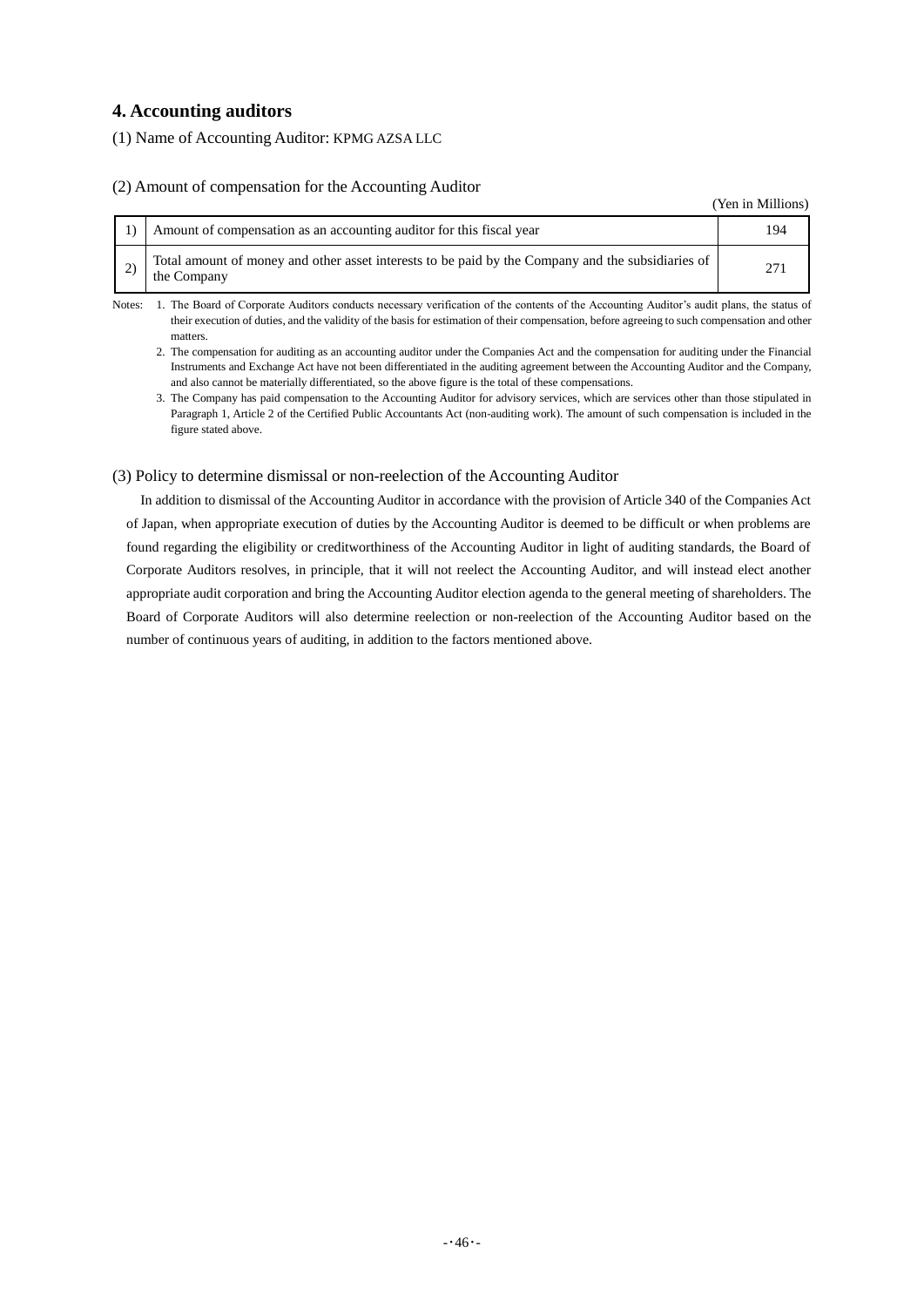## 4. Accounting auditors

(1) Name of Accounting Auditor: KPMG AZSA LLC

(2) Amount of compensation for the Accounting Auditor

(Yen in Millions)

| | | |
|---|---|---|
| 1) | Amount of compensation as an accounting auditor for this fiscal year | 194 |
| 2) | Total amount of money and other asset interests to be paid by the Company and the subsidiaries of the Company | 271 |

Notes:
1. The Board of Corporate Auditors conducts necessary verification of the contents of the Accounting Auditor's audit plans, the status of their execution of duties, and the validity of the basis for estimation of their compensation, before agreeing to such compensation and other matters.
2. The compensation for auditing as an accounting auditor under the Companies Act and the compensation for auditing under the Financial Instruments and Exchange Act have not been differentiated in the auditing agreement between the Accounting Auditor and the Company, and also cannot be materially differentiated, so the above figure is the total of these compensations.
3. The Company has paid compensation to the Accounting Auditor for advisory services, which are services other than those stipulated in Paragraph 1, Article 2 of the Certified Public Accountants Act (non-auditing work). The amount of such compensation is included in the figure stated above.

(3) Policy to determine dismissal or non-reelection of the Accounting Auditor

In addition to dismissal of the Accounting Auditor in accordance with the provision of Article 340 of the Companies Act of Japan, when appropriate execution of duties by the Accounting Auditor is deemed to be difficult or when problems are found regarding the eligibility or creditworthiness of the Accounting Auditor in light of auditing standards, the Board of Corporate Auditors resolves, in principle, that it will not reelect the Accounting Auditor, and will instead elect another appropriate audit corporation and bring the Accounting Auditor election agenda to the general meeting of shareholders. The Board of Corporate Auditors will also determine reelection or non-reelection of the Accounting Auditor based on the number of continuous years of auditing, in addition to the factors mentioned above.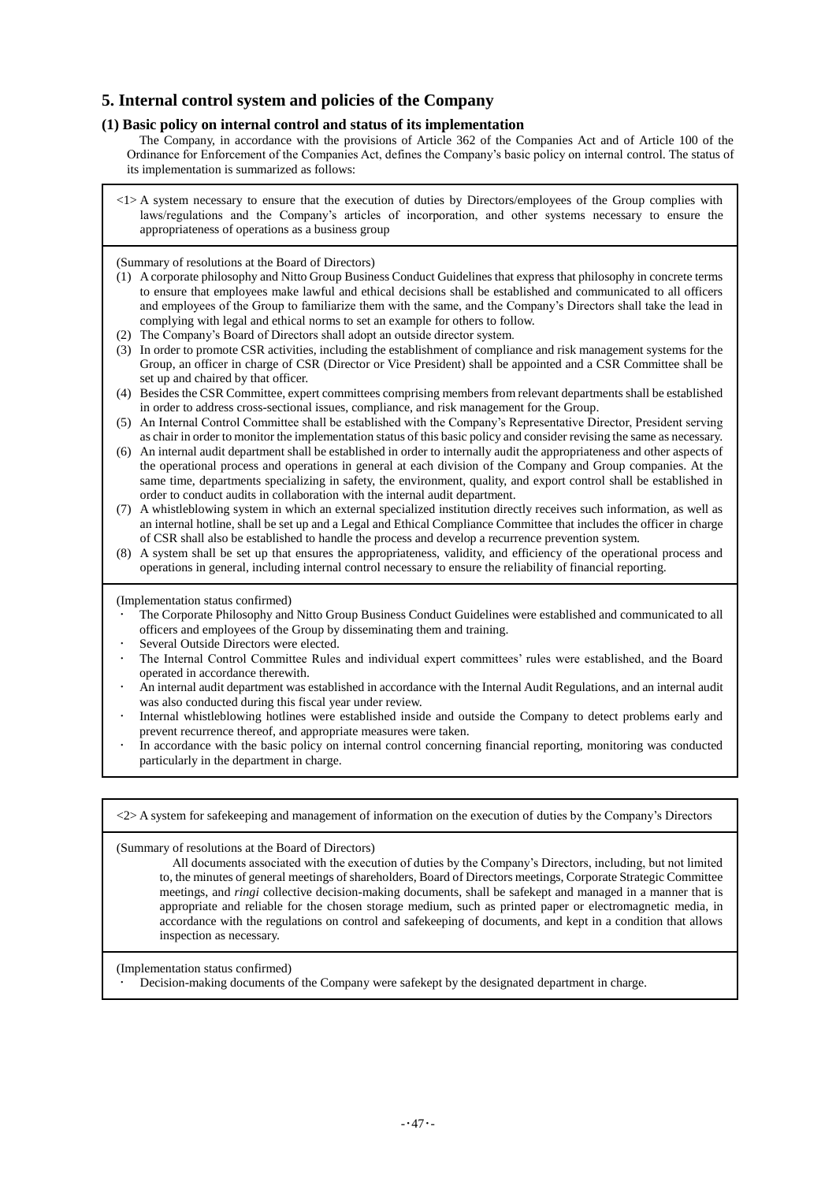## 5. Internal control system and policies of the Company

### (1) Basic policy on internal control and status of its implementation

The Company, in accordance with the provisions of Article 362 of the Companies Act and of Article 100 of the Ordinance for Enforcement of the Companies Act, defines the Company's basic policy on internal control. The status of its implementation is summarized as follows:

<1> A system necessary to ensure that the execution of duties by Directors/employees of the Group complies with laws/regulations and the Company's articles of incorporation, and other systems necessary to ensure the appropriateness of operations as a business group

(Summary of resolutions at the Board of Directors)

(1) A corporate philosophy and Nitto Group Business Conduct Guidelines that express that philosophy in concrete terms to ensure that employees make lawful and ethical decisions shall be established and communicated to all officers and employees of the Group to familiarize them with the same, and the Company's Directors shall take the lead in complying with legal and ethical norms to set an example for others to follow.
(2) The Company's Board of Directors shall adopt an outside director system.
(3) In order to promote CSR activities, including the establishment of compliance and risk management systems for the Group, an officer in charge of CSR (Director or Vice President) shall be appointed and a CSR Committee shall be set up and chaired by that officer.
(4) Besides the CSR Committee, expert committees comprising members from relevant departments shall be established in order to address cross-sectional issues, compliance, and risk management for the Group.
(5) An Internal Control Committee shall be established with the Company's Representative Director, President serving as chair in order to monitor the implementation status of this basic policy and consider revising the same as necessary.
(6) An internal audit department shall be established in order to internally audit the appropriateness and other aspects of the operational process and operations in general at each division of the Company and Group companies. At the same time, departments specializing in safety, the environment, quality, and export control shall be established in order to conduct audits in collaboration with the internal audit department.
(7) A whistleblowing system in which an external specialized institution directly receives such information, as well as an internal hotline, shall be set up and a Legal and Ethical Compliance Committee that includes the officer in charge of CSR shall also be established to handle the process and develop a recurrence prevention system.
(8) A system shall be set up that ensures the appropriateness, validity, and efficiency of the operational process and operations in general, including internal control necessary to ensure the reliability of financial reporting.

(Implementation status confirmed)

- The Corporate Philosophy and Nitto Group Business Conduct Guidelines were established and communicated to all officers and employees of the Group by disseminating them and training.
- Several Outside Directors were elected.
- The Internal Control Committee Rules and individual expert committees' rules were established, and the Board operated in accordance therewith.
- An internal audit department was established in accordance with the Internal Audit Regulations, and an internal audit was also conducted during this fiscal year under review.
- Internal whistleblowing hotlines were established inside and outside the Company to detect problems early and prevent recurrence thereof, and appropriate measures were taken.
- In accordance with the basic policy on internal control concerning financial reporting, monitoring was conducted particularly in the department in charge.

<2> A system for safekeeping and management of information on the execution of duties by the Company's Directors

(Summary of resolutions at the Board of Directors)

All documents associated with the execution of duties by the Company's Directors, including, but not limited to, the minutes of general meetings of shareholders, Board of Directors meetings, Corporate Strategic Committee meetings, and *ringi* collective decision-making documents, shall be safekept and managed in a manner that is appropriate and reliable for the chosen storage medium, such as printed paper or electromagnetic media, in accordance with the regulations on control and safekeeping of documents, and kept in a condition that allows inspection as necessary.

(Implementation status confirmed)

- Decision-making documents of the Company were safekept by the designated department in charge.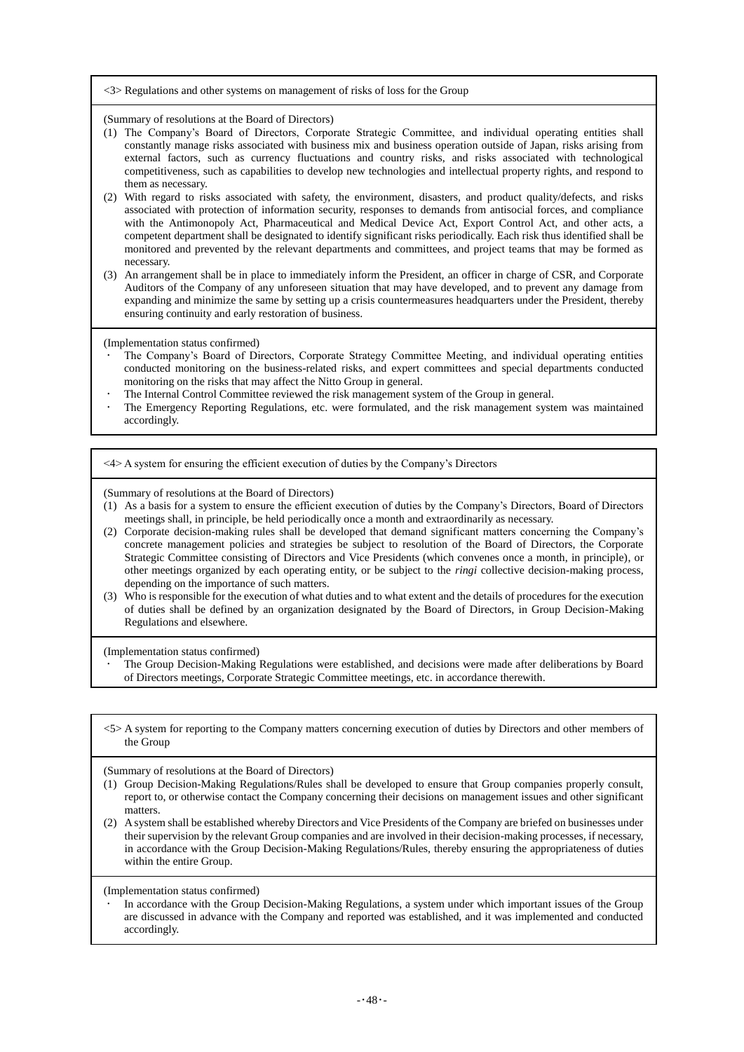<3> Regulations and other systems on management of risks of loss for the Group

(Summary of resolutions at the Board of Directors)

(1) The Company's Board of Directors, Corporate Strategic Committee, and individual operating entities shall constantly manage risks associated with business mix and business operation outside of Japan, risks arising from external factors, such as currency fluctuations and country risks, and risks associated with technological competitiveness, such as capabilities to develop new technologies and intellectual property rights, and respond to them as necessary.
(2) With regard to risks associated with safety, the environment, disasters, and product quality/defects, and risks associated with protection of information security, responses to demands from antisocial forces, and compliance with the Antimonopoly Act, Pharmaceutical and Medical Device Act, Export Control Act, and other acts, a competent department shall be designated to identify significant risks periodically. Each risk thus identified shall be monitored and prevented by the relevant departments and committees, and project teams that may be formed as necessary.
(3) An arrangement shall be in place to immediately inform the President, an officer in charge of CSR, and Corporate Auditors of the Company of any unforeseen situation that may have developed, and to prevent any damage from expanding and minimize the same by setting up a crisis countermeasures headquarters under the President, thereby ensuring continuity and early restoration of business.

(Implementation status confirmed)

- The Company's Board of Directors, Corporate Strategy Committee Meeting, and individual operating entities conducted monitoring on the business-related risks, and expert committees and special departments conducted monitoring on the risks that may affect the Nitto Group in general.
- The Internal Control Committee reviewed the risk management system of the Group in general.
- The Emergency Reporting Regulations, etc. were formulated, and the risk management system was maintained accordingly.

<4> A system for ensuring the efficient execution of duties by the Company's Directors

(Summary of resolutions at the Board of Directors)

(1) As a basis for a system to ensure the efficient execution of duties by the Company's Directors, Board of Directors meetings shall, in principle, be held periodically once a month and extraordinarily as necessary.
(2) Corporate decision-making rules shall be developed that demand significant matters concerning the Company's concrete management policies and strategies be subject to resolution of the Board of Directors, the Corporate Strategic Committee consisting of Directors and Vice Presidents (which convenes once a month, in principle), or other meetings organized by each operating entity, or be subject to the *ringi* collective decision-making process, depending on the importance of such matters.
(3) Who is responsible for the execution of what duties and to what extent and the details of procedures for the execution of duties shall be defined by an organization designated by the Board of Directors, in Group Decision-Making Regulations and elsewhere.

(Implementation status confirmed)

- The Group Decision-Making Regulations were established, and decisions were made after deliberations by Board of Directors meetings, Corporate Strategic Committee meetings, etc. in accordance therewith.

<5> A system for reporting to the Company matters concerning execution of duties by Directors and other members of the Group

(Summary of resolutions at the Board of Directors)

(1) Group Decision-Making Regulations/Rules shall be developed to ensure that Group companies properly consult, report to, or otherwise contact the Company concerning their decisions on management issues and other significant matters.
(2) A system shall be established whereby Directors and Vice Presidents of the Company are briefed on businesses under their supervision by the relevant Group companies and are involved in their decision-making processes, if necessary, in accordance with the Group Decision-Making Regulations/Rules, thereby ensuring the appropriateness of duties within the entire Group.

(Implementation status confirmed)

- In accordance with the Group Decision-Making Regulations, a system under which important issues of the Group are discussed in advance with the Company and reported was established, and it was implemented and conducted accordingly.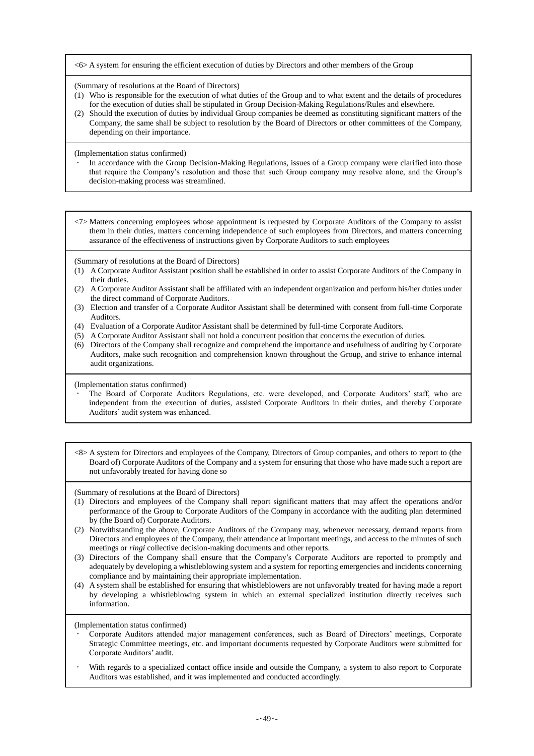<6> A system for ensuring the efficient execution of duties by Directors and other members of the Group

(Summary of resolutions at the Board of Directors)

(1) Who is responsible for the execution of what duties of the Group and to what extent and the details of procedures for the execution of duties shall be stipulated in Group Decision-Making Regulations/Rules and elsewhere.
(2) Should the execution of duties by individual Group companies be deemed as constituting significant matters of the Company, the same shall be subject to resolution by the Board of Directors or other committees of the Company, depending on their importance.

(Implementation status confirmed)

- In accordance with the Group Decision-Making Regulations, issues of a Group company were clarified into those that require the Company's resolution and those that such Group company may resolve alone, and the Group's decision-making process was streamlined.

<7> Matters concerning employees whose appointment is requested by Corporate Auditors of the Company to assist them in their duties, matters concerning independence of such employees from Directors, and matters concerning assurance of the effectiveness of instructions given by Corporate Auditors to such employees

(Summary of resolutions at the Board of Directors)

(1) A Corporate Auditor Assistant position shall be established in order to assist Corporate Auditors of the Company in their duties.
(2) A Corporate Auditor Assistant shall be affiliated with an independent organization and perform his/her duties under the direct command of Corporate Auditors.
(3) Election and transfer of a Corporate Auditor Assistant shall be determined with consent from full-time Corporate Auditors.
(4) Evaluation of a Corporate Auditor Assistant shall be determined by full-time Corporate Auditors.
(5) A Corporate Auditor Assistant shall not hold a concurrent position that concerns the execution of duties.
(6) Directors of the Company shall recognize and comprehend the importance and usefulness of auditing by Corporate Auditors, make such recognition and comprehension known throughout the Group, and strive to enhance internal audit organizations.

(Implementation status confirmed)

- The Board of Corporate Auditors Regulations, etc. were developed, and Corporate Auditors' staff, who are independent from the execution of duties, assisted Corporate Auditors in their duties, and thereby Corporate Auditors' audit system was enhanced.

<8> A system for Directors and employees of the Company, Directors of Group companies, and others to report to (the Board of) Corporate Auditors of the Company and a system for ensuring that those who have made such a report are not unfavorably treated for having done so

(Summary of resolutions at the Board of Directors)

(1) Directors and employees of the Company shall report significant matters that may affect the operations and/or performance of the Group to Corporate Auditors of the Company in accordance with the auditing plan determined by (the Board of) Corporate Auditors.
(2) Notwithstanding the above, Corporate Auditors of the Company may, whenever necessary, demand reports from Directors and employees of the Company, their attendance at important meetings, and access to the minutes of such meetings or *ringi* collective decision-making documents and other reports.
(3) Directors of the Company shall ensure that the Company's Corporate Auditors are reported to promptly and adequately by developing a whistleblowing system and a system for reporting emergencies and incidents concerning compliance and by maintaining their appropriate implementation.
(4) A system shall be established for ensuring that whistleblowers are not unfavorably treated for having made a report by developing a whistleblowing system in which an external specialized institution directly receives such information.

(Implementation status confirmed)

- Corporate Auditors attended major management conferences, such as Board of Directors' meetings, Corporate Strategic Committee meetings, etc. and important documents requested by Corporate Auditors were submitted for Corporate Auditors' audit.
- With regards to a specialized contact office inside and outside the Company, a system to also report to Corporate Auditors was established, and it was implemented and conducted accordingly.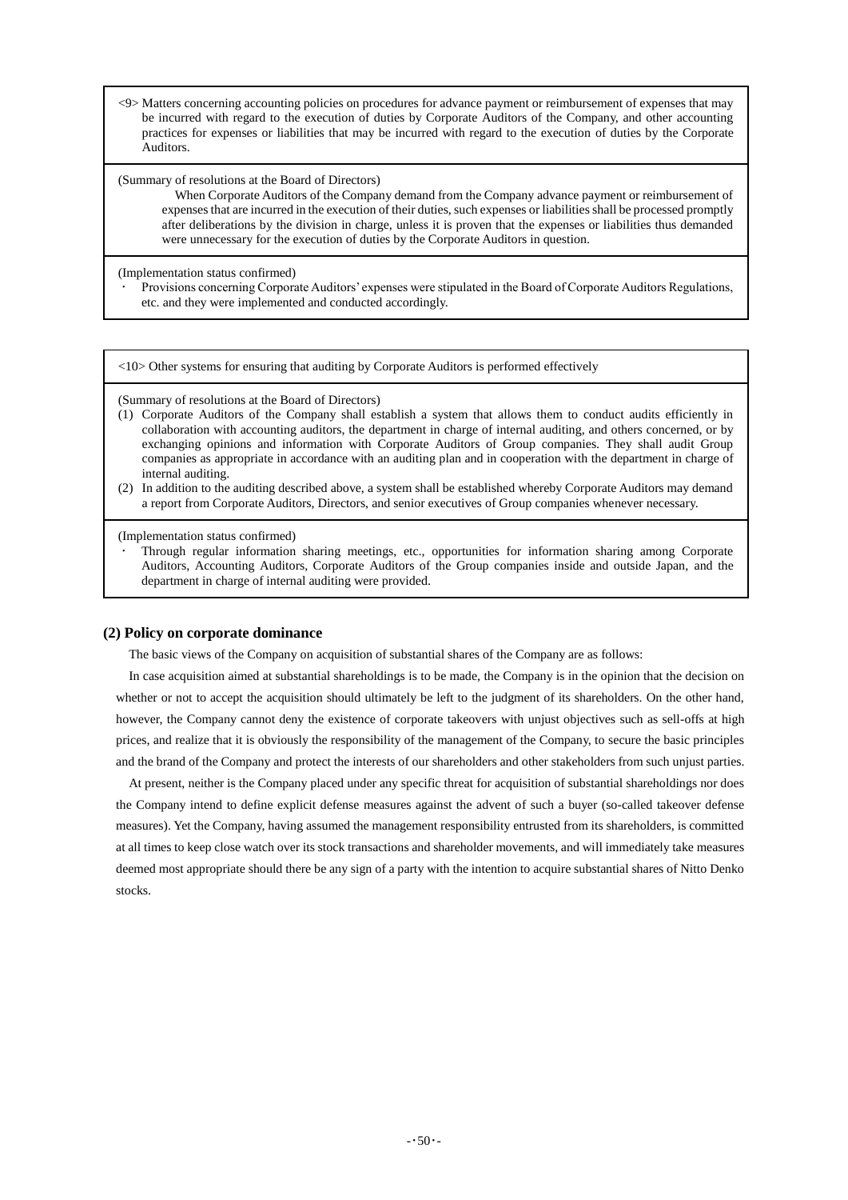<9> Matters concerning accounting policies on procedures for advance payment or reimbursement of expenses that may be incurred with regard to the execution of duties by Corporate Auditors of the Company, and other accounting practices for expenses or liabilities that may be incurred with regard to the execution of duties by the Corporate Auditors.

(Summary of resolutions at the Board of Directors)

When Corporate Auditors of the Company demand from the Company advance payment or reimbursement of expenses that are incurred in the execution of their duties, such expenses or liabilities shall be processed promptly after deliberations by the division in charge, unless it is proven that the expenses or liabilities thus demanded were unnecessary for the execution of duties by the Corporate Auditors in question.

(Implementation status confirmed)

- Provisions concerning Corporate Auditors' expenses were stipulated in the Board of Corporate Auditors Regulations, etc. and they were implemented and conducted accordingly.

<10> Other systems for ensuring that auditing by Corporate Auditors is performed effectively

(Summary of resolutions at the Board of Directors)

(1) Corporate Auditors of the Company shall establish a system that allows them to conduct audits efficiently in collaboration with accounting auditors, the department in charge of internal auditing, and others concerned, or by exchanging opinions and information with Corporate Auditors of Group companies. They shall audit Group companies as appropriate in accordance with an auditing plan and in cooperation with the department in charge of internal auditing.
(2) In addition to the auditing described above, a system shall be established whereby Corporate Auditors may demand a report from Corporate Auditors, Directors, and senior executives of Group companies whenever necessary.

(Implementation status confirmed)

- Through regular information sharing meetings, etc., opportunities for information sharing among Corporate Auditors, Accounting Auditors, Corporate Auditors of the Group companies inside and outside Japan, and the department in charge of internal auditing were provided.

### (2) Policy on corporate dominance

The basic views of the Company on acquisition of substantial shares of the Company are as follows:

In case acquisition aimed at substantial shareholdings is to be made, the Company is in the opinion that the decision on whether or not to accept the acquisition should ultimately be left to the judgment of its shareholders. On the other hand, however, the Company cannot deny the existence of corporate takeovers with unjust objectives such as sell-offs at high prices, and realize that it is obviously the responsibility of the management of the Company, to secure the basic principles and the brand of the Company and protect the interests of our shareholders and other stakeholders from such unjust parties.

At present, neither is the Company placed under any specific threat for acquisition of substantial shareholdings nor does the Company intend to define explicit defense measures against the advent of such a buyer (so-called takeover defense measures). Yet the Company, having assumed the management responsibility entrusted from its shareholders, is committed at all times to keep close watch over its stock transactions and shareholder movements, and will immediately take measures deemed most appropriate should there be any sign of a party with the intention to acquire substantial shares of Nitto Denko stocks.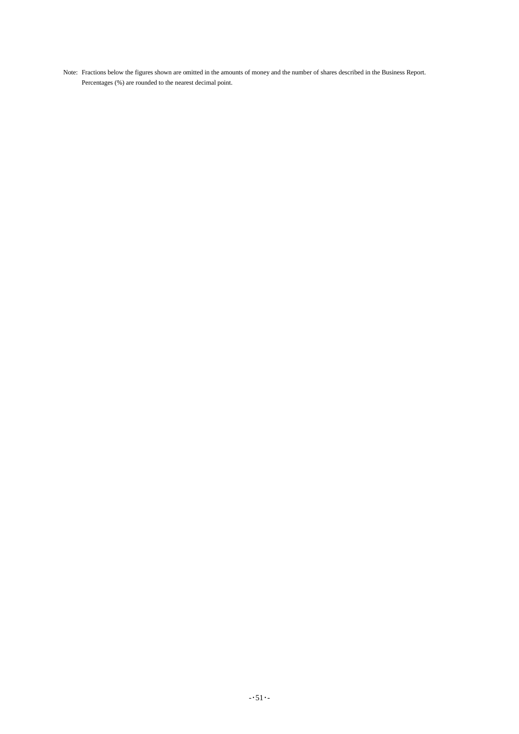Note: Fractions below the figures shown are omitted in the amounts of money and the number of shares described in the Business Report. Percentages (%) are rounded to the nearest decimal point.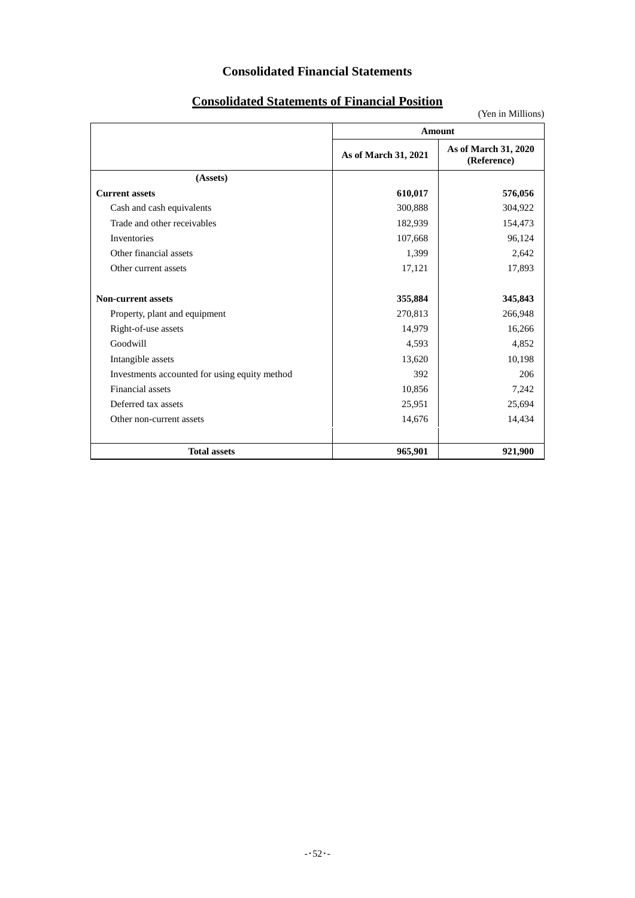# Consolidated Financial Statements

## Consolidated Statements of Financial Position

(Yen in Millions)

| | Amount | |
|---|---|---|
| | As of March 31, 2021 | As of March 31, 2020 (Reference) |
| **(Assets)** | | |
| **Current assets** | **610,017** | **576,056** |
| Cash and cash equivalents | 300,888 | 304,922 |
| Trade and other receivables | 182,939 | 154,473 |
| Inventories | 107,668 | 96,124 |
| Other financial assets | 1,399 | 2,642 |
| Other current assets | 17,121 | 17,893 |
| **Non-current assets** | **355,884** | **345,843** |
| Property, plant and equipment | 270,813 | 266,948 |
| Right-of-use assets | 14,979 | 16,266 |
| Goodwill | 4,593 | 4,852 |
| Intangible assets | 13,620 | 10,198 |
| Investments accounted for using equity method | 392 | 206 |
| Financial assets | 10,856 | 7,242 |
| Deferred tax assets | 25,951 | 25,694 |
| Other non-current assets | 14,676 | 14,434 |
| **Total assets** | **965,901** | **921,900** |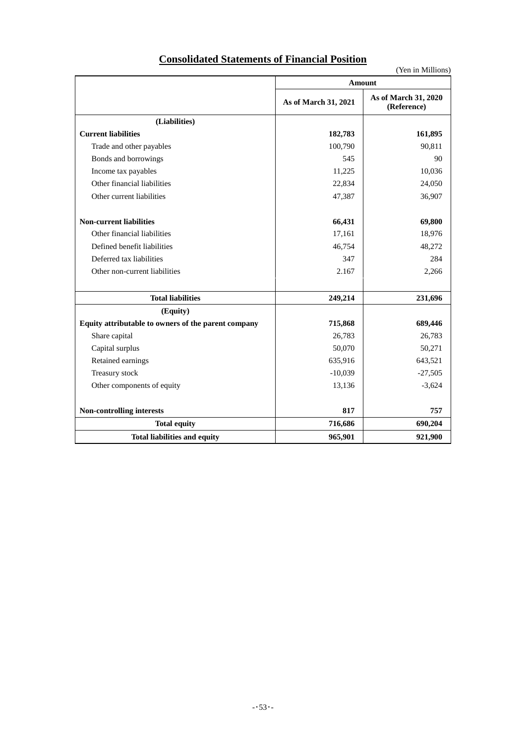## Consolidated Statements of Financial Position

(Yen in Millions)

| | Amount | |
|---|---|---|
| | As of March 31, 2021 | As of March 31, 2020 (Reference) |
| **(Liabilities)** | | |
| **Current liabilities** | **182,783** | **161,895** |
| Trade and other payables | 100,790 | 90,811 |
| Bonds and borrowings | 545 | 90 |
| Income tax payables | 11,225 | 10,036 |
| Other financial liabilities | 22,834 | 24,050 |
| Other current liabilities | 47,387 | 36,907 |
| **Non-current liabilities** | **66,431** | **69,800** |
| Other financial liabilities | 17,161 | 18,976 |
| Defined benefit liabilities | 46,754 | 48,272 |
| Deferred tax liabilities | 347 | 284 |
| Other non-current liabilities | 2.167 | 2,266 |
| **Total liabilities** | **249,214** | **231,696** |
| **(Equity)** | | |
| **Equity attributable to owners of the parent company** | **715,868** | **689,446** |
| Share capital | 26,783 | 26,783 |
| Capital surplus | 50,070 | 50,271 |
| Retained earnings | 635,916 | 643,521 |
| Treasury stock | -10,039 | -27,505 |
| Other components of equity | 13,136 | -3,624 |
| **Non-controlling interests** | **817** | **757** |
| **Total equity** | **716,686** | **690,204** |
| **Total liabilities and equity** | **965,901** | **921,900** |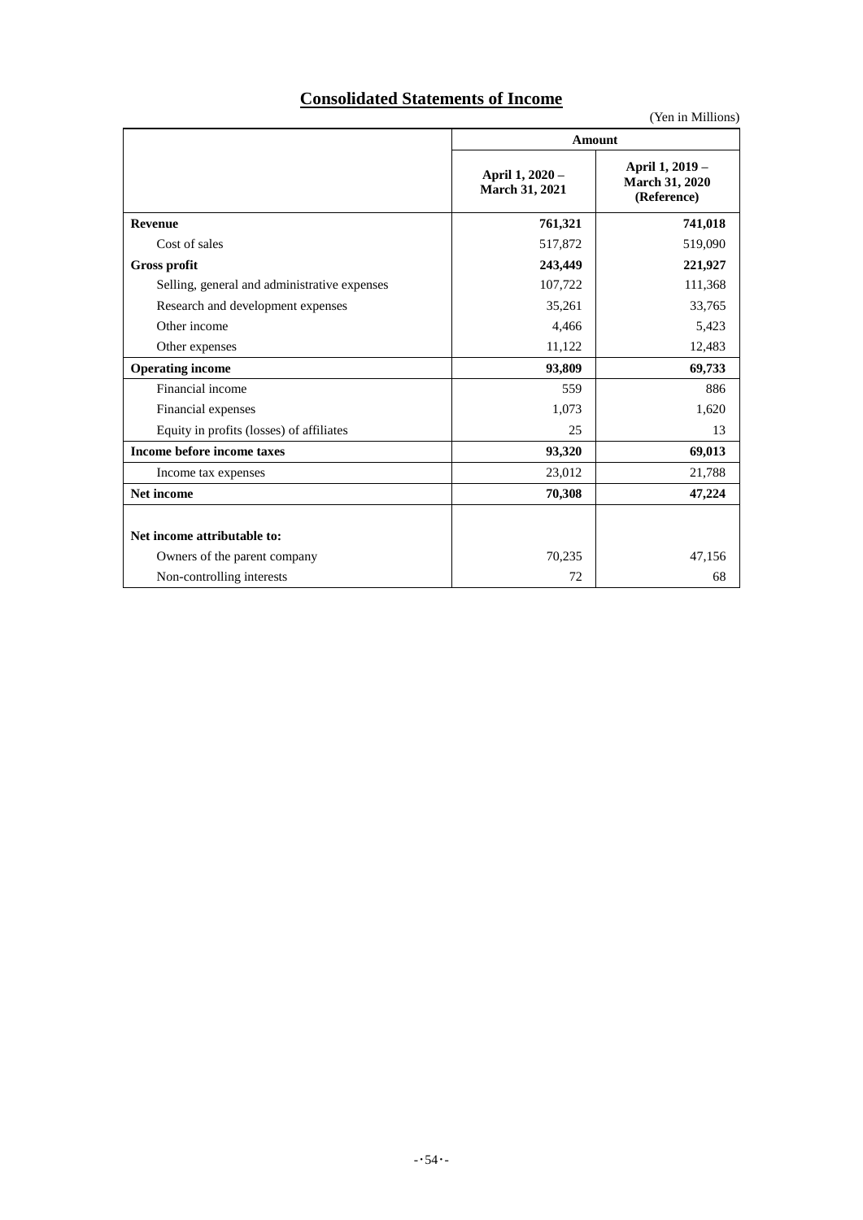# Consolidated Statements of Income

(Yen in Millions)

| | Amount | |
|---|---|---|
| | April 1, 2020 – March 31, 2021 | April 1, 2019 – March 31, 2020 (Reference) |
| **Revenue** | **761,321** | **741,018** |
| Cost of sales | 517,872 | 519,090 |
| **Gross profit** | **243,449** | **221,927** |
| Selling, general and administrative expenses | 107,722 | 111,368 |
| Research and development expenses | 35,261 | 33,765 |
| Other income | 4,466 | 5,423 |
| Other expenses | 11,122 | 12,483 |
| **Operating income** | **93,809** | **69,733** |
| Financial income | 559 | 886 |
| Financial expenses | 1,073 | 1,620 |
| Equity in profits (losses) of affiliates | 25 | 13 |
| **Income before income taxes** | **93,320** | **69,013** |
| Income tax expenses | 23,012 | 21,788 |
| **Net income** | **70,308** | **47,224** |
| **Net income attributable to:** | | |
| Owners of the parent company | 70,235 | 47,156 |
| Non-controlling interests | 72 | 68 |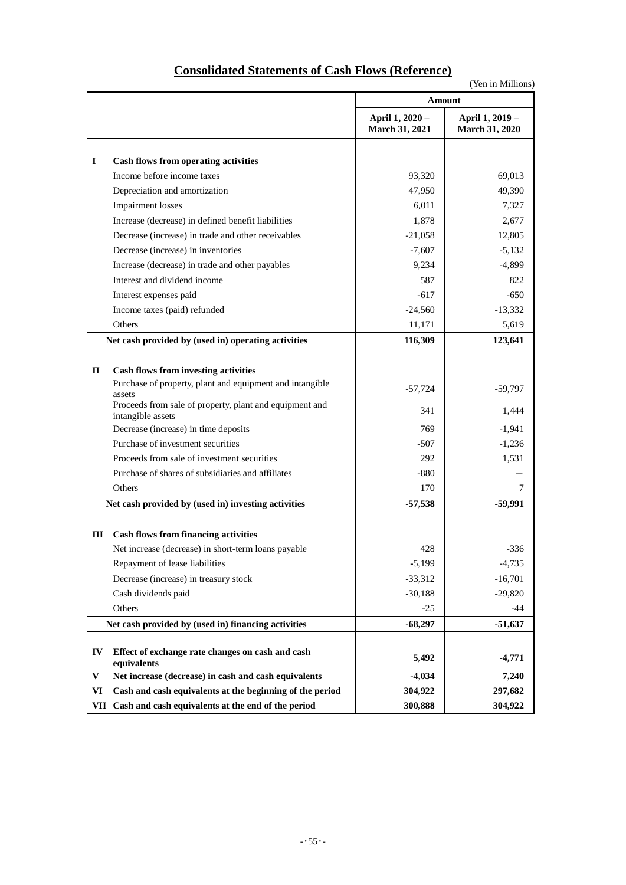## Consolidated Statements of Cash Flows (Reference)

(Yen in Millions)

| | | Amount | |
|---|---|---|---|
| | | April 1, 2020 – March 31, 2021 | April 1, 2019 – March 31, 2020 |
| **I** | **Cash flows from operating activities** | | |
| | Income before income taxes | 93,320 | 69,013 |
| | Depreciation and amortization | 47,950 | 49,390 |
| | Impairment losses | 6,011 | 7,327 |
| | Increase (decrease) in defined benefit liabilities | 1,878 | 2,677 |
| | Decrease (increase) in trade and other receivables | -21,058 | 12,805 |
| | Decrease (increase) in inventories | -7,607 | -5,132 |
| | Increase (decrease) in trade and other payables | 9,234 | -4,899 |
| | Interest and dividend income | 587 | 822 |
| | Interest expenses paid | -617 | -650 |
| | Income taxes (paid) refunded | -24,560 | -13,332 |
| | Others | 11,171 | 5,619 |
| | **Net cash provided by (used in) operating activities** | **116,309** | **123,641** |
| **II** | **Cash flows from investing activities** | | |
| | Purchase of property, plant and equipment and intangible assets | -57,724 | -59,797 |
| | Proceeds from sale of property, plant and equipment and intangible assets | 341 | 1,444 |
| | Decrease (increase) in time deposits | 769 | -1,941 |
| | Purchase of investment securities | -507 | -1,236 |
| | Proceeds from sale of investment securities | 292 | 1,531 |
| | Purchase of shares of subsidiaries and affiliates | -880 | — |
| | Others | 170 | 7 |
| | **Net cash provided by (used in) investing activities** | **-57,538** | **-59,991** |
| **III** | **Cash flows from financing activities** | | |
| | Net increase (decrease) in short-term loans payable | 428 | -336 |
| | Repayment of lease liabilities | -5,199 | -4,735 |
| | Decrease (increase) in treasury stock | -33,312 | -16,701 |
| | Cash dividends paid | -30,188 | -29,820 |
| | Others | -25 | -44 |
| | **Net cash provided by (used in) financing activities** | **-68,297** | **-51,637** |
| **IV** | **Effect of exchange rate changes on cash and cash equivalents** | **5,492** | **-4,771** |
| **V** | **Net increase (decrease) in cash and cash equivalents** | **-4,034** | **7,240** |
| **VI** | **Cash and cash equivalents at the beginning of the period** | **304,922** | **297,682** |
| **VII** | **Cash and cash equivalents at the end of the period** | **300,888** | **304,922** |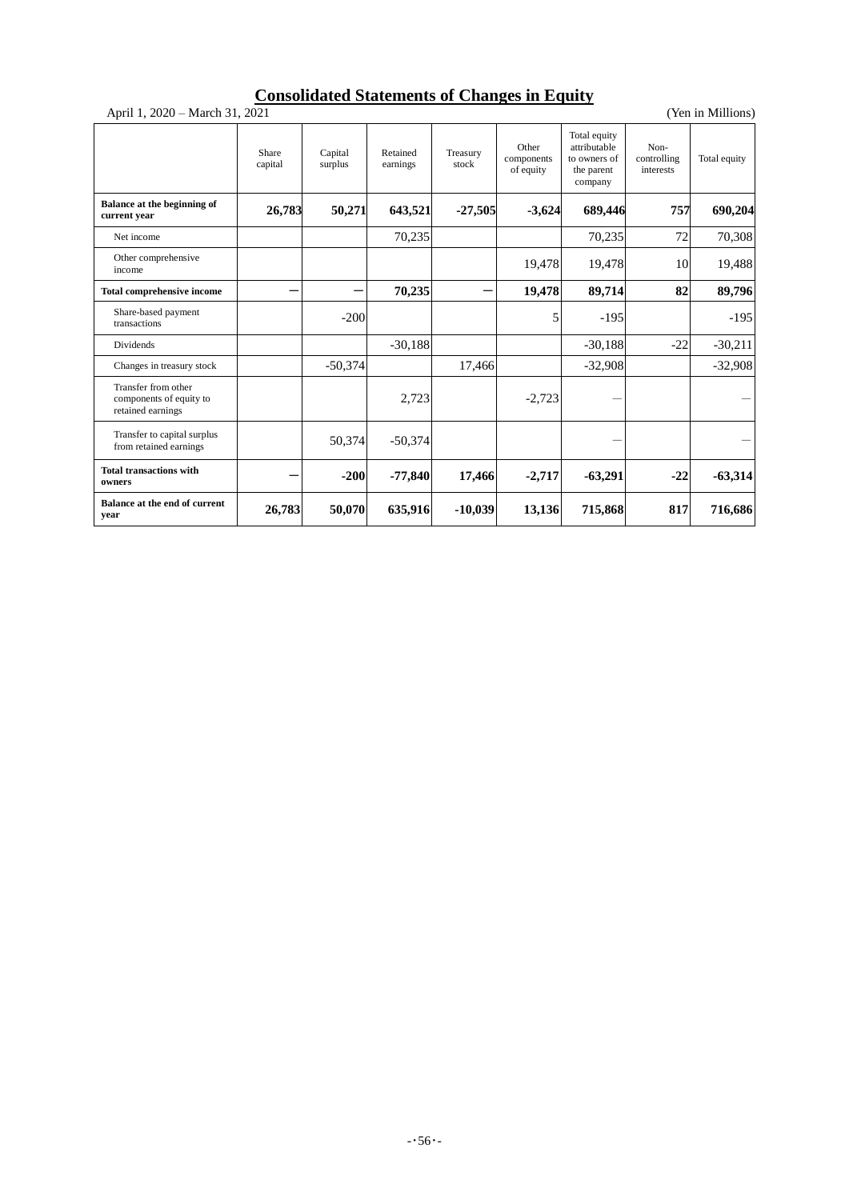# Consolidated Statements of Changes in Equity

April 1, 2020 – March 31, 2021 (Yen in Millions)

| | Share capital | Capital surplus | Retained earnings | Treasury stock | Other components of equity | Total equity attributable to owners of the parent company | Non-controlling interests | Total equity |
|---|---|---|---|---|---|---|---|---|
| **Balance at the beginning of current year** | **26,783** | **50,271** | **643,521** | **-27,505** | **-3,624** | **689,446** | **757** | **690,204** |
| Net income | | | 70,235 | | | 70,235 | 72 | 70,308 |
| Other comprehensive income | | | | | 19,478 | 19,478 | 10 | 19,488 |
| **Total comprehensive income** | **—** | **—** | **70,235** | **—** | **19,478** | **89,714** | **82** | **89,796** |
| Share-based payment transactions | | -200 | | | 5 | -195 | | -195 |
| Dividends | | | -30,188 | | | -30,188 | -22 | -30,211 |
| Changes in treasury stock | | -50,374 | | 17,466 | | -32,908 | | -32,908 |
| Transfer from other components of equity to retained earnings | | | 2,723 | | -2,723 | — | | — |
| Transfer to capital surplus from retained earnings | | 50,374 | -50,374 | | | — | | — |
| **Total transactions with owners** | **—** | **-200** | **-77,840** | **17,466** | **-2,717** | **-63,291** | **-22** | **-63,314** |
| **Balance at the end of current year** | **26,783** | **50,070** | **635,916** | **-10,039** | **13,136** | **715,868** | **817** | **716,686** |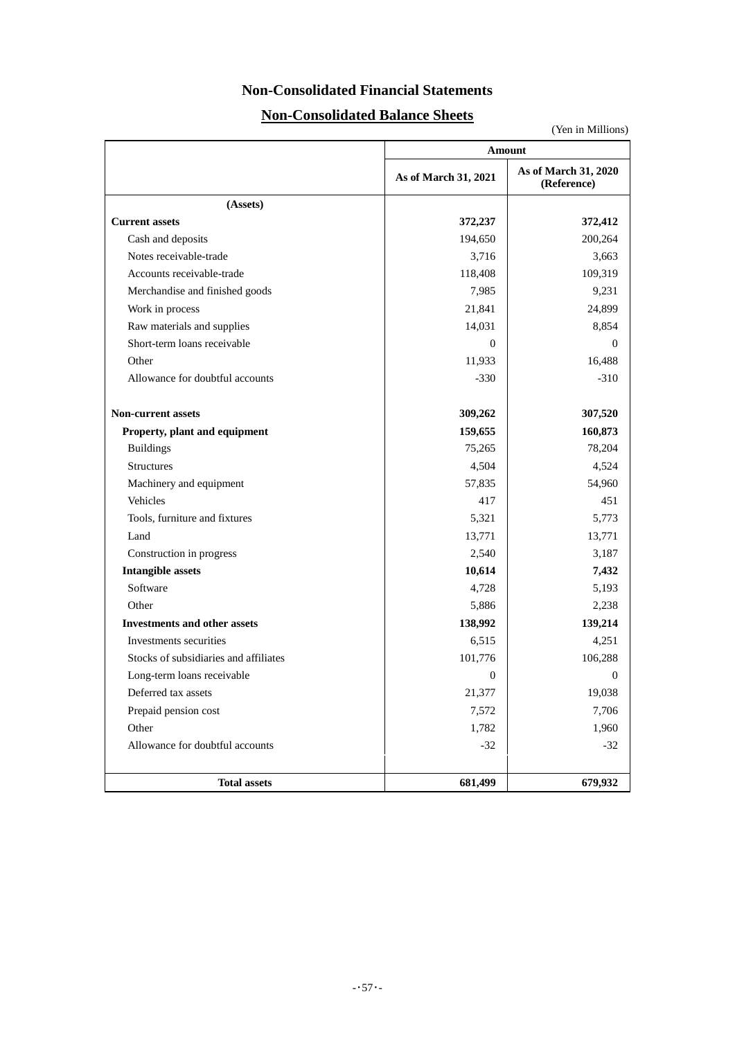# Non-Consolidated Financial Statements

## Non-Consolidated Balance Sheets

(Yen in Millions)

| | Amount | |
|---|---|---|
| | As of March 31, 2021 | As of March 31, 2020 (Reference) |
| **(Assets)** | | |
| **Current assets** | **372,237** | **372,412** |
| Cash and deposits | 194,650 | 200,264 |
| Notes receivable-trade | 3,716 | 3,663 |
| Accounts receivable-trade | 118,408 | 109,319 |
| Merchandise and finished goods | 7,985 | 9,231 |
| Work in process | 21,841 | 24,899 |
| Raw materials and supplies | 14,031 | 8,854 |
| Short-term loans receivable | 0 | 0 |
| Other | 11,933 | 16,488 |
| Allowance for doubtful accounts | -330 | -310 |
| **Non-current assets** | **309,262** | **307,520** |
| **Property, plant and equipment** | **159,655** | **160,873** |
| Buildings | 75,265 | 78,204 |
| Structures | 4,504 | 4,524 |
| Machinery and equipment | 57,835 | 54,960 |
| Vehicles | 417 | 451 |
| Tools, furniture and fixtures | 5,321 | 5,773 |
| Land | 13,771 | 13,771 |
| Construction in progress | 2,540 | 3,187 |
| **Intangible assets** | **10,614** | **7,432** |
| Software | 4,728 | 5,193 |
| Other | 5,886 | 2,238 |
| **Investments and other assets** | **138,992** | **139,214** |
| Investments securities | 6,515 | 4,251 |
| Stocks of subsidiaries and affiliates | 101,776 | 106,288 |
| Long-term loans receivable | 0 | 0 |
| Deferred tax assets | 21,377 | 19,038 |
| Prepaid pension cost | 7,572 | 7,706 |
| Other | 1,782 | 1,960 |
| Allowance for doubtful accounts | -32 | -32 |
| **Total assets** | **681,499** | **679,932** |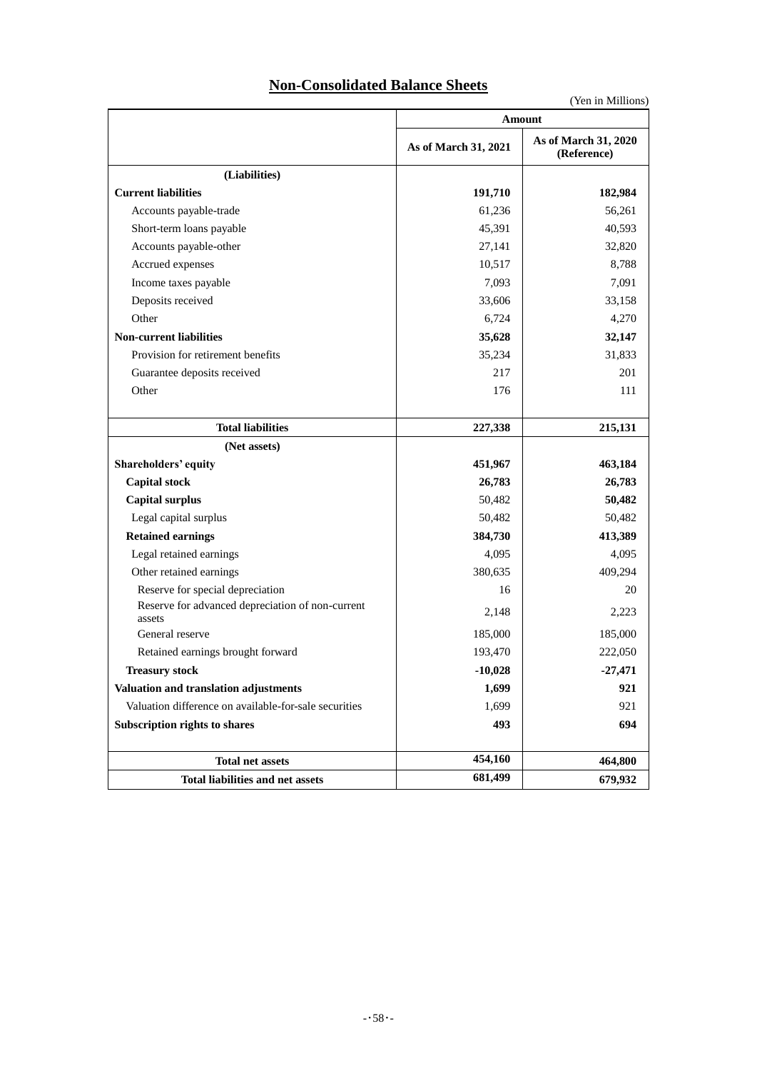# Non-Consolidated Balance Sheets

(Yen in Millions)

| | Amount | |
|---|---|---|
| | As of March 31, 2021 | As of March 31, 2020 (Reference) |
| **(Liabilities)** | | |
| **Current liabilities** | **191,710** | **182,984** |
| Accounts payable-trade | 61,236 | 56,261 |
| Short-term loans payable | 45,391 | 40,593 |
| Accounts payable-other | 27,141 | 32,820 |
| Accrued expenses | 10,517 | 8,788 |
| Income taxes payable | 7,093 | 7,091 |
| Deposits received | 33,606 | 33,158 |
| Other | 6,724 | 4,270 |
| **Non-current liabilities** | **35,628** | **32,147** |
| Provision for retirement benefits | 35,234 | 31,833 |
| Guarantee deposits received | 217 | 201 |
| Other | 176 | 111 |
| **Total liabilities** | **227,338** | **215,131** |
| **(Net assets)** | | |
| **Shareholders' equity** | **451,967** | **463,184** |
| **Capital stock** | **26,783** | **26,783** |
| **Capital surplus** | 50,482 | **50,482** |
| Legal capital surplus | 50,482 | 50,482 |
| **Retained earnings** | **384,730** | **413,389** |
| Legal retained earnings | 4,095 | 4,095 |
| Other retained earnings | 380,635 | 409,294 |
| Reserve for special depreciation | 16 | 20 |
| Reserve for advanced depreciation of non-current assets | 2,148 | 2,223 |
| General reserve | 185,000 | 185,000 |
| Retained earnings brought forward | 193,470 | 222,050 |
| **Treasury stock** | **-10,028** | **-27,471** |
| **Valuation and translation adjustments** | **1,699** | **921** |
| Valuation difference on available-for-sale securities | 1,699 | 921 |
| **Subscription rights to shares** | **493** | **694** |
| **Total net assets** | **454,160** | **464,800** |
| **Total liabilities and net assets** | **681,499** | **679,932** |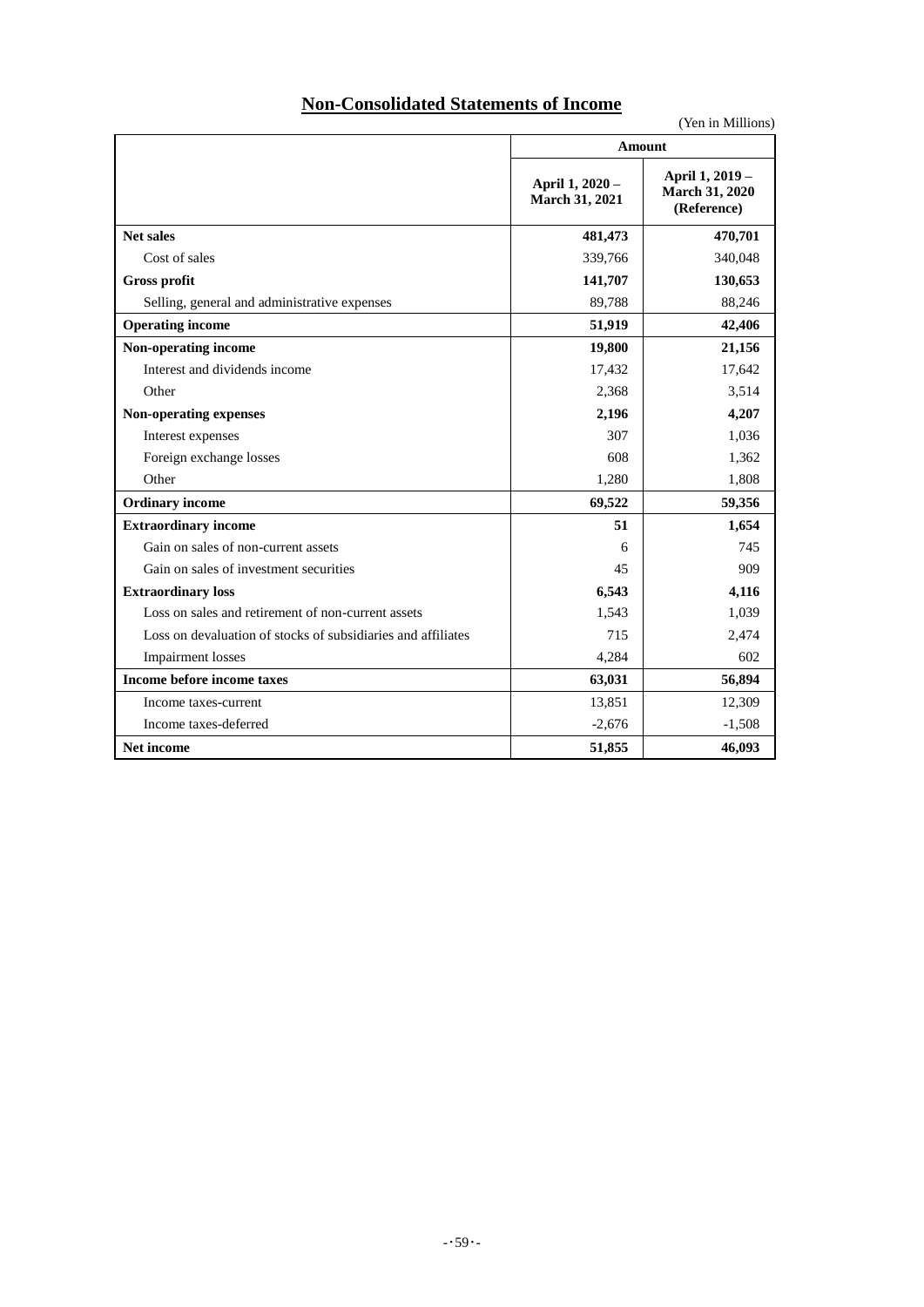## Non-Consolidated Statements of Income

(Yen in Millions)

| | Amount | |
|---|---|---|
| | April 1, 2020 – March 31, 2021 | April 1, 2019 – March 31, 2020 (Reference) |
| **Net sales** | **481,473** | **470,701** |
| Cost of sales | 339,766 | 340,048 |
| **Gross profit** | **141,707** | **130,653** |
| Selling, general and administrative expenses | 89,788 | 88,246 |
| **Operating income** | **51,919** | **42,406** |
| **Non-operating income** | **19,800** | **21,156** |
| Interest and dividends income | 17,432 | 17,642 |
| Other | 2,368 | 3,514 |
| **Non-operating expenses** | **2,196** | **4,207** |
| Interest expenses | 307 | 1,036 |
| Foreign exchange losses | 608 | 1,362 |
| Other | 1,280 | 1,808 |
| **Ordinary income** | **69,522** | **59,356** |
| **Extraordinary income** | **51** | **1,654** |
| Gain on sales of non-current assets | 6 | 745 |
| Gain on sales of investment securities | 45 | 909 |
| **Extraordinary loss** | **6,543** | **4,116** |
| Loss on sales and retirement of non-current assets | 1,543 | 1,039 |
| Loss on devaluation of stocks of subsidiaries and affiliates | 715 | 2,474 |
| Impairment losses | 4,284 | 602 |
| **Income before income taxes** | **63,031** | **56,894** |
| Income taxes-current | 13,851 | 12,309 |
| Income taxes-deferred | -2,676 | -1,508 |
| **Net income** | **51,855** | **46,093** |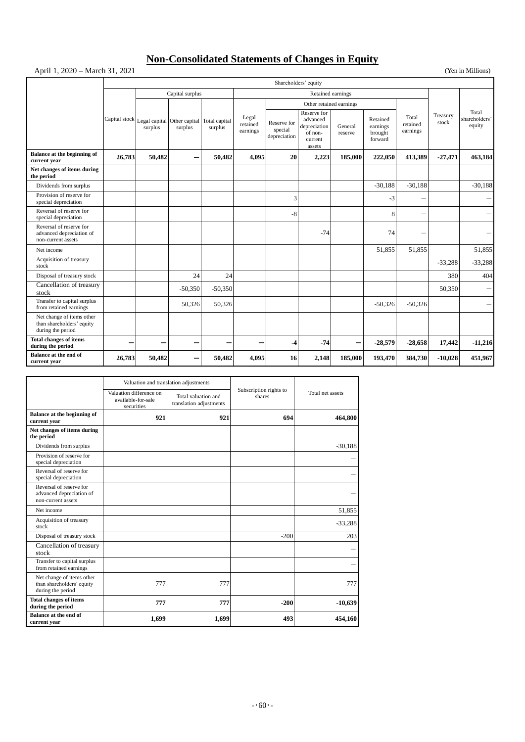# Non-Consolidated Statements of Changes in Equity

April 1, 2020 – March 31, 2021 (Yen in Millions)

| | Shareholders' equity | | | | | | | | | | | |
|---|---|---|---|---|---|---|---|---|---|---|---|---|
| | | Capital surplus | | | Retained earnings | | | | | | | |
| | | | | | | Other retained earnings | | | | | | |
| | Capital stock | Legal capital surplus | Other capital surplus | Total capital surplus | Legal retained earnings | Reserve for special depreciation | Reserve for advanced depreciation of non-current assets | General reserve | Retained earnings brought forward | Total retained earnings | Treasury stock | Total shareholders' equity |
| **Balance at the beginning of current year** | **26,783** | **50,482** | **—** | **50,482** | **4,095** | **20** | **2,223** | **185,000** | **222,050** | **413,389** | **-27,471** | **463,184** |
| **Net changes of items during the period** | | | | | | | | | | | | |
| Dividends from surplus | | | | | | | | | -30,188 | -30,188 | | -30,188 |
| Provision of reserve for special depreciation | | | | | | 3 | | | -3 | — | | — |
| Reversal of reserve for special depreciation | | | | | | -8 | | | 8 | — | | — |
| Reversal of reserve for advanced depreciation of non-current assets | | | | | | | -74 | | 74 | — | | — |
| Net income | | | | | | | | | 51,855 | 51,855 | | 51,855 |
| Acquisition of treasury stock | | | | | | | | | | | -33,288 | -33,288 |
| Disposal of treasury stock | | | 24 | 24 | | | | | | | 380 | 404 |
| Cancellation of treasury stock | | | -50,350 | -50,350 | | | | | | | 50,350 | — |
| Transfer to capital surplus from retained earnings | | | 50,326 | 50,326 | | | | | -50,326 | -50,326 | | — |
| Net change of items other than shareholders' equity during the period | | | | | | | | | | | | |
| **Total changes of items during the period** | **—** | **—** | **—** | **—** | **—** | **-4** | **-74** | **—** | **-28,579** | **-28,658** | **17,442** | **-11,216** |
| **Balance at the end of current year** | **26,783** | **50,482** | **—** | **50,482** | **4,095** | **16** | **2,148** | **185,000** | **193,470** | **384,730** | **-10,028** | **451,967** |

| | Valuation and translation adjustments | | Subscription rights to shares | Total net assets |
|---|---|---|---|---|
| | Valuation difference on available-for-sale securities | Total valuation and translation adjustments | | |
| **Balance at the beginning of current year** | **921** | **921** | **694** | **464,800** |
| **Net changes of items during the period** | | | | |
| Dividends from surplus | | | | -30,188 |
| Provision of reserve for special depreciation | | | | — |
| Reversal of reserve for special depreciation | | | | — |
| Reversal of reserve for advanced depreciation of non-current assets | | | | — |
| Net income | | | | 51,855 |
| Acquisition of treasury stock | | | | -33,288 |
| Disposal of treasury stock | | | -200 | 203 |
| Cancellation of treasury stock | | | | — |
| Transfer to capital surplus from retained earnings | | | | — |
| Net change of items other than shareholders' equity during the period | 777 | 777 | | 777 |
| **Total changes of items during the period** | **777** | **777** | **-200** | **-10,639** |
| **Balance at the end of current year** | **1,699** | **1,699** | **493** | **454,160** |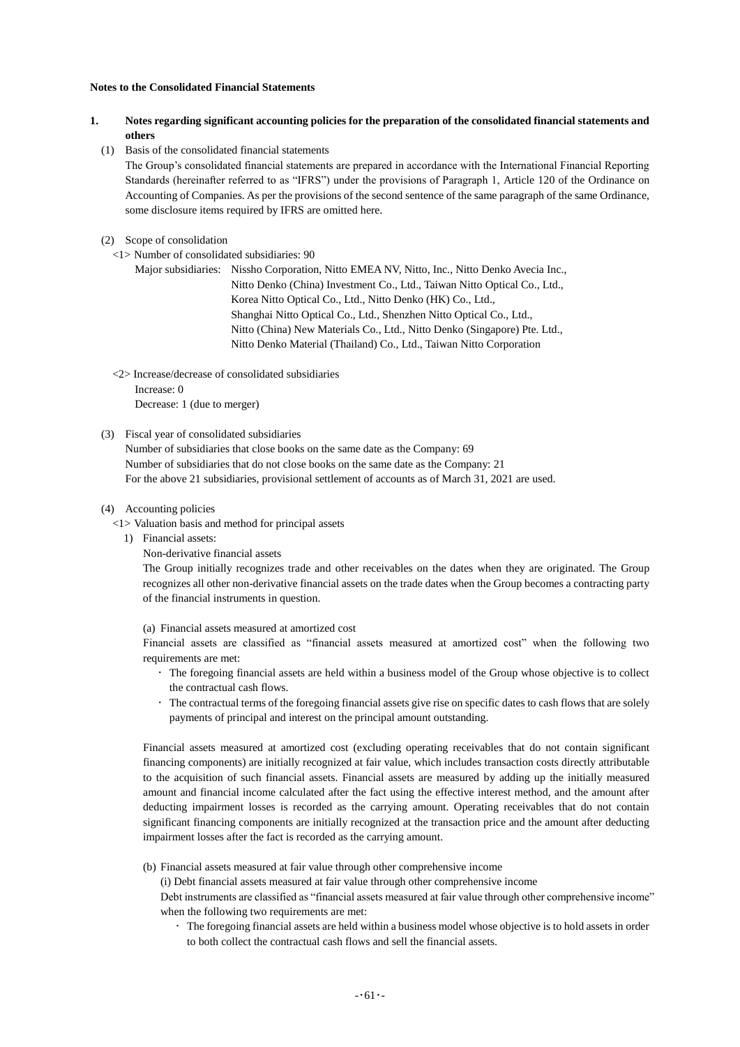**Notes to the Consolidated Financial Statements**

**1. Notes regarding significant accounting policies for the preparation of the consolidated financial statements and others**

(1) Basis of the consolidated financial statements

The Group's consolidated financial statements are prepared in accordance with the International Financial Reporting Standards (hereinafter referred to as "IFRS") under the provisions of Paragraph 1, Article 120 of the Ordinance on Accounting of Companies. As per the provisions of the second sentence of the same paragraph of the same Ordinance, some disclosure items required by IFRS are omitted here.

(2) Scope of consolidation

<1> Number of consolidated subsidiaries: 90

Major subsidiaries: Nissho Corporation, Nitto EMEA NV, Nitto, Inc., Nitto Denko Avecia Inc., Nitto Denko (China) Investment Co., Ltd., Taiwan Nitto Optical Co., Ltd., Korea Nitto Optical Co., Ltd., Nitto Denko (HK) Co., Ltd., Shanghai Nitto Optical Co., Ltd., Shenzhen Nitto Optical Co., Ltd., Nitto (China) New Materials Co., Ltd., Nitto Denko (Singapore) Pte. Ltd., Nitto Denko Material (Thailand) Co., Ltd., Taiwan Nitto Corporation

<2> Increase/decrease of consolidated subsidiaries

Increase: 0

Decrease: 1 (due to merger)

(3) Fiscal year of consolidated subsidiaries

Number of subsidiaries that close books on the same date as the Company: 69

Number of subsidiaries that do not close books on the same date as the Company: 21

For the above 21 subsidiaries, provisional settlement of accounts as of March 31, 2021 are used.

(4) Accounting policies

<1> Valuation basis and method for principal assets

1) Financial assets:

Non-derivative financial assets

The Group initially recognizes trade and other receivables on the dates when they are originated. The Group recognizes all other non-derivative financial assets on the trade dates when the Group becomes a contracting party of the financial instruments in question.

(a) Financial assets measured at amortized cost

Financial assets are classified as "financial assets measured at amortized cost" when the following two requirements are met:

- The foregoing financial assets are held within a business model of the Group whose objective is to collect the contractual cash flows.
- The contractual terms of the foregoing financial assets give rise on specific dates to cash flows that are solely payments of principal and interest on the principal amount outstanding.

Financial assets measured at amortized cost (excluding operating receivables that do not contain significant financing components) are initially recognized at fair value, which includes transaction costs directly attributable to the acquisition of such financial assets. Financial assets are measured by adding up the initially measured amount and financial income calculated after the fact using the effective interest method, and the amount after deducting impairment losses is recorded as the carrying amount. Operating receivables that do not contain significant financing components are initially recognized at the transaction price and the amount after deducting impairment losses after the fact is recorded as the carrying amount.

(b) Financial assets measured at fair value through other comprehensive income

(i) Debt financial assets measured at fair value through other comprehensive income

Debt instruments are classified as "financial assets measured at fair value through other comprehensive income" when the following two requirements are met:

- The foregoing financial assets are held within a business model whose objective is to hold assets in order to both collect the contractual cash flows and sell the financial assets.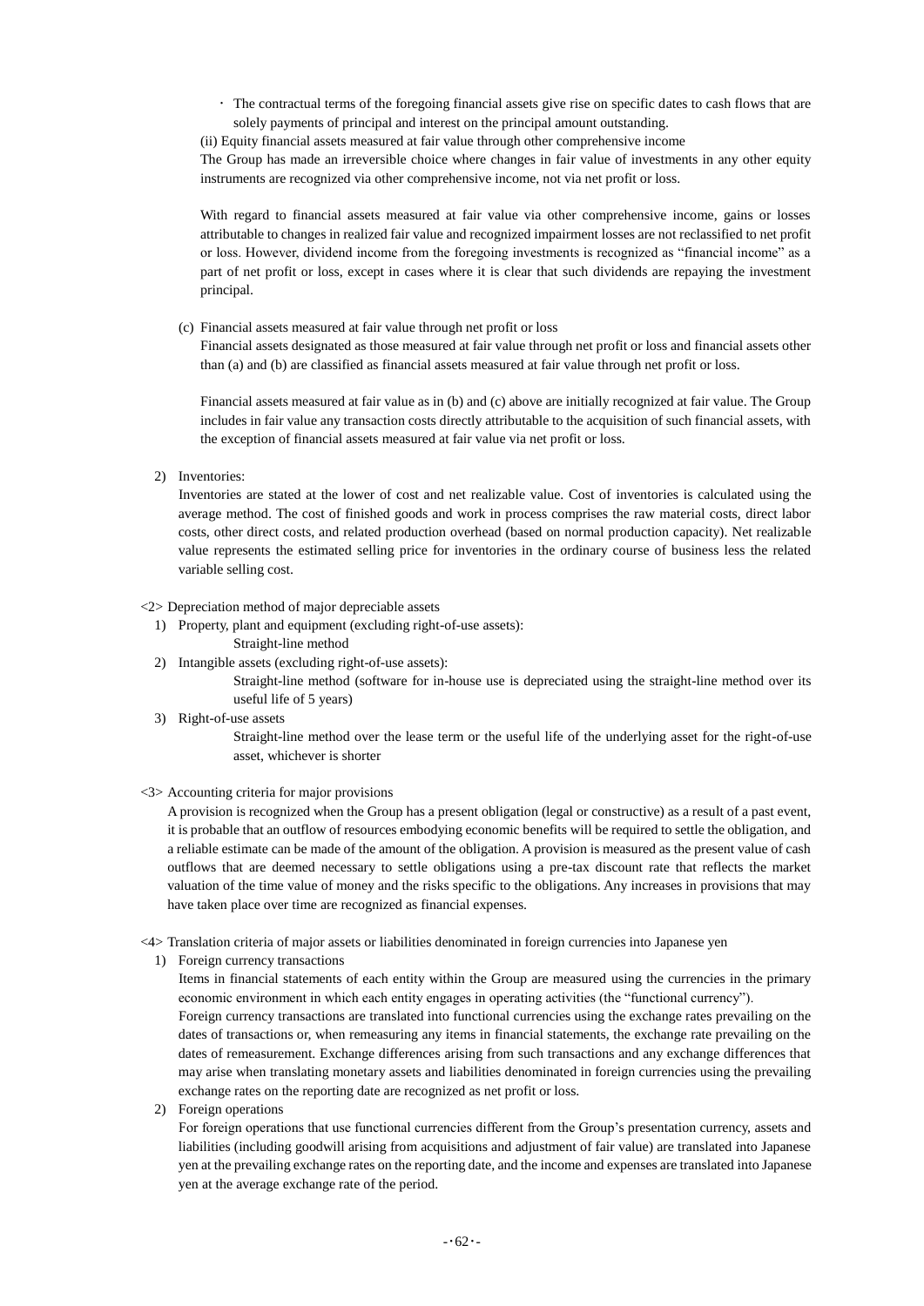・ The contractual terms of the foregoing financial assets give rise on specific dates to cash flows that are solely payments of principal and interest on the principal amount outstanding.

(ii) Equity financial assets measured at fair value through other comprehensive income

The Group has made an irreversible choice where changes in fair value of investments in any other equity instruments are recognized via other comprehensive income, not via net profit or loss.

With regard to financial assets measured at fair value via other comprehensive income, gains or losses attributable to changes in realized fair value and recognized impairment losses are not reclassified to net profit or loss. However, dividend income from the foregoing investments is recognized as "financial income" as a part of net profit or loss, except in cases where it is clear that such dividends are repaying the investment principal.

(c) Financial assets measured at fair value through net profit or loss

Financial assets designated as those measured at fair value through net profit or loss and financial assets other than (a) and (b) are classified as financial assets measured at fair value through net profit or loss.

Financial assets measured at fair value as in (b) and (c) above are initially recognized at fair value. The Group includes in fair value any transaction costs directly attributable to the acquisition of such financial assets, with the exception of financial assets measured at fair value via net profit or loss.

2) Inventories:

Inventories are stated at the lower of cost and net realizable value. Cost of inventories is calculated using the average method. The cost of finished goods and work in process comprises the raw material costs, direct labor costs, other direct costs, and related production overhead (based on normal production capacity). Net realizable value represents the estimated selling price for inventories in the ordinary course of business less the related variable selling cost.

<2> Depreciation method of major depreciable assets

1) Property, plant and equipment (excluding right-of-use assets):

Straight-line method

2) Intangible assets (excluding right-of-use assets):

Straight-line method (software for in-house use is depreciated using the straight-line method over its useful life of 5 years)

3) Right-of-use assets

Straight-line method over the lease term or the useful life of the underlying asset for the right-of-use asset, whichever is shorter

<3> Accounting criteria for major provisions

A provision is recognized when the Group has a present obligation (legal or constructive) as a result of a past event, it is probable that an outflow of resources embodying economic benefits will be required to settle the obligation, and a reliable estimate can be made of the amount of the obligation. A provision is measured as the present value of cash outflows that are deemed necessary to settle obligations using a pre-tax discount rate that reflects the market valuation of the time value of money and the risks specific to the obligations. Any increases in provisions that may have taken place over time are recognized as financial expenses.

<4> Translation criteria of major assets or liabilities denominated in foreign currencies into Japanese yen

1) Foreign currency transactions

Items in financial statements of each entity within the Group are measured using the currencies in the primary economic environment in which each entity engages in operating activities (the "functional currency").

Foreign currency transactions are translated into functional currencies using the exchange rates prevailing on the dates of transactions or, when remeasuring any items in financial statements, the exchange rate prevailing on the dates of remeasurement. Exchange differences arising from such transactions and any exchange differences that may arise when translating monetary assets and liabilities denominated in foreign currencies using the prevailing exchange rates on the reporting date are recognized as net profit or loss.

2) Foreign operations

For foreign operations that use functional currencies different from the Group's presentation currency, assets and liabilities (including goodwill arising from acquisitions and adjustment of fair value) are translated into Japanese yen at the prevailing exchange rates on the reporting date, and the income and expenses are translated into Japanese yen at the average exchange rate of the period.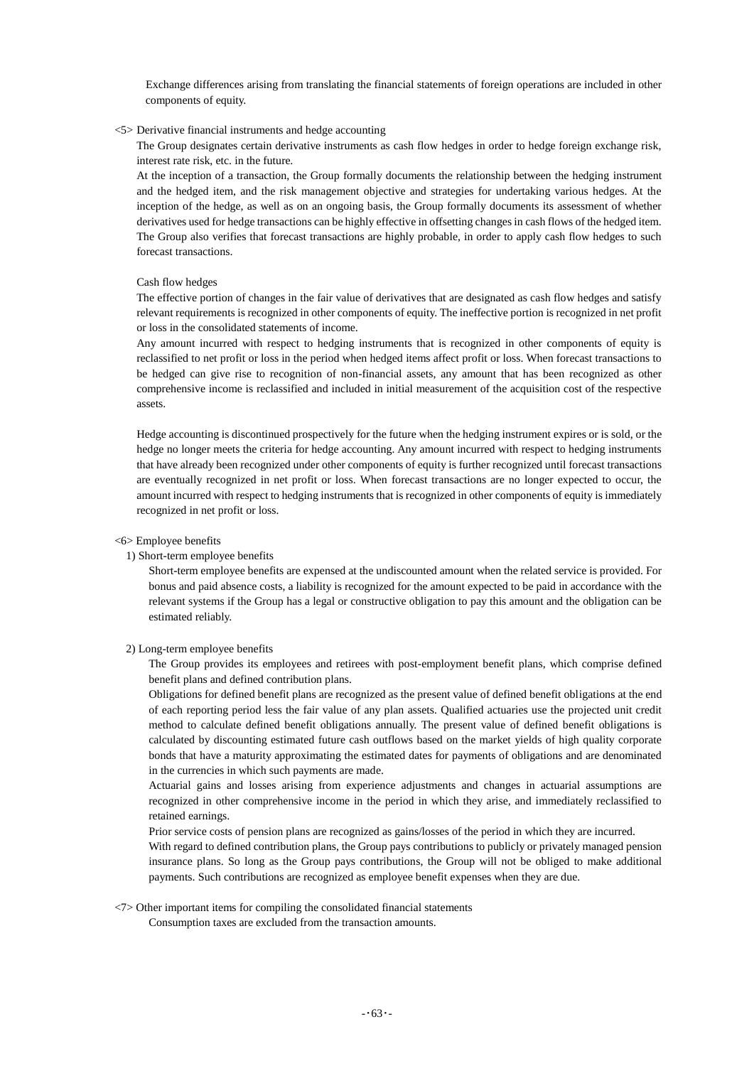Exchange differences arising from translating the financial statements of foreign operations are included in other components of equity.

<5> Derivative financial instruments and hedge accounting

The Group designates certain derivative instruments as cash flow hedges in order to hedge foreign exchange risk, interest rate risk, etc. in the future.

At the inception of a transaction, the Group formally documents the relationship between the hedging instrument and the hedged item, and the risk management objective and strategies for undertaking various hedges. At the inception of the hedge, as well as on an ongoing basis, the Group formally documents its assessment of whether derivatives used for hedge transactions can be highly effective in offsetting changes in cash flows of the hedged item. The Group also verifies that forecast transactions are highly probable, in order to apply cash flow hedges to such forecast transactions.

Cash flow hedges

The effective portion of changes in the fair value of derivatives that are designated as cash flow hedges and satisfy relevant requirements is recognized in other components of equity. The ineffective portion is recognized in net profit or loss in the consolidated statements of income.

Any amount incurred with respect to hedging instruments that is recognized in other components of equity is reclassified to net profit or loss in the period when hedged items affect profit or loss. When forecast transactions to be hedged can give rise to recognition of non-financial assets, any amount that has been recognized as other comprehensive income is reclassified and included in initial measurement of the acquisition cost of the respective assets.

Hedge accounting is discontinued prospectively for the future when the hedging instrument expires or is sold, or the hedge no longer meets the criteria for hedge accounting. Any amount incurred with respect to hedging instruments that have already been recognized under other components of equity is further recognized until forecast transactions are eventually recognized in net profit or loss. When forecast transactions are no longer expected to occur, the amount incurred with respect to hedging instruments that is recognized in other components of equity is immediately recognized in net profit or loss.

<6> Employee benefits

1) Short-term employee benefits

Short-term employee benefits are expensed at the undiscounted amount when the related service is provided. For bonus and paid absence costs, a liability is recognized for the amount expected to be paid in accordance with the relevant systems if the Group has a legal or constructive obligation to pay this amount and the obligation can be estimated reliably.

2) Long-term employee benefits

The Group provides its employees and retirees with post-employment benefit plans, which comprise defined benefit plans and defined contribution plans.

Obligations for defined benefit plans are recognized as the present value of defined benefit obligations at the end of each reporting period less the fair value of any plan assets. Qualified actuaries use the projected unit credit method to calculate defined benefit obligations annually. The present value of defined benefit obligations is calculated by discounting estimated future cash outflows based on the market yields of high quality corporate bonds that have a maturity approximating the estimated dates for payments of obligations and are denominated in the currencies in which such payments are made.

Actuarial gains and losses arising from experience adjustments and changes in actuarial assumptions are recognized in other comprehensive income in the period in which they arise, and immediately reclassified to retained earnings.

Prior service costs of pension plans are recognized as gains/losses of the period in which they are incurred.

With regard to defined contribution plans, the Group pays contributions to publicly or privately managed pension insurance plans. So long as the Group pays contributions, the Group will not be obliged to make additional payments. Such contributions are recognized as employee benefit expenses when they are due.

<7> Other important items for compiling the consolidated financial statements

Consumption taxes are excluded from the transaction amounts.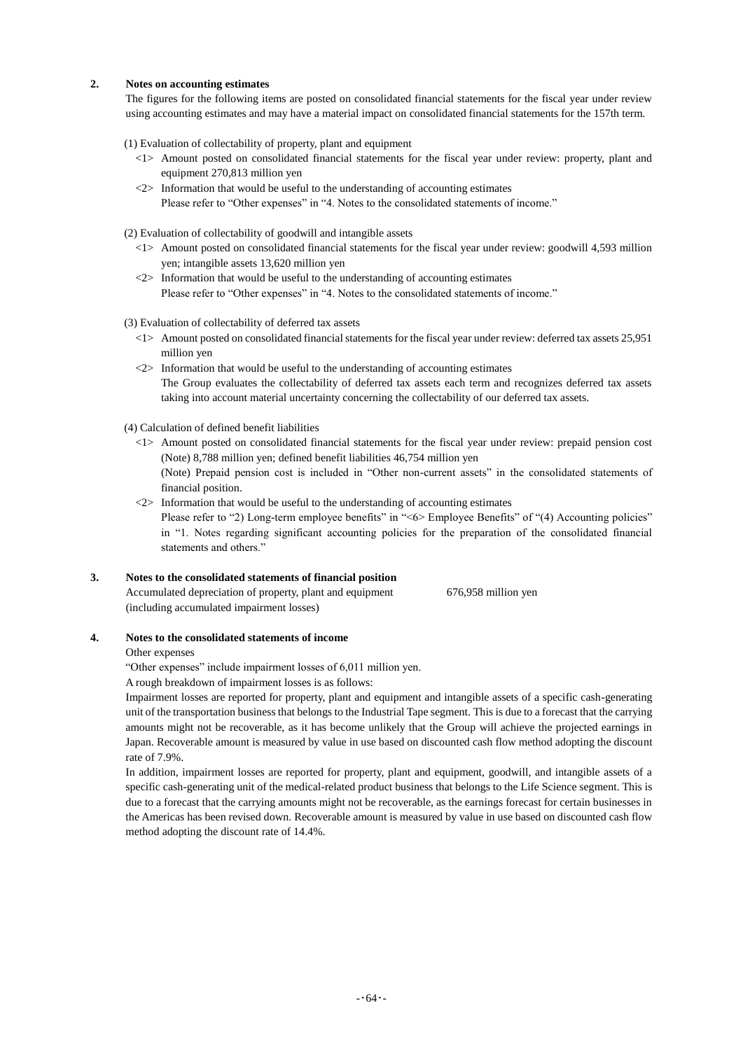## 2. Notes on accounting estimates

The figures for the following items are posted on consolidated financial statements for the fiscal year under review using accounting estimates and may have a material impact on consolidated financial statements for the 157th term.

(1) Evaluation of collectability of property, plant and equipment

<1> Amount posted on consolidated financial statements for the fiscal year under review: property, plant and equipment 270,813 million yen

<2> Information that would be useful to the understanding of accounting estimates
Please refer to "Other expenses" in "4. Notes to the consolidated statements of income."

(2) Evaluation of collectability of goodwill and intangible assets

<1> Amount posted on consolidated financial statements for the fiscal year under review: goodwill 4,593 million yen; intangible assets 13,620 million yen

<2> Information that would be useful to the understanding of accounting estimates
Please refer to "Other expenses" in "4. Notes to the consolidated statements of income."

(3) Evaluation of collectability of deferred tax assets

<1> Amount posted on consolidated financial statements for the fiscal year under review: deferred tax assets 25,951 million yen

<2> Information that would be useful to the understanding of accounting estimates
The Group evaluates the collectability of deferred tax assets each term and recognizes deferred tax assets taking into account material uncertainty concerning the collectability of our deferred tax assets.

(4) Calculation of defined benefit liabilities

<1> Amount posted on consolidated financial statements for the fiscal year under review: prepaid pension cost (Note) 8,788 million yen; defined benefit liabilities 46,754 million yen
(Note) Prepaid pension cost is included in "Other non-current assets" in the consolidated statements of financial position.

<2> Information that would be useful to the understanding of accounting estimates
Please refer to "2) Long-term employee benefits" in "<6> Employee Benefits" of "(4) Accounting policies" in "1. Notes regarding significant accounting policies for the preparation of the consolidated financial statements and others."

## 3. Notes to the consolidated statements of financial position

| Accumulated depreciation of property, plant and equipment (including accumulated impairment losses) | 676,958 million yen |
|---|---|

## 4. Notes to the consolidated statements of income

Other expenses

"Other expenses" include impairment losses of 6,011 million yen.

A rough breakdown of impairment losses is as follows:

Impairment losses are reported for property, plant and equipment and intangible assets of a specific cash-generating unit of the transportation business that belongs to the Industrial Tape segment. This is due to a forecast that the carrying amounts might not be recoverable, as it has become unlikely that the Group will achieve the projected earnings in Japan. Recoverable amount is measured by value in use based on discounted cash flow method adopting the discount rate of 7.9%.

In addition, impairment losses are reported for property, plant and equipment, goodwill, and intangible assets of a specific cash-generating unit of the medical-related product business that belongs to the Life Science segment. This is due to a forecast that the carrying amounts might not be recoverable, as the earnings forecast for certain businesses in the Americas has been revised down. Recoverable amount is measured by value in use based on discounted cash flow method adopting the discount rate of 14.4%.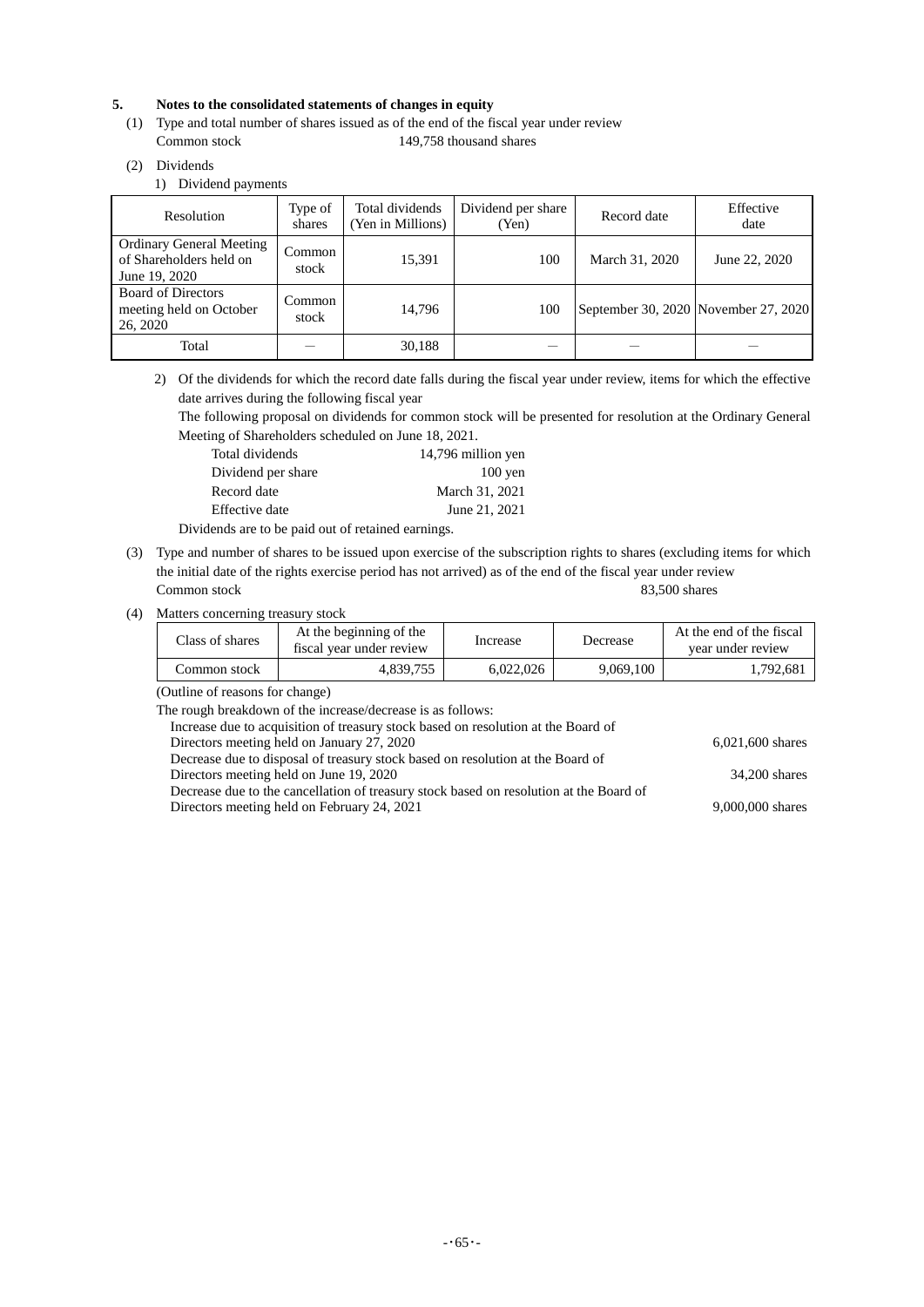## 5. Notes to the consolidated statements of changes in equity

(1) Type and total number of shares issued as of the end of the fiscal year under review

Common stock 149,758 thousand shares

(2) Dividends

1) Dividend payments

| Resolution | Type of shares | Total dividends (Yen in Millions) | Dividend per share (Yen) | Record date | Effective date |
|---|---|---|---|---|---|
| Ordinary General Meeting of Shareholders held on June 19, 2020 | Common stock | 15,391 | 100 | March 31, 2020 | June 22, 2020 |
| Board of Directors meeting held on October 26, 2020 | Common stock | 14,796 | 100 | September 30, 2020 | November 27, 2020 |
| Total | — | 30,188 | — | — | — |

2) Of the dividends for which the record date falls during the fiscal year under review, items for which the effective date arrives during the following fiscal year

The following proposal on dividends for common stock will be presented for resolution at the Ordinary General Meeting of Shareholders scheduled on June 18, 2021.

| | |
|---|---|
| Total dividends | 14,796 million yen |
| Dividend per share | 100 yen |
| Record date | March 31, 2021 |
| Effective date | June 21, 2021 |

Dividends are to be paid out of retained earnings.

(3) Type and number of shares to be issued upon exercise of the subscription rights to shares (excluding items for which the initial date of the rights exercise period has not arrived) as of the end of the fiscal year under review

Common stock 83,500 shares

(4) Matters concerning treasury stock

| Class of shares | At the beginning of the fiscal year under review | Increase | Decrease | At the end of the fiscal year under review |
|---|---|---|---|---|
| Common stock | 4,839,755 | 6,022,026 | 9,069,100 | 1,792,681 |

(Outline of reasons for change)

The rough breakdown of the increase/decrease is as follows:

| | |
|---|---|
| Increase due to acquisition of treasury stock based on resolution at the Board of Directors meeting held on January 27, 2020 | 6,021,600 shares |
| Decrease due to disposal of treasury stock based on resolution at the Board of Directors meeting held on June 19, 2020 | 34,200 shares |
| Decrease due to the cancellation of treasury stock based on resolution at the Board of Directors meeting held on February 24, 2021 | 9,000,000 shares |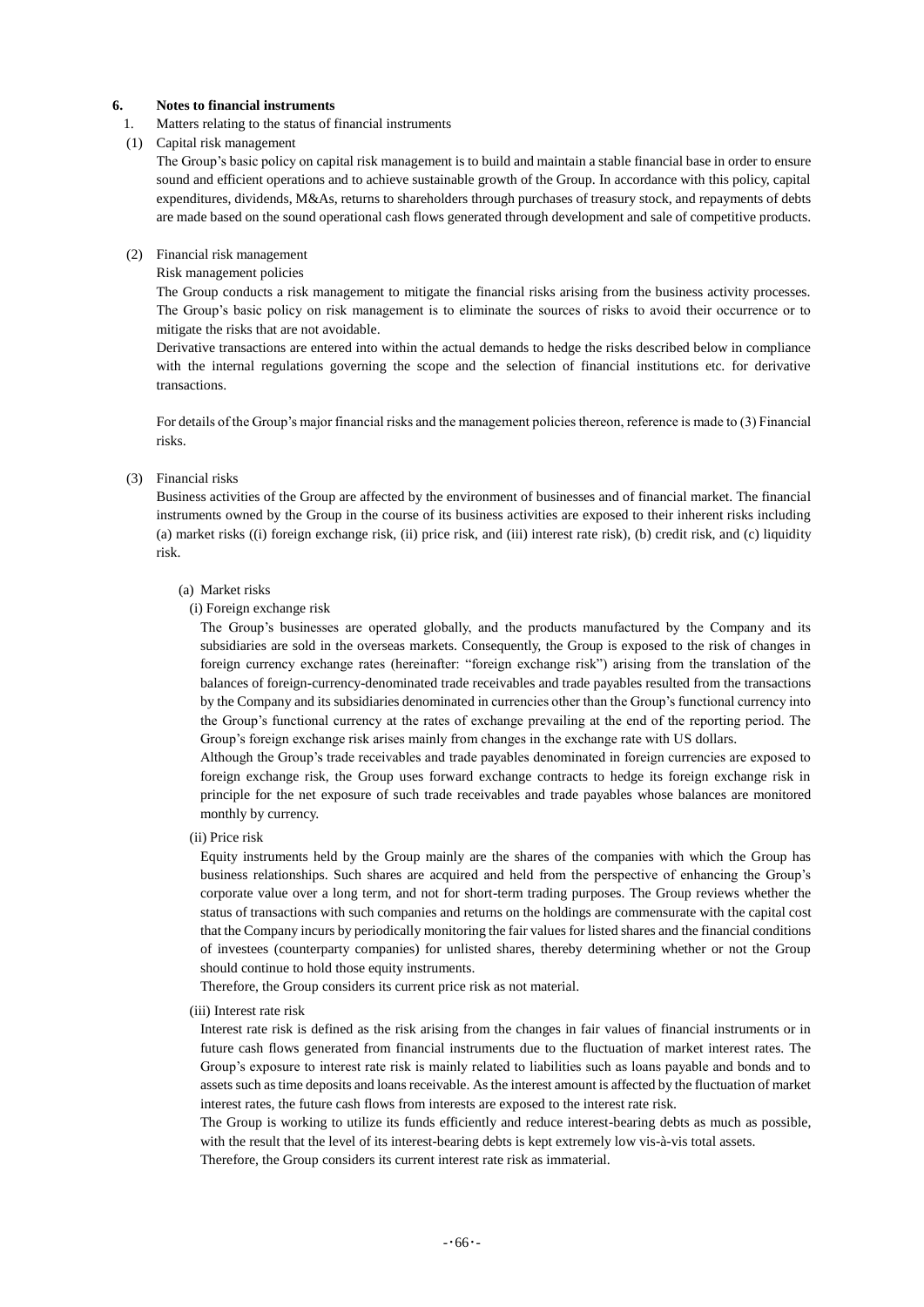## 6. Notes to financial instruments

1. Matters relating to the status of financial instruments

(1) Capital risk management

The Group's basic policy on capital risk management is to build and maintain a stable financial base in order to ensure sound and efficient operations and to achieve sustainable growth of the Group. In accordance with this policy, capital expenditures, dividends, M&As, returns to shareholders through purchases of treasury stock, and repayments of debts are made based on the sound operational cash flows generated through development and sale of competitive products.

(2) Financial risk management

Risk management policies

The Group conducts a risk management to mitigate the financial risks arising from the business activity processes. The Group's basic policy on risk management is to eliminate the sources of risks to avoid their occurrence or to mitigate the risks that are not avoidable.

Derivative transactions are entered into within the actual demands to hedge the risks described below in compliance with the internal regulations governing the scope and the selection of financial institutions etc. for derivative transactions.

For details of the Group's major financial risks and the management policies thereon, reference is made to (3) Financial risks.

(3) Financial risks

Business activities of the Group are affected by the environment of businesses and of financial market. The financial instruments owned by the Group in the course of its business activities are exposed to their inherent risks including (a) market risks ((i) foreign exchange risk, (ii) price risk, and (iii) interest rate risk), (b) credit risk, and (c) liquidity risk.

(a) Market risks

(i) Foreign exchange risk

The Group's businesses are operated globally, and the products manufactured by the Company and its subsidiaries are sold in the overseas markets. Consequently, the Group is exposed to the risk of changes in foreign currency exchange rates (hereinafter: "foreign exchange risk") arising from the translation of the balances of foreign-currency-denominated trade receivables and trade payables resulted from the transactions by the Company and its subsidiaries denominated in currencies other than the Group's functional currency into the Group's functional currency at the rates of exchange prevailing at the end of the reporting period. The Group's foreign exchange risk arises mainly from changes in the exchange rate with US dollars.

Although the Group's trade receivables and trade payables denominated in foreign currencies are exposed to foreign exchange risk, the Group uses forward exchange contracts to hedge its foreign exchange risk in principle for the net exposure of such trade receivables and trade payables whose balances are monitored monthly by currency.

(ii) Price risk

Equity instruments held by the Group mainly are the shares of the companies with which the Group has business relationships. Such shares are acquired and held from the perspective of enhancing the Group's corporate value over a long term, and not for short-term trading purposes. The Group reviews whether the status of transactions with such companies and returns on the holdings are commensurate with the capital cost that the Company incurs by periodically monitoring the fair values for listed shares and the financial conditions of investees (counterparty companies) for unlisted shares, thereby determining whether or not the Group should continue to hold those equity instruments.

Therefore, the Group considers its current price risk as not material.

(iii) Interest rate risk

Interest rate risk is defined as the risk arising from the changes in fair values of financial instruments or in future cash flows generated from financial instruments due to the fluctuation of market interest rates. The Group's exposure to interest rate risk is mainly related to liabilities such as loans payable and bonds and to assets such as time deposits and loans receivable. As the interest amount is affected by the fluctuation of market interest rates, the future cash flows from interests are exposed to the interest rate risk.

The Group is working to utilize its funds efficiently and reduce interest-bearing debts as much as possible, with the result that the level of its interest-bearing debts is kept extremely low vis-à-vis total assets.

Therefore, the Group considers its current interest rate risk as immaterial.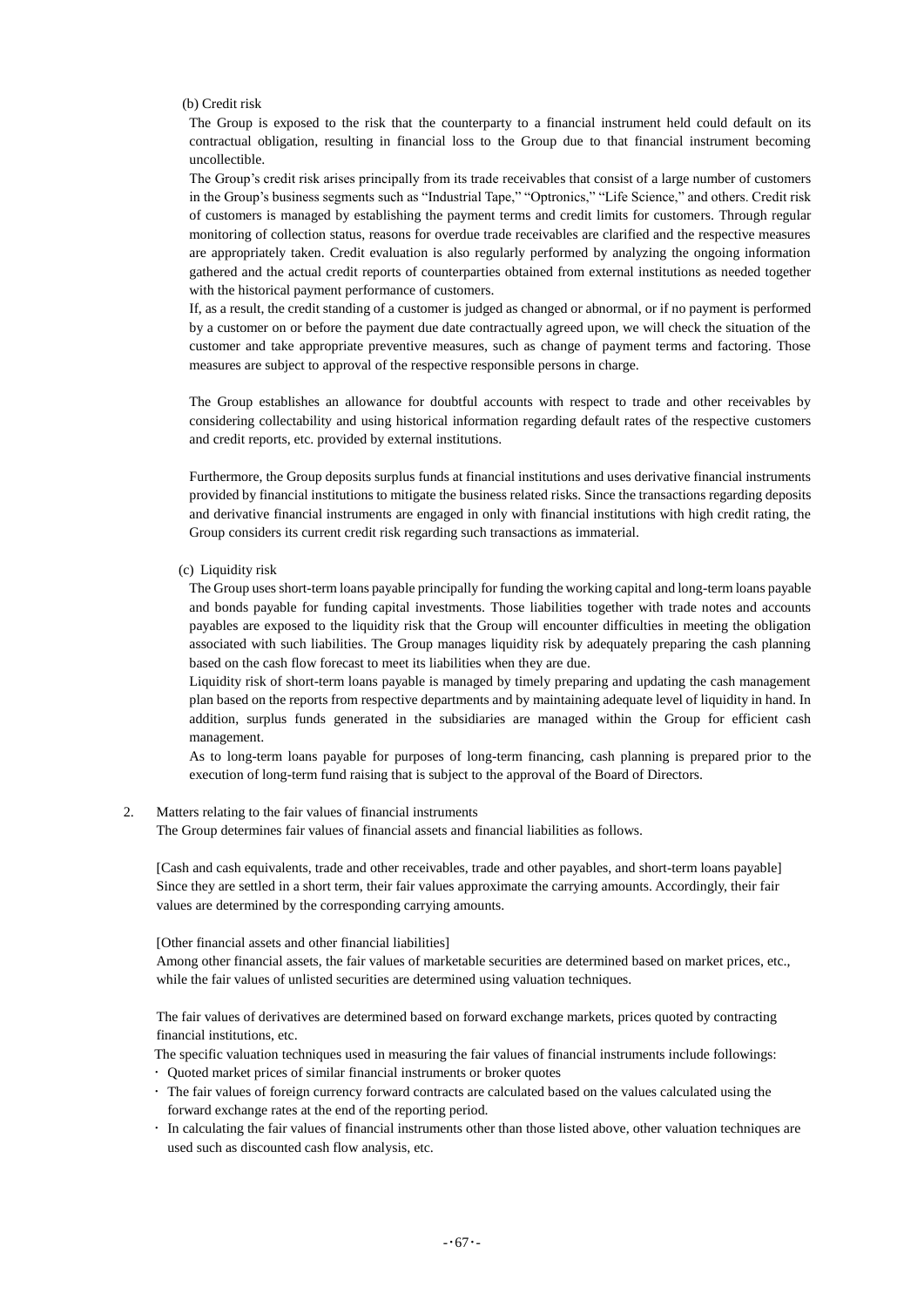(b) Credit risk

The Group is exposed to the risk that the counterparty to a financial instrument held could default on its contractual obligation, resulting in financial loss to the Group due to that financial instrument becoming uncollectible.

The Group's credit risk arises principally from its trade receivables that consist of a large number of customers in the Group's business segments such as "Industrial Tape," "Optronics," "Life Science," and others. Credit risk of customers is managed by establishing the payment terms and credit limits for customers. Through regular monitoring of collection status, reasons for overdue trade receivables are clarified and the respective measures are appropriately taken. Credit evaluation is also regularly performed by analyzing the ongoing information gathered and the actual credit reports of counterparties obtained from external institutions as needed together with the historical payment performance of customers.

If, as a result, the credit standing of a customer is judged as changed or abnormal, or if no payment is performed by a customer on or before the payment due date contractually agreed upon, we will check the situation of the customer and take appropriate preventive measures, such as change of payment terms and factoring. Those measures are subject to approval of the respective responsible persons in charge.

The Group establishes an allowance for doubtful accounts with respect to trade and other receivables by considering collectability and using historical information regarding default rates of the respective customers and credit reports, etc. provided by external institutions.

Furthermore, the Group deposits surplus funds at financial institutions and uses derivative financial instruments provided by financial institutions to mitigate the business related risks. Since the transactions regarding deposits and derivative financial instruments are engaged in only with financial institutions with high credit rating, the Group considers its current credit risk regarding such transactions as immaterial.

(c) Liquidity risk

The Group uses short-term loans payable principally for funding the working capital and long-term loans payable and bonds payable for funding capital investments. Those liabilities together with trade notes and accounts payables are exposed to the liquidity risk that the Group will encounter difficulties in meeting the obligation associated with such liabilities. The Group manages liquidity risk by adequately preparing the cash planning based on the cash flow forecast to meet its liabilities when they are due.

Liquidity risk of short-term loans payable is managed by timely preparing and updating the cash management plan based on the reports from respective departments and by maintaining adequate level of liquidity in hand. In addition, surplus funds generated in the subsidiaries are managed within the Group for efficient cash management.

As to long-term loans payable for purposes of long-term financing, cash planning is prepared prior to the execution of long-term fund raising that is subject to the approval of the Board of Directors.

2. Matters relating to the fair values of financial instruments

The Group determines fair values of financial assets and financial liabilities as follows.

[Cash and cash equivalents, trade and other receivables, trade and other payables, and short-term loans payable]
Since they are settled in a short term, their fair values approximate the carrying amounts. Accordingly, their fair values are determined by the corresponding carrying amounts.

[Other financial assets and other financial liabilities]
Among other financial assets, the fair values of marketable securities are determined based on market prices, etc., while the fair values of unlisted securities are determined using valuation techniques.

The fair values of derivatives are determined based on forward exchange markets, prices quoted by contracting financial institutions, etc.

The specific valuation techniques used in measuring the fair values of financial instruments include followings:

- Quoted market prices of similar financial instruments or broker quotes
- The fair values of foreign currency forward contracts are calculated based on the values calculated using the forward exchange rates at the end of the reporting period.
- In calculating the fair values of financial instruments other than those listed above, other valuation techniques are used such as discounted cash flow analysis, etc.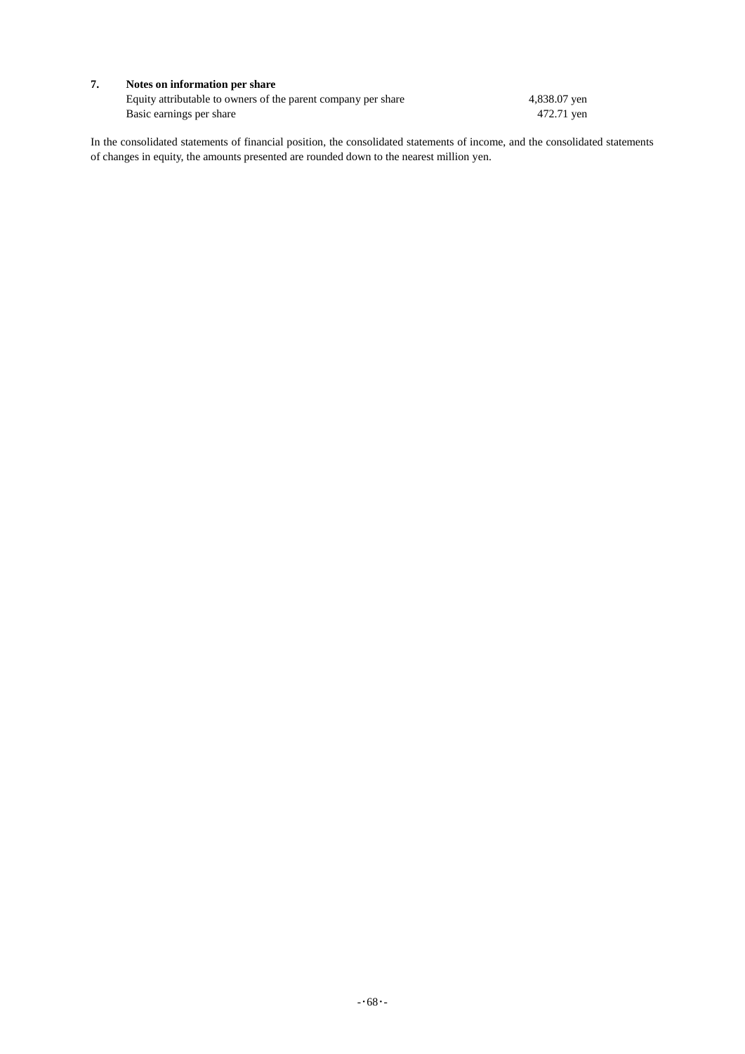**7. Notes on information per share**

| | |
|---|---|
| Equity attributable to owners of the parent company per share | 4,838.07 yen |
| Basic earnings per share | 472.71 yen |

In the consolidated statements of financial position, the consolidated statements of income, and the consolidated statements of changes in equity, the amounts presented are rounded down to the nearest million yen.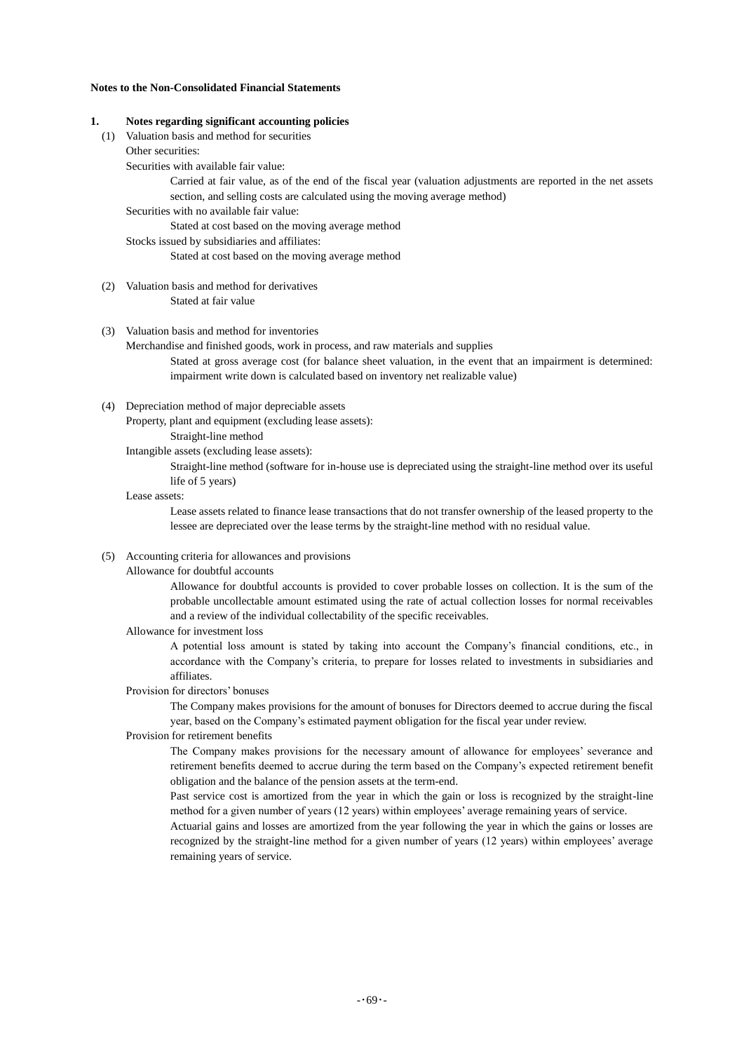**Notes to the Non-Consolidated Financial Statements**

**1. Notes regarding significant accounting policies**

(1) Valuation basis and method for securities

Other securities:

Securities with available fair value:

Carried at fair value, as of the end of the fiscal year (valuation adjustments are reported in the net assets section, and selling costs are calculated using the moving average method)

Securities with no available fair value:

Stated at cost based on the moving average method

Stocks issued by subsidiaries and affiliates:

Stated at cost based on the moving average method

(2) Valuation basis and method for derivatives

Stated at fair value

(3) Valuation basis and method for inventories

Merchandise and finished goods, work in process, and raw materials and supplies

Stated at gross average cost (for balance sheet valuation, in the event that an impairment is determined: impairment write down is calculated based on inventory net realizable value)

(4) Depreciation method of major depreciable assets

Property, plant and equipment (excluding lease assets):

Straight-line method

Intangible assets (excluding lease assets):

Straight-line method (software for in-house use is depreciated using the straight-line method over its useful life of 5 years)

Lease assets:

Lease assets related to finance lease transactions that do not transfer ownership of the leased property to the lessee are depreciated over the lease terms by the straight-line method with no residual value.

(5) Accounting criteria for allowances and provisions

Allowance for doubtful accounts

Allowance for doubtful accounts is provided to cover probable losses on collection. It is the sum of the probable uncollectable amount estimated using the rate of actual collection losses for normal receivables and a review of the individual collectability of the specific receivables.

Allowance for investment loss

A potential loss amount is stated by taking into account the Company's financial conditions, etc., in accordance with the Company's criteria, to prepare for losses related to investments in subsidiaries and affiliates.

Provision for directors' bonuses

The Company makes provisions for the amount of bonuses for Directors deemed to accrue during the fiscal year, based on the Company's estimated payment obligation for the fiscal year under review.

Provision for retirement benefits

The Company makes provisions for the necessary amount of allowance for employees' severance and retirement benefits deemed to accrue during the term based on the Company's expected retirement benefit obligation and the balance of the pension assets at the term-end.

Past service cost is amortized from the year in which the gain or loss is recognized by the straight-line method for a given number of years (12 years) within employees' average remaining years of service.

Actuarial gains and losses are amortized from the year following the year in which the gains or losses are recognized by the straight-line method for a given number of years (12 years) within employees' average remaining years of service.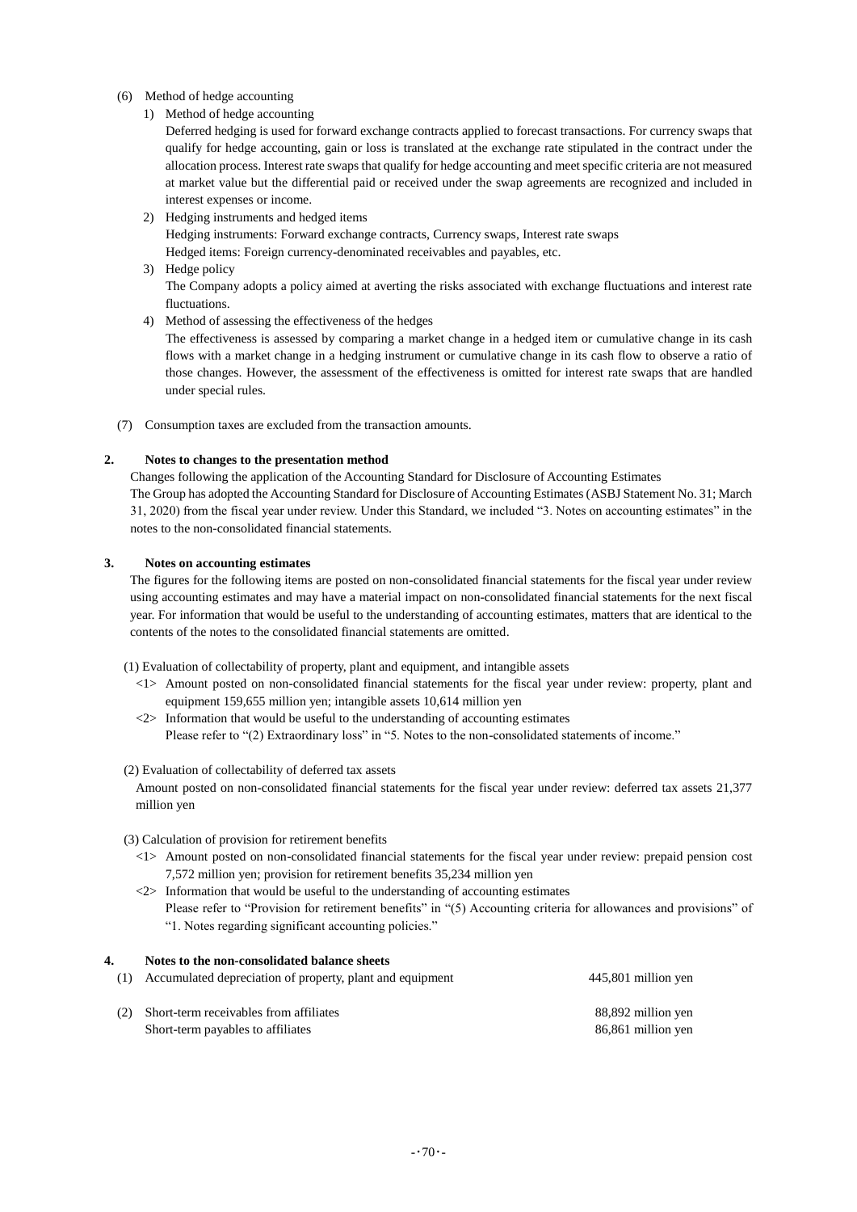(6) Method of hedge accounting

1) Method of hedge accounting

Deferred hedging is used for forward exchange contracts applied to forecast transactions. For currency swaps that qualify for hedge accounting, gain or loss is translated at the exchange rate stipulated in the contract under the allocation process. Interest rate swaps that qualify for hedge accounting and meet specific criteria are not measured at market value but the differential paid or received under the swap agreements are recognized and included in interest expenses or income.

2) Hedging instruments and hedged items

Hedging instruments: Forward exchange contracts, Currency swaps, Interest rate swaps

Hedged items: Foreign currency-denominated receivables and payables, etc.

3) Hedge policy

The Company adopts a policy aimed at averting the risks associated with exchange fluctuations and interest rate fluctuations.

4) Method of assessing the effectiveness of the hedges

The effectiveness is assessed by comparing a market change in a hedged item or cumulative change in its cash flows with a market change in a hedging instrument or cumulative change in its cash flow to observe a ratio of those changes. However, the assessment of the effectiveness is omitted for interest rate swaps that are handled under special rules.

(7) Consumption taxes are excluded from the transaction amounts.

## 2. Notes to changes to the presentation method

Changes following the application of the Accounting Standard for Disclosure of Accounting Estimates

The Group has adopted the Accounting Standard for Disclosure of Accounting Estimates (ASBJ Statement No. 31; March 31, 2020) from the fiscal year under review. Under this Standard, we included "3. Notes on accounting estimates" in the notes to the non-consolidated financial statements.

## 3. Notes on accounting estimates

The figures for the following items are posted on non-consolidated financial statements for the fiscal year under review using accounting estimates and may have a material impact on non-consolidated financial statements for the next fiscal year. For information that would be useful to the understanding of accounting estimates, matters that are identical to the contents of the notes to the consolidated financial statements are omitted.

(1) Evaluation of collectability of property, plant and equipment, and intangible assets

<1> Amount posted on non-consolidated financial statements for the fiscal year under review: property, plant and equipment 159,655 million yen; intangible assets 10,614 million yen

<2> Information that would be useful to the understanding of accounting estimates

Please refer to "(2) Extraordinary loss" in "5. Notes to the non-consolidated statements of income."

(2) Evaluation of collectability of deferred tax assets

Amount posted on non-consolidated financial statements for the fiscal year under review: deferred tax assets 21,377 million yen

(3) Calculation of provision for retirement benefits

<1> Amount posted on non-consolidated financial statements for the fiscal year under review: prepaid pension cost 7,572 million yen; provision for retirement benefits 35,234 million yen

<2> Information that would be useful to the understanding of accounting estimates

Please refer to "Provision for retirement benefits" in "(5) Accounting criteria for allowances and provisions" of "1. Notes regarding significant accounting policies."

## 4. Notes to the non-consolidated balance sheets

| | | |
|---|---|---|
| (1) | Accumulated depreciation of property, plant and equipment | 445,801 million yen |
| (2) | Short-term receivables from affiliates | 88,892 million yen |
| | Short-term payables to affiliates | 86,861 million yen |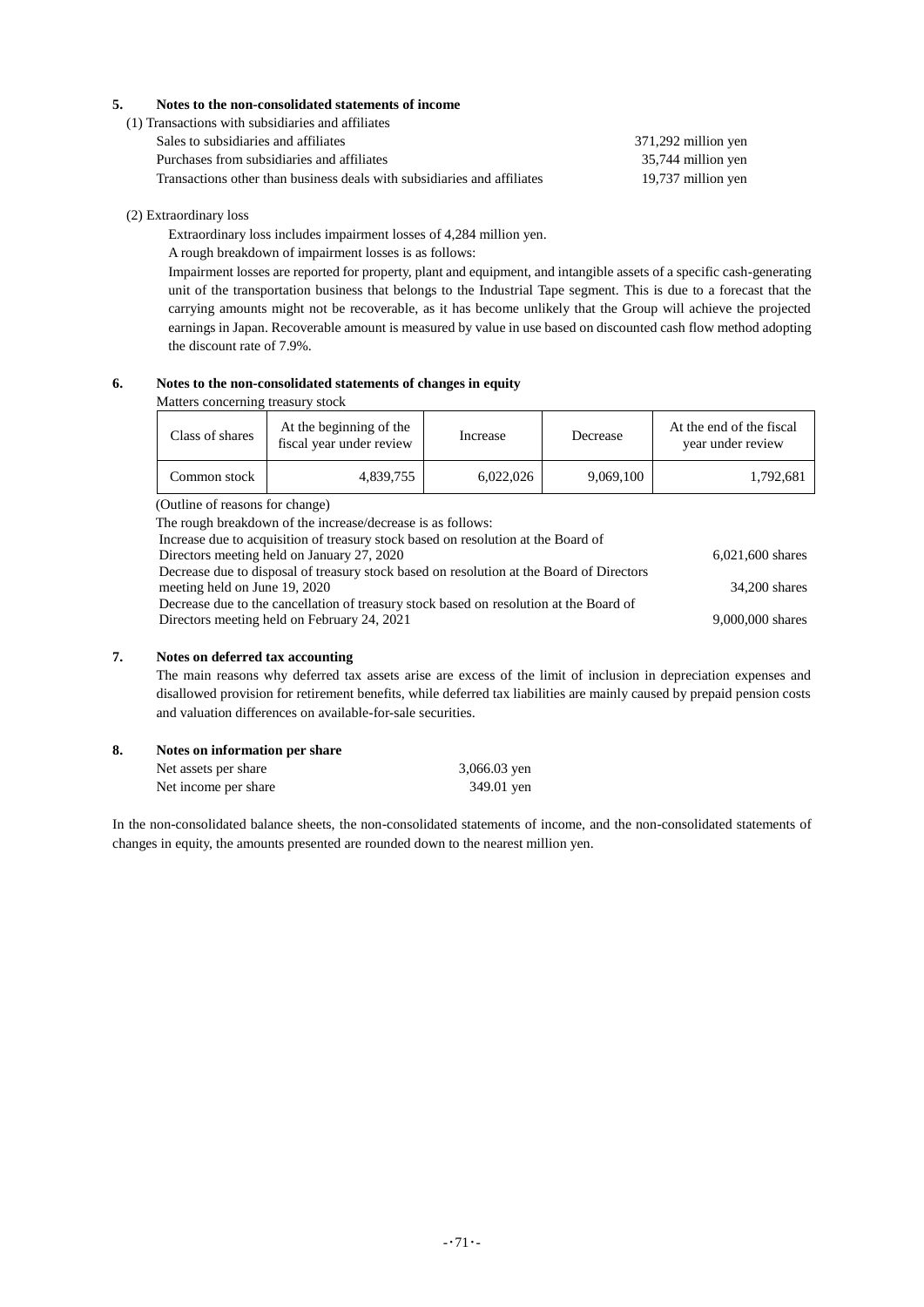## 5. Notes to the non-consolidated statements of income

(1) Transactions with subsidiaries and affiliates

| | |
|---|---|
| Sales to subsidiaries and affiliates | 371,292 million yen |
| Purchases from subsidiaries and affiliates | 35,744 million yen |
| Transactions other than business deals with subsidiaries and affiliates | 19,737 million yen |

(2) Extraordinary loss

Extraordinary loss includes impairment losses of 4,284 million yen.

A rough breakdown of impairment losses is as follows:

Impairment losses are reported for property, plant and equipment, and intangible assets of a specific cash-generating unit of the transportation business that belongs to the Industrial Tape segment. This is due to a forecast that the carrying amounts might not be recoverable, as it has become unlikely that the Group will achieve the projected earnings in Japan. Recoverable amount is measured by value in use based on discounted cash flow method adopting the discount rate of 7.9%.

## 6. Notes to the non-consolidated statements of changes in equity

Matters concerning treasury stock

| Class of shares | At the beginning of the fiscal year under review | Increase | Decrease | At the end of the fiscal year under review |
|---|---|---|---|---|
| Common stock | 4,839,755 | 6,022,026 | 9,069,100 | 1,792,681 |

(Outline of reasons for change)

The rough breakdown of the increase/decrease is as follows:

| | |
|---|---|
| Increase due to acquisition of treasury stock based on resolution at the Board of Directors meeting held on January 27, 2020 | 6,021,600 shares |
| Decrease due to disposal of treasury stock based on resolution at the Board of Directors meeting held on June 19, 2020 | 34,200 shares |
| Decrease due to the cancellation of treasury stock based on resolution at the Board of Directors meeting held on February 24, 2021 | 9,000,000 shares |

## 7. Notes on deferred tax accounting

The main reasons why deferred tax assets arise are excess of the limit of inclusion in depreciation expenses and disallowed provision for retirement benefits, while deferred tax liabilities are mainly caused by prepaid pension costs and valuation differences on available-for-sale securities.

## 8. Notes on information per share

| | |
|---|---|
| Net assets per share | 3,066.03 yen |
| Net income per share | 349.01 yen |

In the non-consolidated balance sheets, the non-consolidated statements of income, and the non-consolidated statements of changes in equity, the amounts presented are rounded down to the nearest million yen.